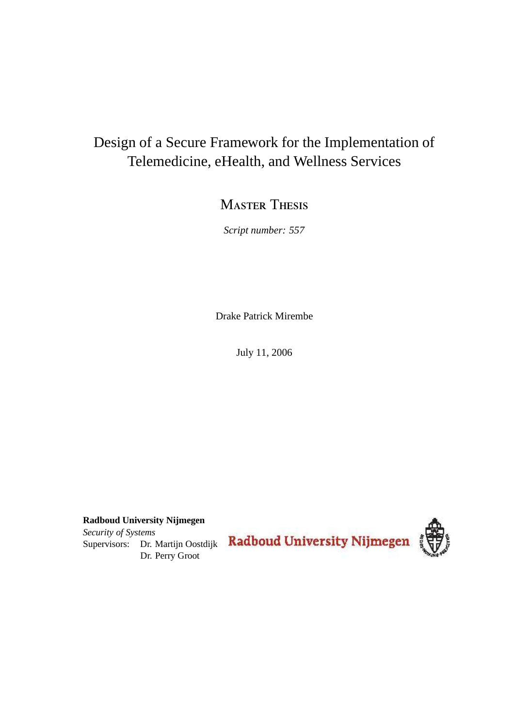# Design of a Secure Framework for the Implementation of Telemedicine, eHealth, and Wellness Services

## Master Thesis

*Script number: 557*

Drake Patrick Mirembe

July 11, 2006

**Radboud University Nijmegen**
*Security of Systems*
Supervisors: Dr. Martijn Oostdijk
Dr. Perry Groot

Radboud University Nijmegen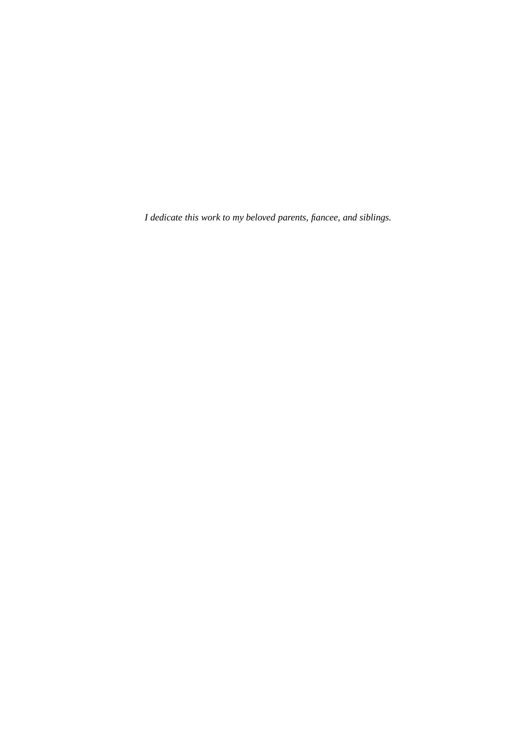*I dedicate this work to my beloved parents, fiancee, and siblings.*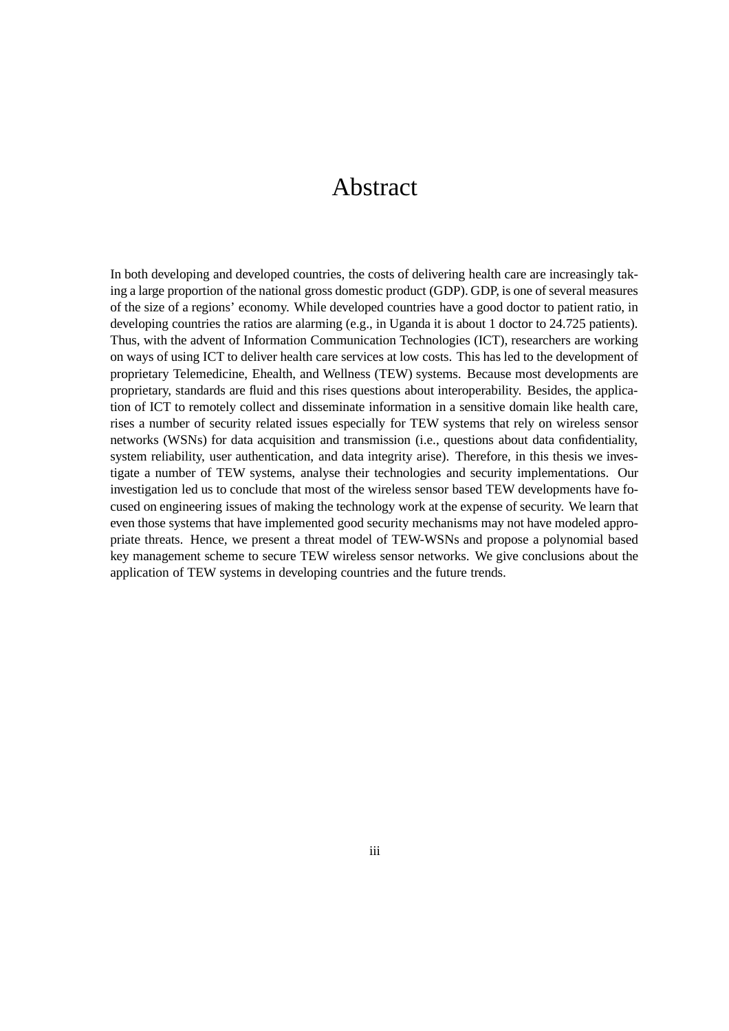# Abstract

In both developing and developed countries, the costs of delivering health care are increasingly taking a large proportion of the national gross domestic product (GDP). GDP, is one of several measures of the size of a regions' economy. While developed countries have a good doctor to patient ratio, in developing countries the ratios are alarming (e.g., in Uganda it is about 1 doctor to 24.725 patients). Thus, with the advent of Information Communication Technologies (ICT), researchers are working on ways of using ICT to deliver health care services at low costs. This has led to the development of proprietary Telemedicine, Ehealth, and Wellness (TEW) systems. Because most developments are proprietary, standards are fluid and this rises questions about interoperability. Besides, the application of ICT to remotely collect and disseminate information in a sensitive domain like health care, rises a number of security related issues especially for TEW systems that rely on wireless sensor networks (WSNs) for data acquisition and transmission (i.e., questions about data confidentiality, system reliability, user authentication, and data integrity arise). Therefore, in this thesis we investigate a number of TEW systems, analyse their technologies and security implementations. Our investigation led us to conclude that most of the wireless sensor based TEW developments have focused on engineering issues of making the technology work at the expense of security. We learn that even those systems that have implemented good security mechanisms may not have modeled appropriate threats. Hence, we present a threat model of TEW-WSNs and propose a polynomial based key management scheme to secure TEW wireless sensor networks. We give conclusions about the application of TEW systems in developing countries and the future trends.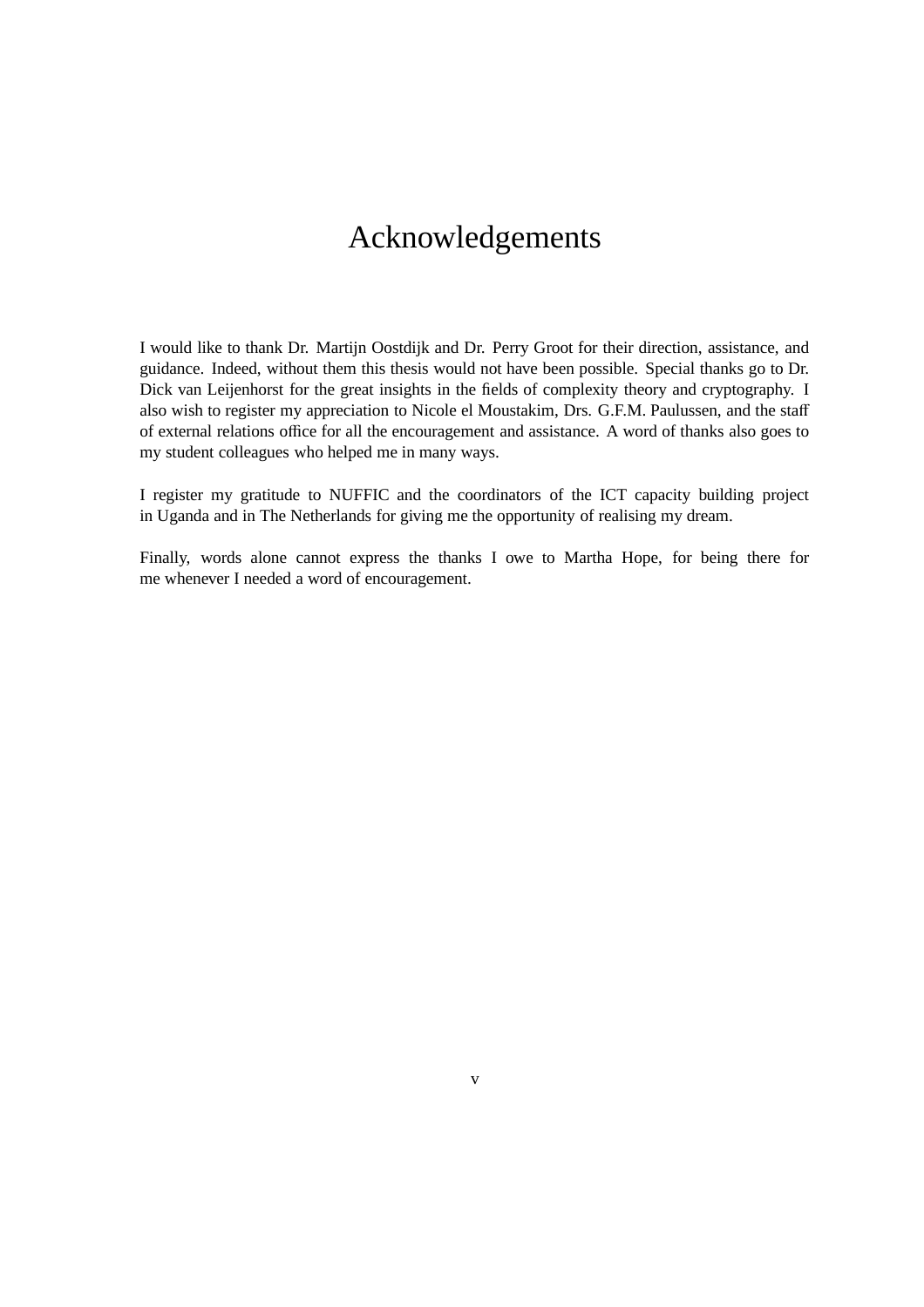# Acknowledgements

I would like to thank Dr. Martijn Oostdijk and Dr. Perry Groot for their direction, assistance, and guidance. Indeed, without them this thesis would not have been possible. Special thanks go to Dr. Dick van Leijenhorst for the great insights in the fields of complexity theory and cryptography. I also wish to register my appreciation to Nicole el Moustakim, Drs. G.F.M. Paulussen, and the staff of external relations office for all the encouragement and assistance. A word of thanks also goes to my student colleagues who helped me in many ways.

I register my gratitude to NUFFIC and the coordinators of the ICT capacity building project in Uganda and in The Netherlands for giving me the opportunity of realising my dream.

Finally, words alone cannot express the thanks I owe to Martha Hope, for being there for me whenever I needed a word of encouragement.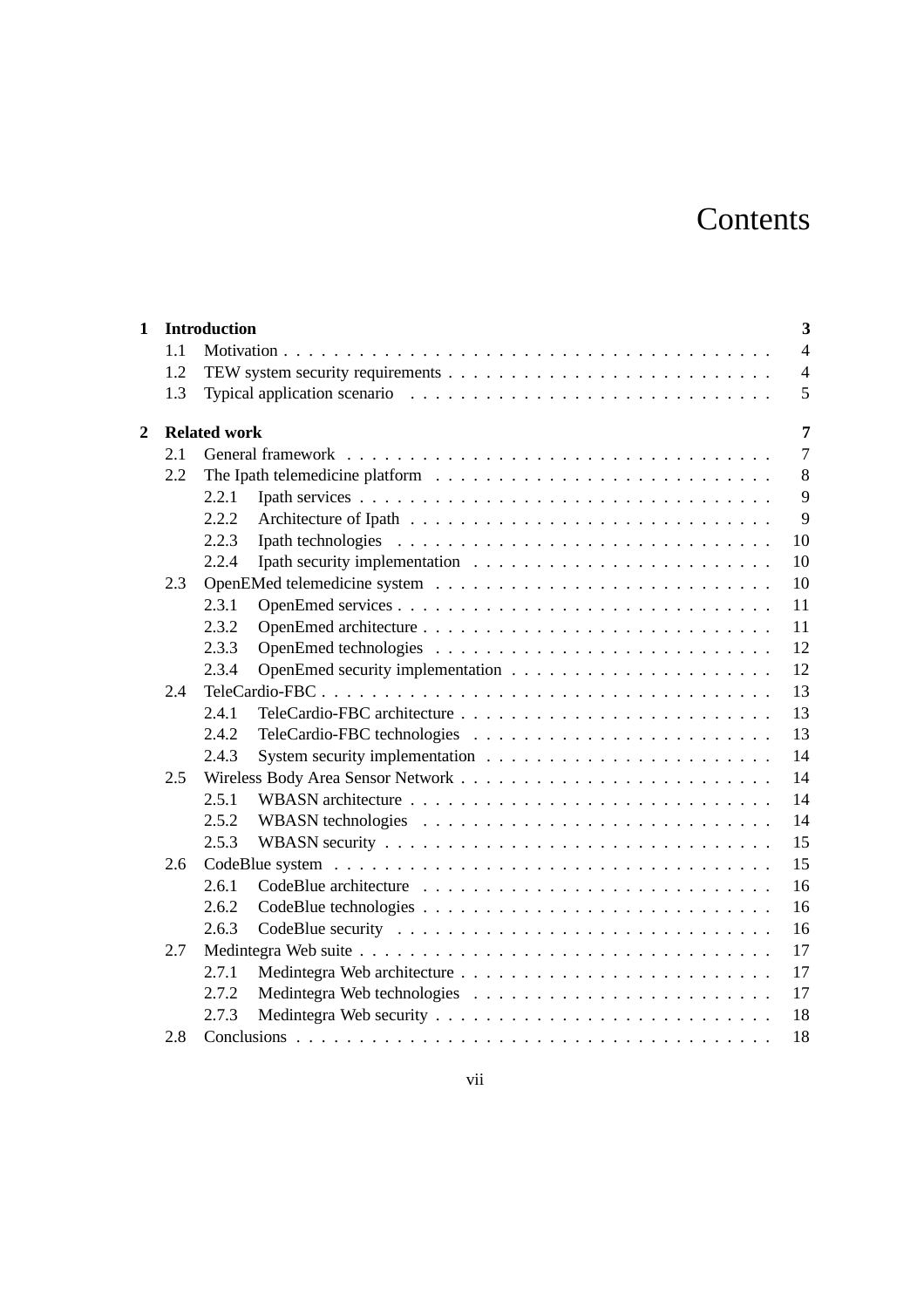# Contents

- **1 Introduction** — **3**
  - 1.1 Motivation — 4
  - 1.2 TEW system security requirements — 4
  - 1.3 Typical application scenario — 5
- **2 Related work** — **7**
  - 2.1 General framework — 7
  - 2.2 The Ipath telemedicine platform — 8
    - 2.2.1 Ipath services — 9
    - 2.2.2 Architecture of Ipath — 9
    - 2.2.3 Ipath technologies — 10
    - 2.2.4 Ipath security implementation — 10
  - 2.3 OpenEMed telemedicine system — 10
    - 2.3.1 OpenEmed services — 11
    - 2.3.2 OpenEmed architecture — 11
    - 2.3.3 OpenEmed technologies — 12
    - 2.3.4 OpenEmed security implementation — 12
  - 2.4 TeleCardio-FBC — 13
    - 2.4.1 TeleCardio-FBC architecture — 13
    - 2.4.2 TeleCardio-FBC technologies — 13
    - 2.4.3 System security implementation — 14
  - 2.5 Wireless Body Area Sensor Network — 14
    - 2.5.1 WBASN architecture — 14
    - 2.5.2 WBASN technologies — 14
    - 2.5.3 WBASN security — 15
  - 2.6 CodeBlue system — 15
    - 2.6.1 CodeBlue architecture — 16
    - 2.6.2 CodeBlue technologies — 16
    - 2.6.3 CodeBlue security — 16
  - 2.7 Medintegra Web suite — 17
    - 2.7.1 Medintegra Web architecture — 17
    - 2.7.2 Medintegra Web technologies — 17
    - 2.7.3 Medintegra Web security — 18
  - 2.8 Conclusions — 18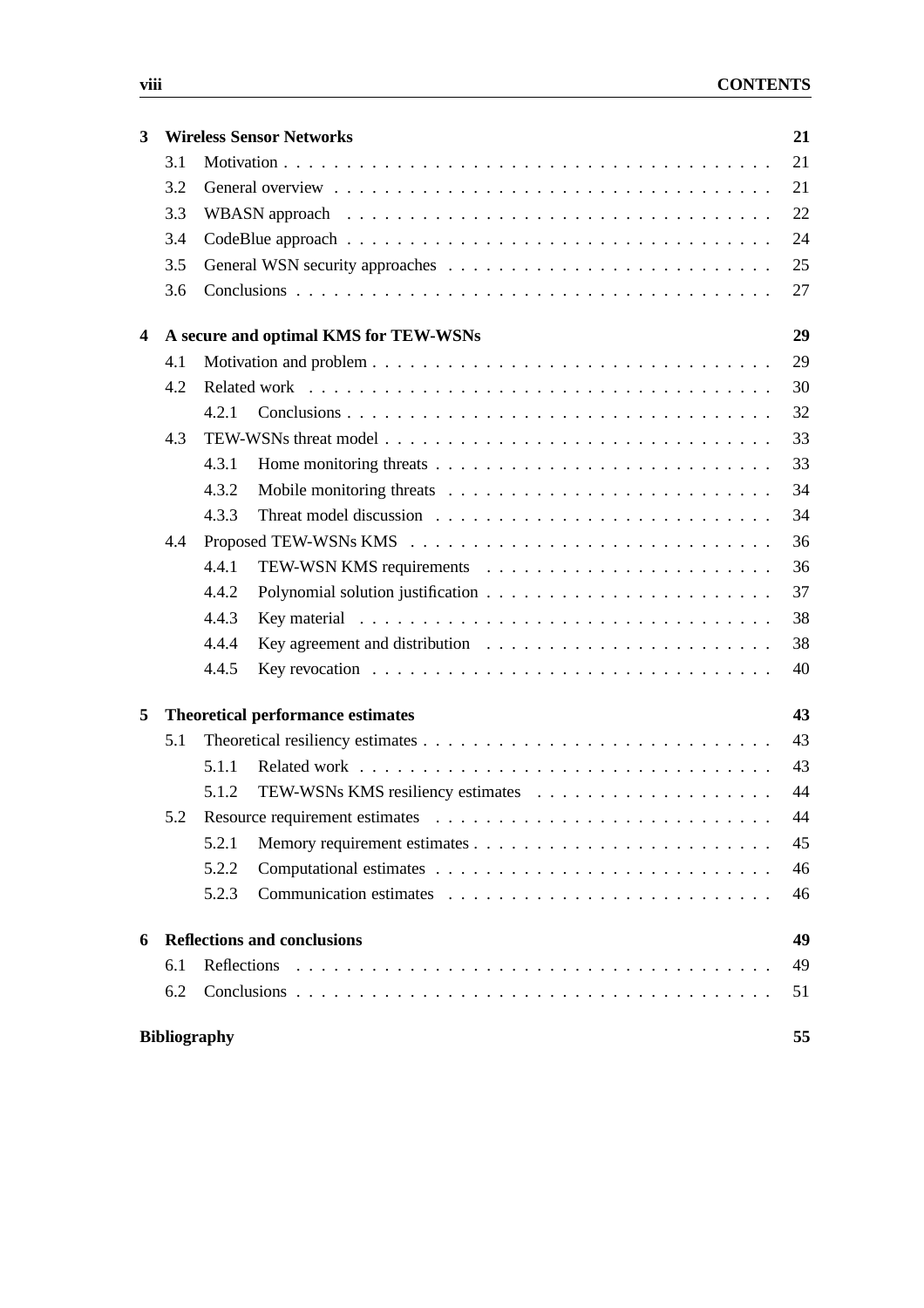| | | |
|---|---|---|
| **3** | **Wireless Sensor Networks** | **21** |
| 3.1 | Motivation | 21 |
| 3.2 | General overview | 21 |
| 3.3 | WBASN approach | 22 |
| 3.4 | CodeBlue approach | 24 |
| 3.5 | General WSN security approaches | 25 |
| 3.6 | Conclusions | 27 |
| **4** | **A secure and optimal KMS for TEW-WSNs** | **29** |
| 4.1 | Motivation and problem | 29 |
| 4.2 | Related work | 30 |
| 4.2.1 | Conclusions | 32 |
| 4.3 | TEW-WSNs threat model | 33 |
| 4.3.1 | Home monitoring threats | 33 |
| 4.3.2 | Mobile monitoring threats | 34 |
| 4.3.3 | Threat model discussion | 34 |
| 4.4 | Proposed TEW-WSNs KMS | 36 |
| 4.4.1 | TEW-WSN KMS requirements | 36 |
| 4.4.2 | Polynomial solution justification | 37 |
| 4.4.3 | Key material | 38 |
| 4.4.4 | Key agreement and distribution | 38 |
| 4.4.5 | Key revocation | 40 |
| **5** | **Theoretical performance estimates** | **43** |
| 5.1 | Theoretical resiliency estimates | 43 |
| 5.1.1 | Related work | 43 |
| 5.1.2 | TEW-WSNs KMS resiliency estimates | 44 |
| 5.2 | Resource requirement estimates | 44 |
| 5.2.1 | Memory requirement estimates | 45 |
| 5.2.2 | Computational estimates | 46 |
| 5.2.3 | Communication estimates | 46 |
| **6** | **Reflections and conclusions** | **49** |
| 6.1 | Reflections | 49 |
| 6.2 | Conclusions | 51 |
| | **Bibliography** | **55** |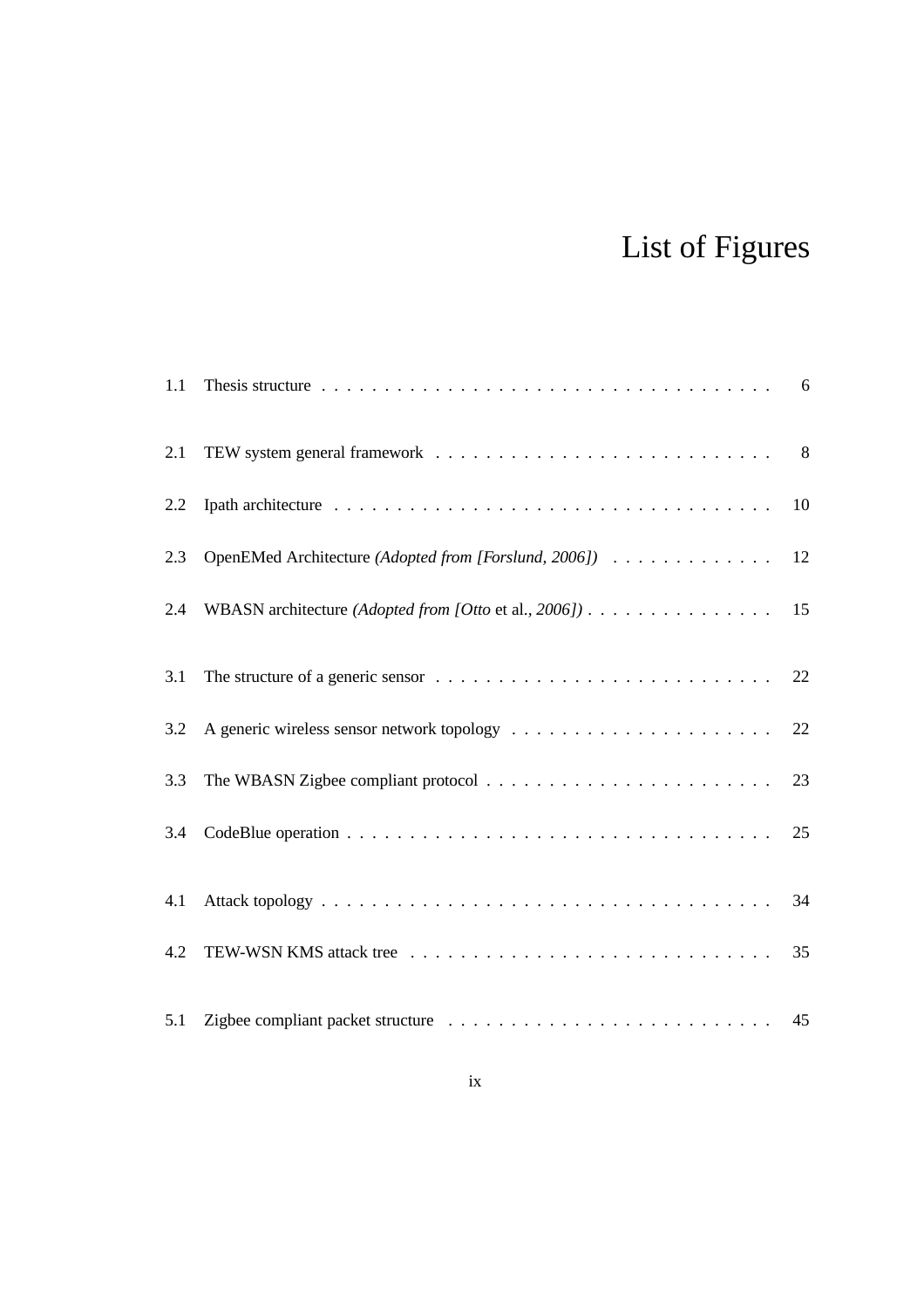# List of Figures

1.1 Thesis structure . . . . . . . . . . . . . . . . . . . . . . . . . . . . . . . . . . . . 6

2.1 TEW system general framework . . . . . . . . . . . . . . . . . . . . . . . . . . . 8

2.2 Ipath architecture . . . . . . . . . . . . . . . . . . . . . . . . . . . . . . . . . . . . 10

2.3 OpenEMed Architecture *(Adopted from [Forslund, 2006])* . . . . . . . . . . . . . 12

2.4 WBASN architecture *(Adopted from [Otto* et al.*, 2006])* . . . . . . . . . . . . . . . . 15

3.1 The structure of a generic sensor . . . . . . . . . . . . . . . . . . . . . . . . . . . 22

3.2 A generic wireless sensor network topology . . . . . . . . . . . . . . . . . . . . . 22

3.3 The WBASN Zigbee compliant protocol . . . . . . . . . . . . . . . . . . . . . . . 23

3.4 CodeBlue operation . . . . . . . . . . . . . . . . . . . . . . . . . . . . . . . . . . 25

4.1 Attack topology . . . . . . . . . . . . . . . . . . . . . . . . . . . . . . . . . . . . 34

4.2 TEW-WSN KMS attack tree . . . . . . . . . . . . . . . . . . . . . . . . . . . . . 35

5.1 Zigbee compliant packet structure . . . . . . . . . . . . . . . . . . . . . . . . . . 45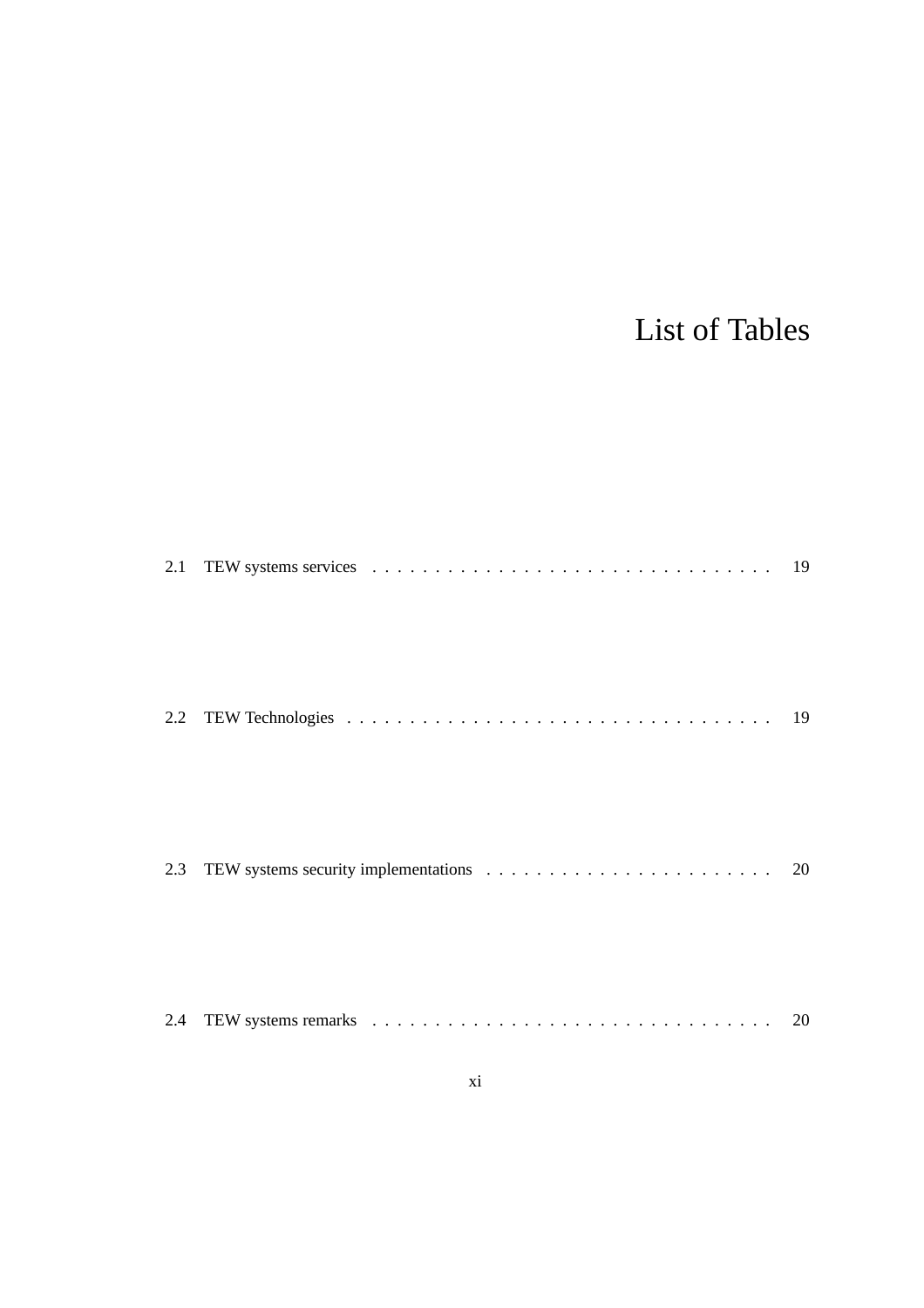# List of Tables

2.1 TEW systems services . . . . . . . . . . . . . . . . . . . . . . . . . . . . . . . . 19

2.2 TEW Technologies . . . . . . . . . . . . . . . . . . . . . . . . . . . . . . . . . . 19

2.3 TEW systems security implementations . . . . . . . . . . . . . . . . . . . . . . . 20

2.4 TEW systems remarks . . . . . . . . . . . . . . . . . . . . . . . . . . . . . . . . 20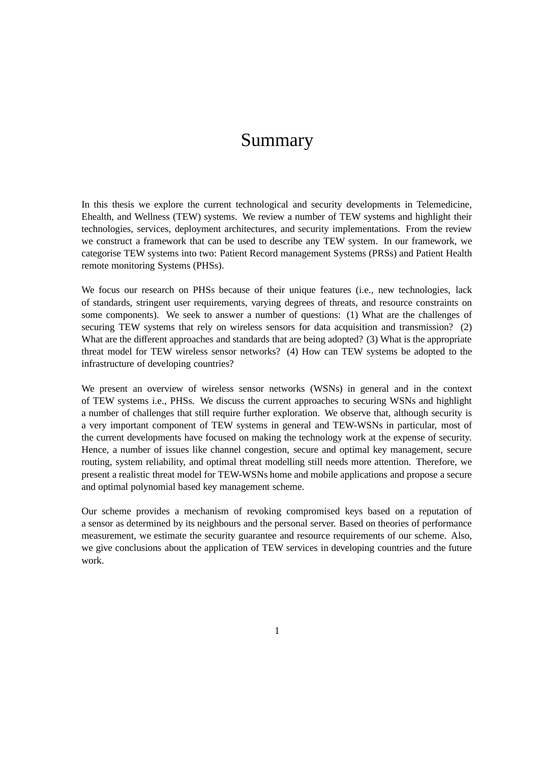# Summary

In this thesis we explore the current technological and security developments in Telemedicine, Ehealth, and Wellness (TEW) systems. We review a number of TEW systems and highlight their technologies, services, deployment architectures, and security implementations. From the review we construct a framework that can be used to describe any TEW system. In our framework, we categorise TEW systems into two: Patient Record management Systems (PRSs) and Patient Health remote monitoring Systems (PHSs).

We focus our research on PHSs because of their unique features (i.e., new technologies, lack of standards, stringent user requirements, varying degrees of threats, and resource constraints on some components). We seek to answer a number of questions: (1) What are the challenges of securing TEW systems that rely on wireless sensors for data acquisition and transmission? (2) What are the different approaches and standards that are being adopted? (3) What is the appropriate threat model for TEW wireless sensor networks? (4) How can TEW systems be adopted to the infrastructure of developing countries?

We present an overview of wireless sensor networks (WSNs) in general and in the context of TEW systems i.e., PHSs. We discuss the current approaches to securing WSNs and highlight a number of challenges that still require further exploration. We observe that, although security is a very important component of TEW systems in general and TEW-WSNs in particular, most of the current developments have focused on making the technology work at the expense of security. Hence, a number of issues like channel congestion, secure and optimal key management, secure routing, system reliability, and optimal threat modelling still needs more attention. Therefore, we present a realistic threat model for TEW-WSNs home and mobile applications and propose a secure and optimal polynomial based key management scheme.

Our scheme provides a mechanism of revoking compromised keys based on a reputation of a sensor as determined by its neighbours and the personal server. Based on theories of performance measurement, we estimate the security guarantee and resource requirements of our scheme. Also, we give conclusions about the application of TEW services in developing countries and the future work.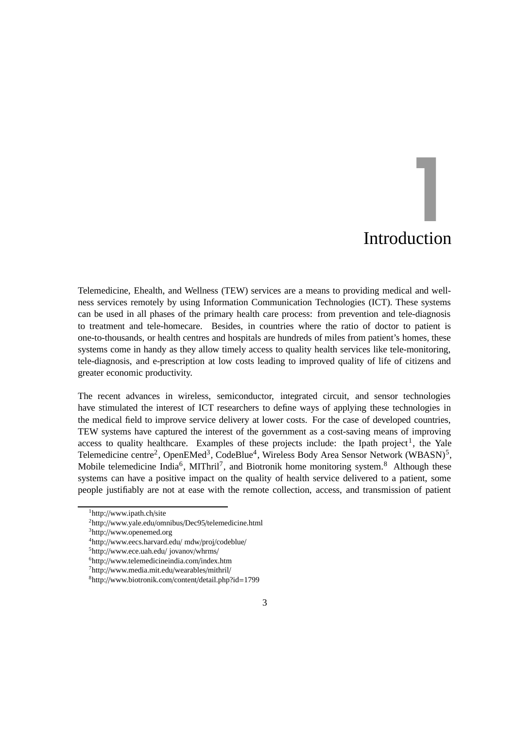# 1 Introduction

Telemedicine, Ehealth, and Wellness (TEW) services are a means to providing medical and wellness services remotely by using Information Communication Technologies (ICT). These systems can be used in all phases of the primary health care process: from prevention and tele-diagnosis to treatment and tele-homecare. Besides, in countries where the ratio of doctor to patient is one-to-thousands, or health centres and hospitals are hundreds of miles from patient's homes, these systems come in handy as they allow timely access to quality health services like tele-monitoring, tele-diagnosis, and e-prescription at low costs leading to improved quality of life of citizens and greater economic productivity.

The recent advances in wireless, semiconductor, integrated circuit, and sensor technologies have stimulated the interest of ICT researchers to define ways of applying these technologies in the medical field to improve service delivery at lower costs. For the case of developed countries, TEW systems have captured the interest of the government as a cost-saving means of improving access to quality healthcare. Examples of these projects include: the Ipath project[1], the Yale Telemedicine centre[2], OpenEMed[3], CodeBlue[4], Wireless Body Area Sensor Network (WBASN)[5], Mobile telemedicine India[6], MIThril[7], and Biotronik home monitoring system.[8] Although these systems can have a positive impact on the quality of health service delivered to a patient, some people justifiably are not at ease with the remote collection, access, and transmission of patient

[1] http://www.ipath.ch/site
[2] http://www.yale.edu/omnibus/Dec95/telemedicine.html
[3] http://www.openemed.org
[4] http://www.eecs.harvard.edu/ mdw/proj/codeblue/
[5] http://www.ece.uah.edu/ jovanov/whrms/
[6] http://www.telemedicineindia.com/index.htm
[7] http://www.media.mit.edu/wearables/mithril/
[8] http://www.biotronik.com/content/detail.php?id=1799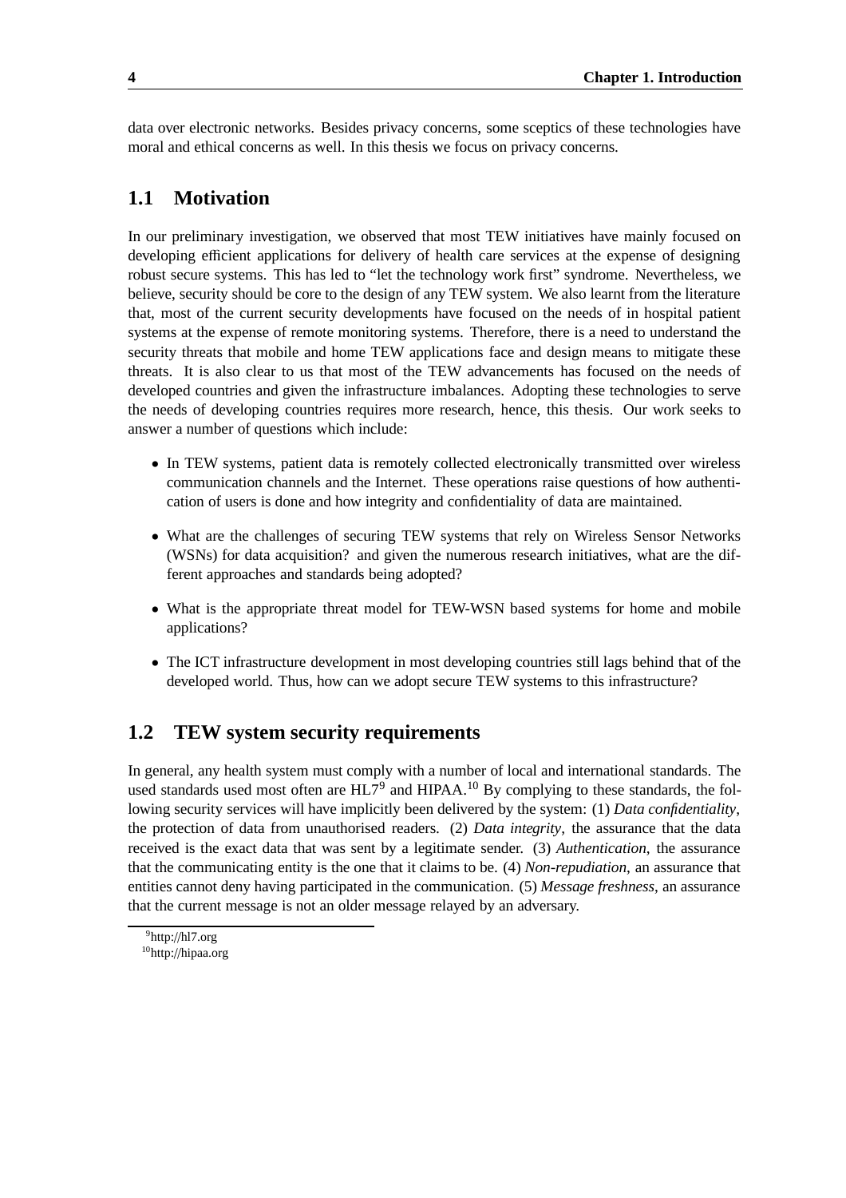data over electronic networks. Besides privacy concerns, some sceptics of these technologies have moral and ethical concerns as well. In this thesis we focus on privacy concerns.

## 1.1 Motivation

In our preliminary investigation, we observed that most TEW initiatives have mainly focused on developing efficient applications for delivery of health care services at the expense of designing robust secure systems. This has led to "let the technology work first" syndrome. Nevertheless, we believe, security should be core to the design of any TEW system. We also learnt from the literature that, most of the current security developments have focused on the needs of in hospital patient systems at the expense of remote monitoring systems. Therefore, there is a need to understand the security threats that mobile and home TEW applications face and design means to mitigate these threats. It is also clear to us that most of the TEW advancements has focused on the needs of developed countries and given the infrastructure imbalances. Adopting these technologies to serve the needs of developing countries requires more research, hence, this thesis. Our work seeks to answer a number of questions which include:

- In TEW systems, patient data is remotely collected electronically transmitted over wireless communication channels and the Internet. These operations raise questions of how authentication of users is done and how integrity and confidentiality of data are maintained.
- What are the challenges of securing TEW systems that rely on Wireless Sensor Networks (WSNs) for data acquisition? and given the numerous research initiatives, what are the different approaches and standards being adopted?
- What is the appropriate threat model for TEW-WSN based systems for home and mobile applications?
- The ICT infrastructure development in most developing countries still lags behind that of the developed world. Thus, how can we adopt secure TEW systems to this infrastructure?

## 1.2 TEW system security requirements

In general, any health system must comply with a number of local and international standards. The used standards used most often are HL7[9] and HIPAA.[10] By complying to these standards, the following security services will have implicitly been delivered by the system: (1) *Data confidentiality*, the protection of data from unauthorised readers. (2) *Data integrity*, the assurance that the data received is the exact data that was sent by a legitimate sender. (3) *Authentication*, the assurance that the communicating entity is the one that it claims to be. (4) *Non-repudiation*, an assurance that entities cannot deny having participated in the communication. (5) *Message freshness*, an assurance that the current message is not an older message relayed by an adversary.

[9] http://hl7.org
[10] http://hipaa.org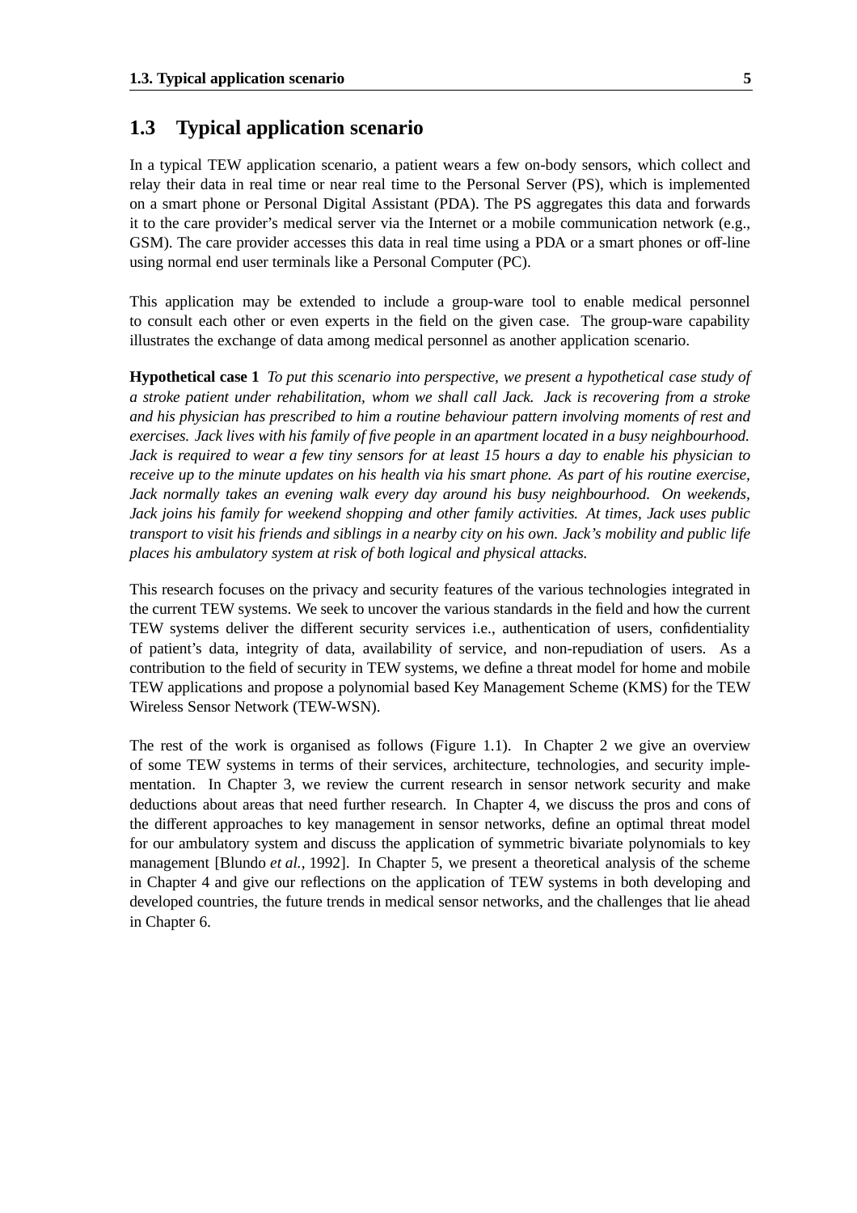## 1.3 Typical application scenario

In a typical TEW application scenario, a patient wears a few on-body sensors, which collect and relay their data in real time or near real time to the Personal Server (PS), which is implemented on a smart phone or Personal Digital Assistant (PDA). The PS aggregates this data and forwards it to the care provider's medical server via the Internet or a mobile communication network (e.g., GSM). The care provider accesses this data in real time using a PDA or a smart phones or off-line using normal end user terminals like a Personal Computer (PC).

This application may be extended to include a group-ware tool to enable medical personnel to consult each other or even experts in the field on the given case. The group-ware capability illustrates the exchange of data among medical personnel as another application scenario.

**Hypothetical case 1** *To put this scenario into perspective, we present a hypothetical case study of a stroke patient under rehabilitation, whom we shall call Jack. Jack is recovering from a stroke and his physician has prescribed to him a routine behaviour pattern involving moments of rest and exercises. Jack lives with his family of five people in an apartment located in a busy neighbourhood. Jack is required to wear a few tiny sensors for at least 15 hours a day to enable his physician to receive up to the minute updates on his health via his smart phone. As part of his routine exercise, Jack normally takes an evening walk every day around his busy neighbourhood. On weekends, Jack joins his family for weekend shopping and other family activities. At times, Jack uses public transport to visit his friends and siblings in a nearby city on his own. Jack's mobility and public life places his ambulatory system at risk of both logical and physical attacks.*

This research focuses on the privacy and security features of the various technologies integrated in the current TEW systems. We seek to uncover the various standards in the field and how the current TEW systems deliver the different security services i.e., authentication of users, confidentiality of patient's data, integrity of data, availability of service, and non-repudiation of users. As a contribution to the field of security in TEW systems, we define a threat model for home and mobile TEW applications and propose a polynomial based Key Management Scheme (KMS) for the TEW Wireless Sensor Network (TEW-WSN).

The rest of the work is organised as follows (Figure 1.1). In Chapter 2 we give an overview of some TEW systems in terms of their services, architecture, technologies, and security implementation. In Chapter 3, we review the current research in sensor network security and make deductions about areas that need further research. In Chapter 4, we discuss the pros and cons of the different approaches to key management in sensor networks, define an optimal threat model for our ambulatory system and discuss the application of symmetric bivariate polynomials to key management [Blundo *et al.*, 1992]. In Chapter 5, we present a theoretical analysis of the scheme in Chapter 4 and give our reflections on the application of TEW systems in both developing and developed countries, the future trends in medical sensor networks, and the challenges that lie ahead in Chapter 6.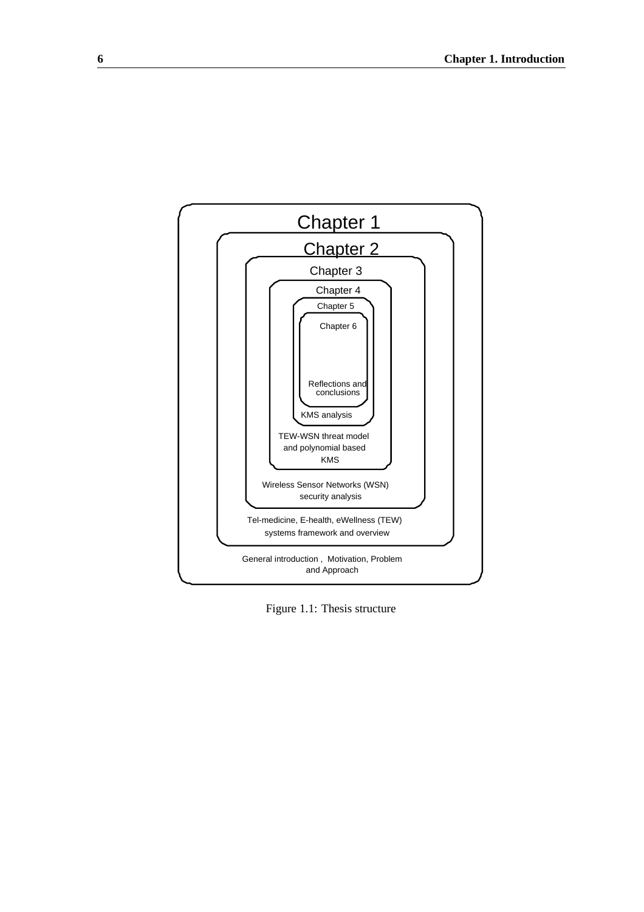- Chapter 1: General introduction, Motivation, Problem and Approach
  - Chapter 2: Tel-medicine, E-health, eWellness (TEW) systems framework and overview
    - Chapter 3: Wireless Sensor Networks (WSN) security analysis
      - Chapter 4: TEW-WSN threat model and polynomial based KMS
        - Chapter 5: KMS analysis
          - Chapter 6: Reflections and conclusions

Figure 1.1: Thesis structure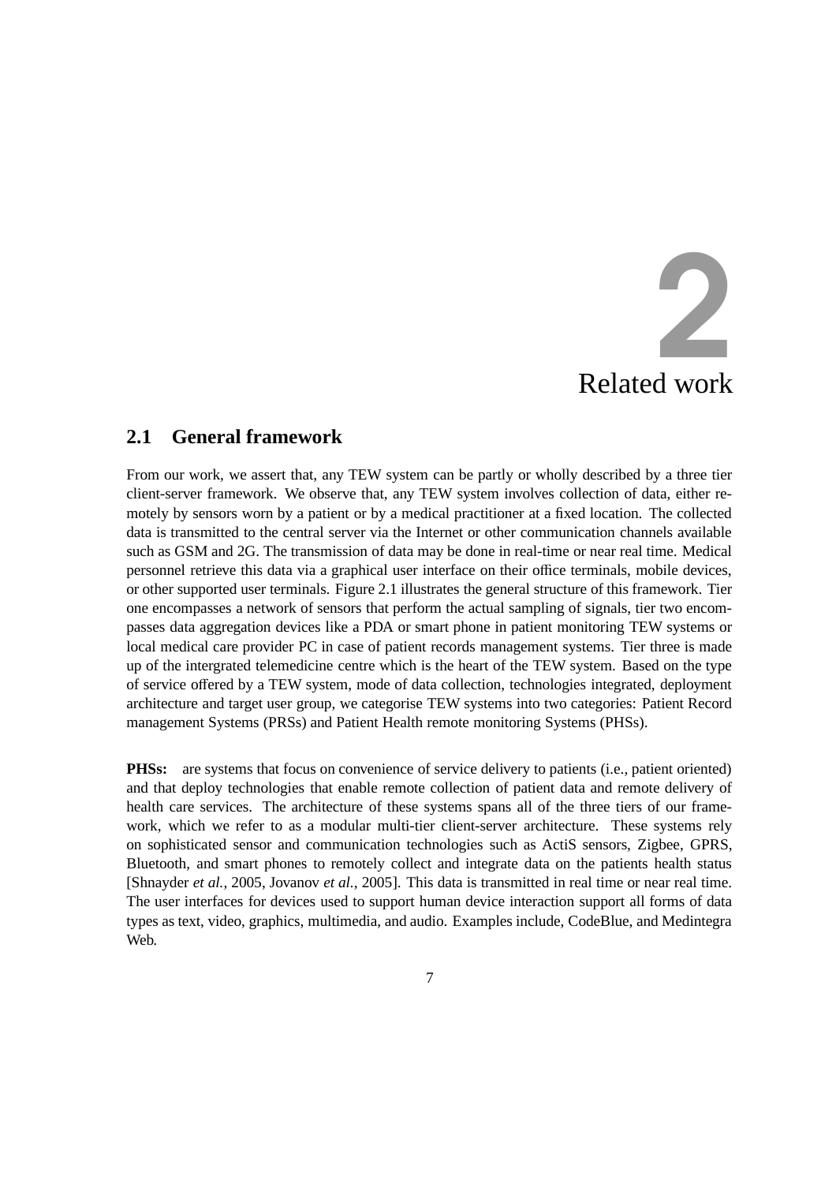# 2 Related work

## 2.1 General framework

From our work, we assert that, any TEW system can be partly or wholly described by a three tier client-server framework. We observe that, any TEW system involves collection of data, either remotely by sensors worn by a patient or by a medical practitioner at a fixed location. The collected data is transmitted to the central server via the Internet or other communication channels available such as GSM and 2G. The transmission of data may be done in real-time or near real time. Medical personnel retrieve this data via a graphical user interface on their office terminals, mobile devices, or other supported user terminals. Figure 2.1 illustrates the general structure of this framework. Tier one encompasses a network of sensors that perform the actual sampling of signals, tier two encompasses data aggregation devices like a PDA or smart phone in patient monitoring TEW systems or local medical care provider PC in case of patient records management systems. Tier three is made up of the intergrated telemedicine centre which is the heart of the TEW system. Based on the type of service offered by a TEW system, mode of data collection, technologies integrated, deployment architecture and target user group, we categorise TEW systems into two categories: Patient Record management Systems (PRSs) and Patient Health remote monitoring Systems (PHSs).

**PHSs:** are systems that focus on convenience of service delivery to patients (i.e., patient oriented) and that deploy technologies that enable remote collection of patient data and remote delivery of health care services. The architecture of these systems spans all of the three tiers of our framework, which we refer to as a modular multi-tier client-server architecture. These systems rely on sophisticated sensor and communication technologies such as ActiS sensors, Zigbee, GPRS, Bluetooth, and smart phones to remotely collect and integrate data on the patients health status [Shnayder *et al.*, 2005, Jovanov *et al.*, 2005]. This data is transmitted in real time or near real time. The user interfaces for devices used to support human device interaction support all forms of data types as text, video, graphics, multimedia, and audio. Examples include, CodeBlue, and Medintegra Web.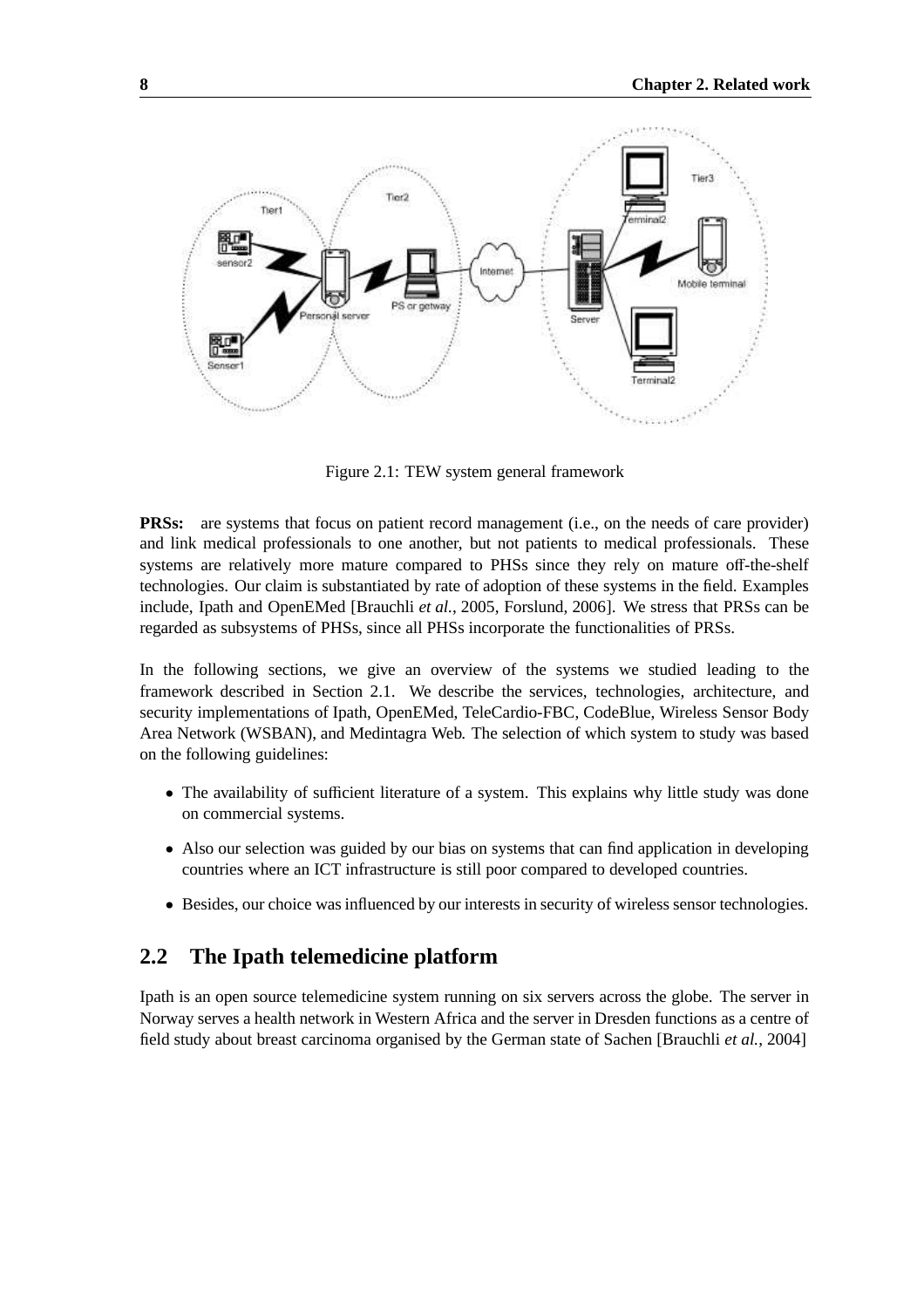Figure 2.1: TEW system general framework

**PRSs:** are systems that focus on patient record management (i.e., on the needs of care provider) and link medical professionals to one another, but not patients to medical professionals. These systems are relatively more mature compared to PHSs since they rely on mature off-the-shelf technologies. Our claim is substantiated by rate of adoption of these systems in the field. Examples include, Ipath and OpenEMed [Brauchli *et al.*, 2005, Forslund, 2006]. We stress that PRSs can be regarded as subsystems of PHSs, since all PHSs incorporate the functionalities of PRSs.

In the following sections, we give an overview of the systems we studied leading to the framework described in Section 2.1. We describe the services, technologies, architecture, and security implementations of Ipath, OpenEMed, TeleCardio-FBC, CodeBlue, Wireless Sensor Body Area Network (WSBAN), and Medintagra Web. The selection of which system to study was based on the following guidelines:

- The availability of sufficient literature of a system. This explains why little study was done on commercial systems.
- Also our selection was guided by our bias on systems that can find application in developing countries where an ICT infrastructure is still poor compared to developed countries.
- Besides, our choice was influenced by our interests in security of wireless sensor technologies.

## 2.2 The Ipath telemedicine platform

Ipath is an open source telemedicine system running on six servers across the globe. The server in Norway serves a health network in Western Africa and the server in Dresden functions as a centre of field study about breast carcinoma organised by the German state of Sachen [Brauchli *et al.*, 2004]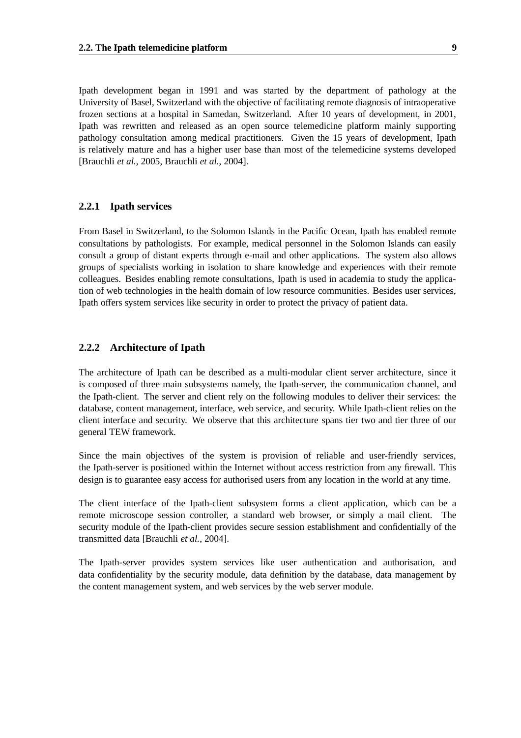Ipath development began in 1991 and was started by the department of pathology at the University of Basel, Switzerland with the objective of facilitating remote diagnosis of intraoperative frozen sections at a hospital in Samedan, Switzerland. After 10 years of development, in 2001, Ipath was rewritten and released as an open source telemedicine platform mainly supporting pathology consultation among medical practitioners. Given the 15 years of development, Ipath is relatively mature and has a higher user base than most of the telemedicine systems developed [Brauchli *et al.*, 2005, Brauchli *et al.*, 2004].

### 2.2.1 Ipath services

From Basel in Switzerland, to the Solomon Islands in the Pacific Ocean, Ipath has enabled remote consultations by pathologists. For example, medical personnel in the Solomon Islands can easily consult a group of distant experts through e-mail and other applications. The system also allows groups of specialists working in isolation to share knowledge and experiences with their remote colleagues. Besides enabling remote consultations, Ipath is used in academia to study the application of web technologies in the health domain of low resource communities. Besides user services, Ipath offers system services like security in order to protect the privacy of patient data.

### 2.2.2 Architecture of Ipath

The architecture of Ipath can be described as a multi-modular client server architecture, since it is composed of three main subsystems namely, the Ipath-server, the communication channel, and the Ipath-client. The server and client rely on the following modules to deliver their services: the database, content management, interface, web service, and security. While Ipath-client relies on the client interface and security. We observe that this architecture spans tier two and tier three of our general TEW framework.

Since the main objectives of the system is provision of reliable and user-friendly services, the Ipath-server is positioned within the Internet without access restriction from any firewall. This design is to guarantee easy access for authorised users from any location in the world at any time.

The client interface of the Ipath-client subsystem forms a client application, which can be a remote microscope session controller, a standard web browser, or simply a mail client. The security module of the Ipath-client provides secure session establishment and confidentially of the transmitted data [Brauchli *et al.*, 2004].

The Ipath-server provides system services like user authentication and authorisation, and data confidentiality by the security module, data definition by the database, data management by the content management system, and web services by the web server module.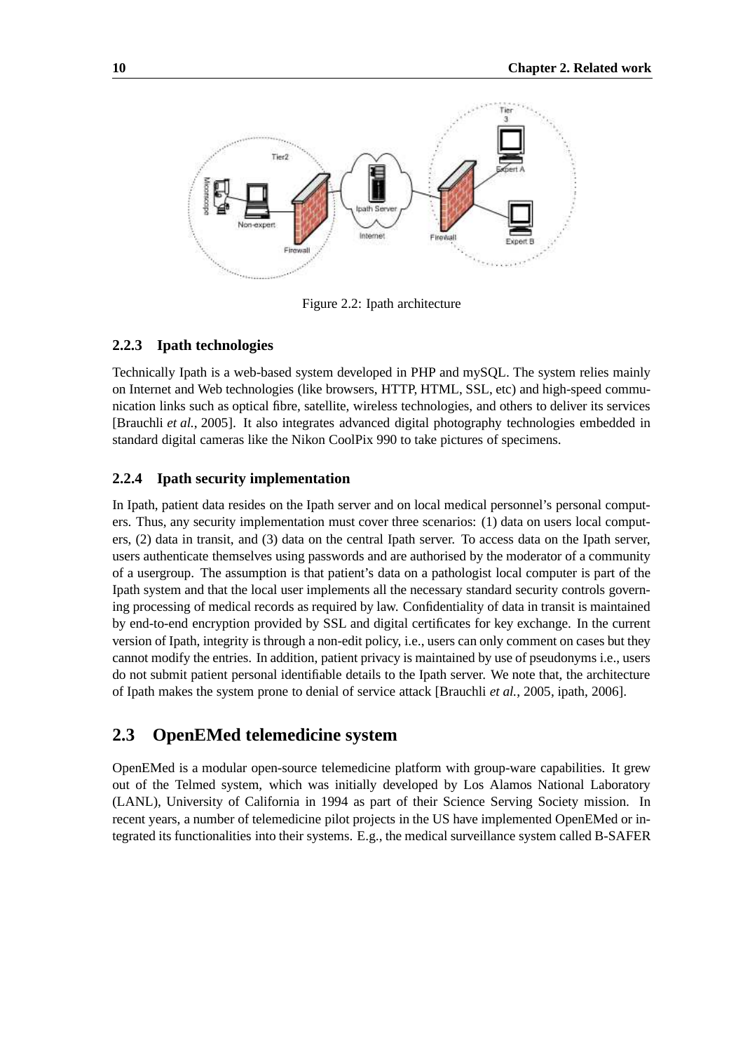Figure 2.2: Ipath architecture

### 2.2.3 Ipath technologies

Technically Ipath is a web-based system developed in PHP and mySQL. The system relies mainly on Internet and Web technologies (like browsers, HTTP, HTML, SSL, etc) and high-speed communication links such as optical fibre, satellite, wireless technologies, and others to deliver its services [Brauchli *et al.*, 2005]. It also integrates advanced digital photography technologies embedded in standard digital cameras like the Nikon CoolPix 990 to take pictures of specimens.

### 2.2.4 Ipath security implementation

In Ipath, patient data resides on the Ipath server and on local medical personnel's personal computers. Thus, any security implementation must cover three scenarios: (1) data on users local computers, (2) data in transit, and (3) data on the central Ipath server. To access data on the Ipath server, users authenticate themselves using passwords and are authorised by the moderator of a community of a usergroup. The assumption is that patient's data on a pathologist local computer is part of the Ipath system and that the local user implements all the necessary standard security controls governing processing of medical records as required by law. Confidentiality of data in transit is maintained by end-to-end encryption provided by SSL and digital certificates for key exchange. In the current version of Ipath, integrity is through a non-edit policy, i.e., users can only comment on cases but they cannot modify the entries. In addition, patient privacy is maintained by use of pseudonyms i.e., users do not submit patient personal identifiable details to the Ipath server. We note that, the architecture of Ipath makes the system prone to denial of service attack [Brauchli *et al.*, 2005, ipath, 2006].

## 2.3 OpenEMed telemedicine system

OpenEMed is a modular open-source telemedicine platform with group-ware capabilities. It grew out of the Telmed system, which was initially developed by Los Alamos National Laboratory (LANL), University of California in 1994 as part of their Science Serving Society mission. In recent years, a number of telemedicine pilot projects in the US have implemented OpenEMed or integrated its functionalities into their systems. E.g., the medical surveillance system called B-SAFER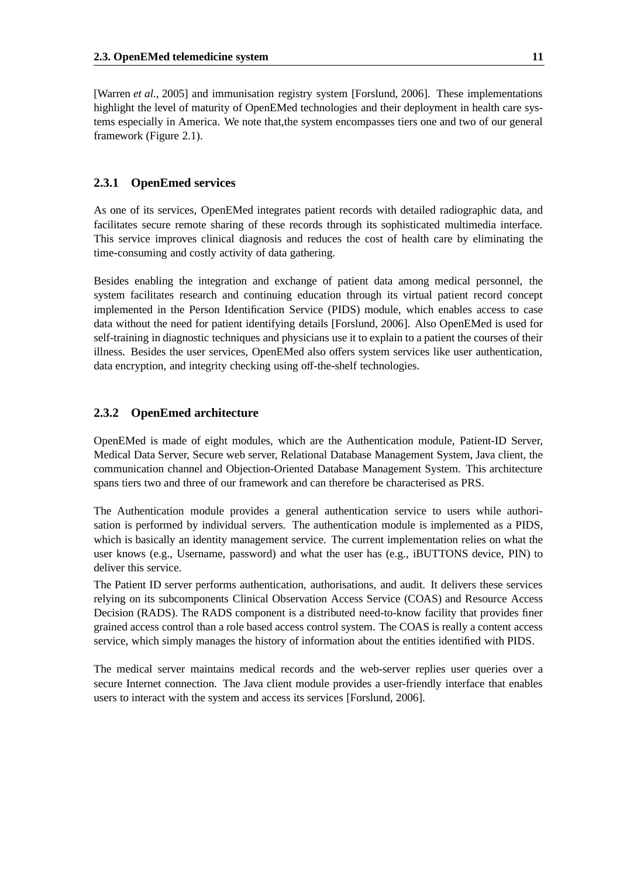[Warren *et al.*, 2005] and immunisation registry system [Forslund, 2006]. These implementations highlight the level of maturity of OpenEMed technologies and their deployment in health care systems especially in America. We note that,the system encompasses tiers one and two of our general framework (Figure 2.1).

### 2.3.1 OpenEmed services

As one of its services, OpenEMed integrates patient records with detailed radiographic data, and facilitates secure remote sharing of these records through its sophisticated multimedia interface. This service improves clinical diagnosis and reduces the cost of health care by eliminating the time-consuming and costly activity of data gathering.

Besides enabling the integration and exchange of patient data among medical personnel, the system facilitates research and continuing education through its virtual patient record concept implemented in the Person Identification Service (PIDS) module, which enables access to case data without the need for patient identifying details [Forslund, 2006]. Also OpenEMed is used for self-training in diagnostic techniques and physicians use it to explain to a patient the courses of their illness. Besides the user services, OpenEMed also offers system services like user authentication, data encryption, and integrity checking using off-the-shelf technologies.

### 2.3.2 OpenEmed architecture

OpenEMed is made of eight modules, which are the Authentication module, Patient-ID Server, Medical Data Server, Secure web server, Relational Database Management System, Java client, the communication channel and Objection-Oriented Database Management System. This architecture spans tiers two and three of our framework and can therefore be characterised as PRS.

The Authentication module provides a general authentication service to users while authorisation is performed by individual servers. The authentication module is implemented as a PIDS, which is basically an identity management service. The current implementation relies on what the user knows (e.g., Username, password) and what the user has (e.g., iBUTTONS device, PIN) to deliver this service.

The Patient ID server performs authentication, authorisations, and audit. It delivers these services relying on its subcomponents Clinical Observation Access Service (COAS) and Resource Access Decision (RADS). The RADS component is a distributed need-to-know facility that provides finer grained access control than a role based access control system. The COAS is really a content access service, which simply manages the history of information about the entities identified with PIDS.

The medical server maintains medical records and the web-server replies user queries over a secure Internet connection. The Java client module provides a user-friendly interface that enables users to interact with the system and access its services [Forslund, 2006].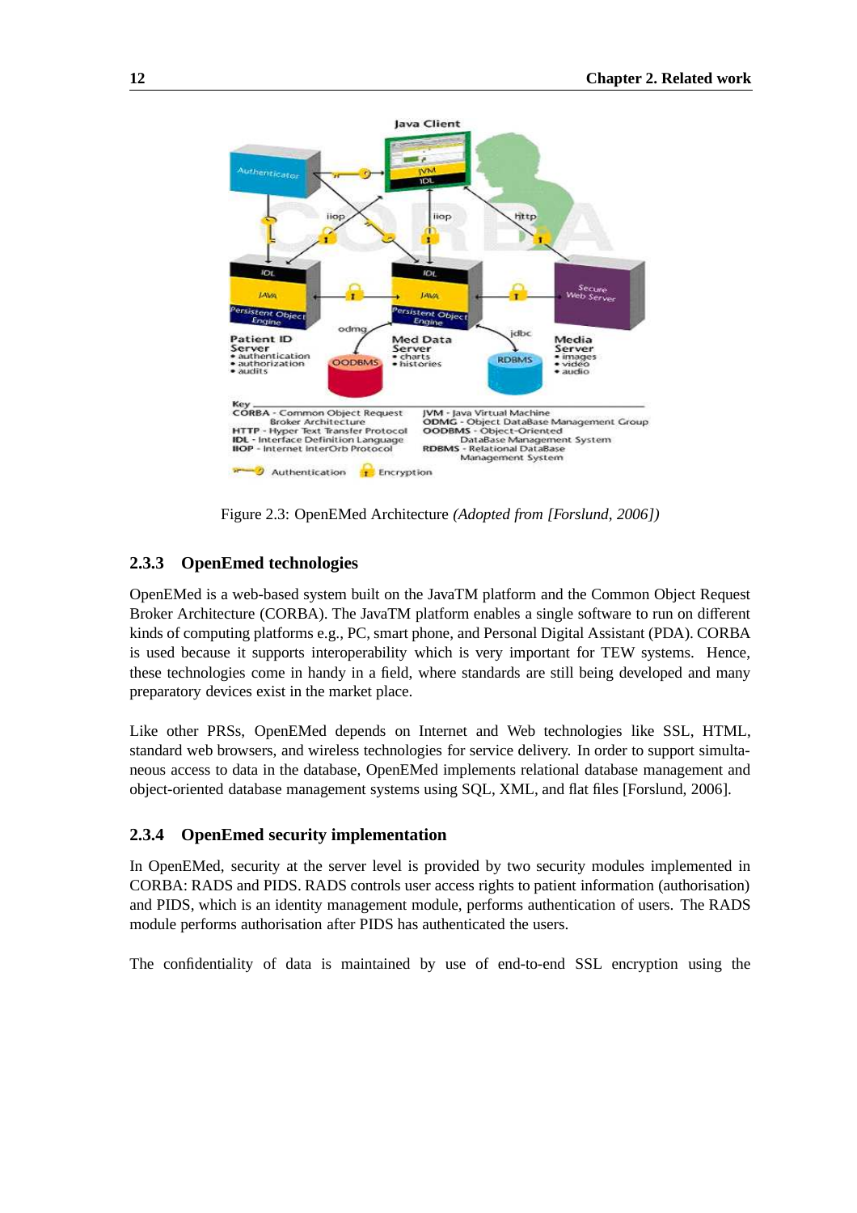Figure 2.3: OpenEMed Architecture *(Adopted from [Forslund, 2006])*

### 2.3.3 OpenEmed technologies

OpenEMed is a web-based system built on the JavaTM platform and the Common Object Request Broker Architecture (CORBA). The JavaTM platform enables a single software to run on different kinds of computing platforms e.g., PC, smart phone, and Personal Digital Assistant (PDA). CORBA is used because it supports interoperability which is very important for TEW systems. Hence, these technologies come in handy in a field, where standards are still being developed and many preparatory devices exist in the market place.

Like other PRSs, OpenEMed depends on Internet and Web technologies like SSL, HTML, standard web browsers, and wireless technologies for service delivery. In order to support simultaneous access to data in the database, OpenEMed implements relational database management and object-oriented database management systems using SQL, XML, and flat files [Forslund, 2006].

### 2.3.4 OpenEmed security implementation

In OpenEMed, security at the server level is provided by two security modules implemented in CORBA: RADS and PIDS. RADS controls user access rights to patient information (authorisation) and PIDS, which is an identity management module, performs authentication of users. The RADS module performs authorisation after PIDS has authenticated the users.

The confidentiality of data is maintained by use of end-to-end SSL encryption using the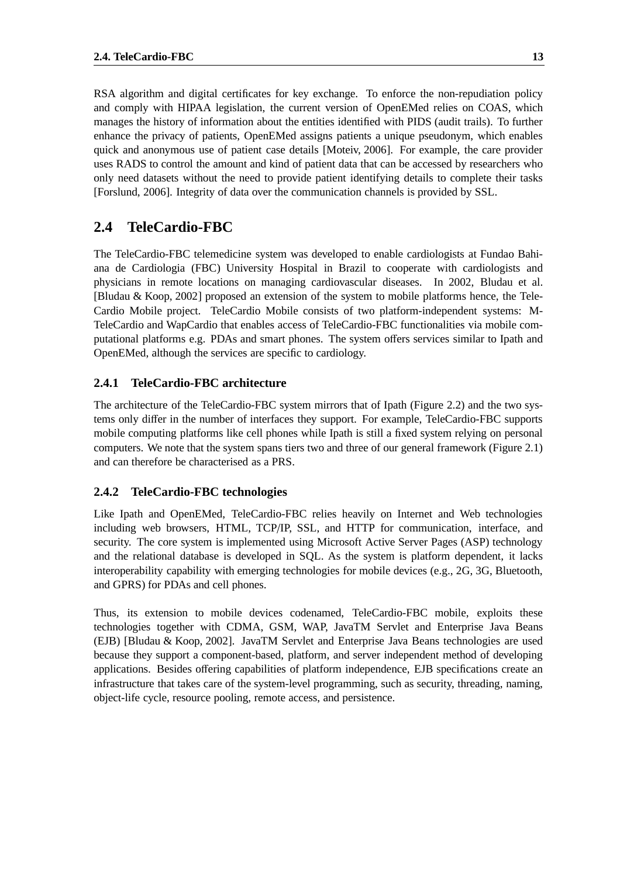RSA algorithm and digital certificates for key exchange. To enforce the non-repudiation policy and comply with HIPAA legislation, the current version of OpenEMed relies on COAS, which manages the history of information about the entities identified with PIDS (audit trails). To further enhance the privacy of patients, OpenEMed assigns patients a unique pseudonym, which enables quick and anonymous use of patient case details [Moteiv, 2006]. For example, the care provider uses RADS to control the amount and kind of patient data that can be accessed by researchers who only need datasets without the need to provide patient identifying details to complete their tasks [Forslund, 2006]. Integrity of data over the communication channels is provided by SSL.

## 2.4 TeleCardio-FBC

The TeleCardio-FBC telemedicine system was developed to enable cardiologists at Fundao Bahiana de Cardiologia (FBC) University Hospital in Brazil to cooperate with cardiologists and physicians in remote locations on managing cardiovascular diseases. In 2002, Bludau et al. [Bludau & Koop, 2002] proposed an extension of the system to mobile platforms hence, the TeleCardio Mobile project. TeleCardio Mobile consists of two platform-independent systems: M-TeleCardio and WapCardio that enables access of TeleCardio-FBC functionalities via mobile computational platforms e.g. PDAs and smart phones. The system offers services similar to Ipath and OpenEMed, although the services are specific to cardiology.

### 2.4.1 TeleCardio-FBC architecture

The architecture of the TeleCardio-FBC system mirrors that of Ipath (Figure 2.2) and the two systems only differ in the number of interfaces they support. For example, TeleCardio-FBC supports mobile computing platforms like cell phones while Ipath is still a fixed system relying on personal computers. We note that the system spans tiers two and three of our general framework (Figure 2.1) and can therefore be characterised as a PRS.

### 2.4.2 TeleCardio-FBC technologies

Like Ipath and OpenEMed, TeleCardio-FBC relies heavily on Internet and Web technologies including web browsers, HTML, TCP/IP, SSL, and HTTP for communication, interface, and security. The core system is implemented using Microsoft Active Server Pages (ASP) technology and the relational database is developed in SQL. As the system is platform dependent, it lacks interoperability capability with emerging technologies for mobile devices (e.g., 2G, 3G, Bluetooth, and GPRS) for PDAs and cell phones.

Thus, its extension to mobile devices codenamed, TeleCardio-FBC mobile, exploits these technologies together with CDMA, GSM, WAP, JavaTM Servlet and Enterprise Java Beans (EJB) [Bludau & Koop, 2002]. JavaTM Servlet and Enterprise Java Beans technologies are used because they support a component-based, platform, and server independent method of developing applications. Besides offering capabilities of platform independence, EJB specifications create an infrastructure that takes care of the system-level programming, such as security, threading, naming, object-life cycle, resource pooling, remote access, and persistence.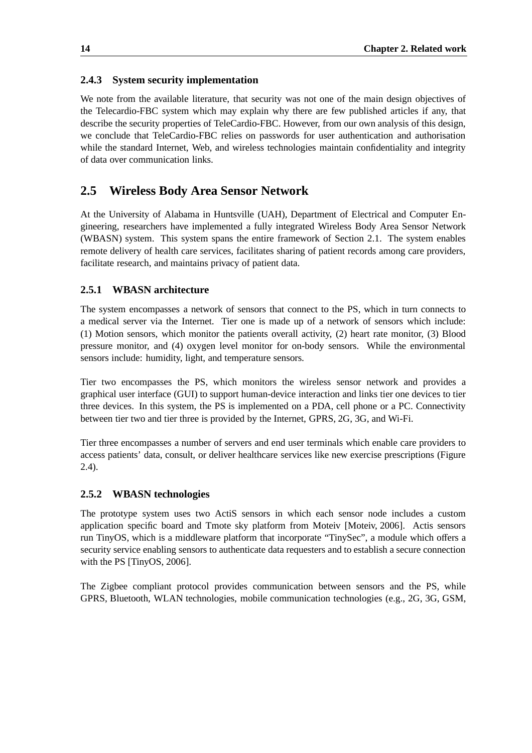### 2.4.3 System security implementation

We note from the available literature, that security was not one of the main design objectives of the Telecardio-FBC system which may explain why there are few published articles if any, that describe the security properties of TeleCardio-FBC. However, from our own analysis of this design, we conclude that TeleCardio-FBC relies on passwords for user authentication and authorisation while the standard Internet, Web, and wireless technologies maintain confidentiality and integrity of data over communication links.

## 2.5 Wireless Body Area Sensor Network

At the University of Alabama in Huntsville (UAH), Department of Electrical and Computer Engineering, researchers have implemented a fully integrated Wireless Body Area Sensor Network (WBASN) system. This system spans the entire framework of Section 2.1. The system enables remote delivery of health care services, facilitates sharing of patient records among care providers, facilitate research, and maintains privacy of patient data.

### 2.5.1 WBASN architecture

The system encompasses a network of sensors that connect to the PS, which in turn connects to a medical server via the Internet. Tier one is made up of a network of sensors which include: (1) Motion sensors, which monitor the patients overall activity, (2) heart rate monitor, (3) Blood pressure monitor, and (4) oxygen level monitor for on-body sensors. While the environmental sensors include: humidity, light, and temperature sensors.

Tier two encompasses the PS, which monitors the wireless sensor network and provides a graphical user interface (GUI) to support human-device interaction and links tier one devices to tier three devices. In this system, the PS is implemented on a PDA, cell phone or a PC. Connectivity between tier two and tier three is provided by the Internet, GPRS, 2G, 3G, and Wi-Fi.

Tier three encompasses a number of servers and end user terminals which enable care providers to access patients' data, consult, or deliver healthcare services like new exercise prescriptions (Figure 2.4).

### 2.5.2 WBASN technologies

The prototype system uses two ActiS sensors in which each sensor node includes a custom application specific board and Tmote sky platform from Moteiv [Moteiv, 2006]. Actis sensors run TinyOS, which is a middleware platform that incorporate "TinySec", a module which offers a security service enabling sensors to authenticate data requesters and to establish a secure connection with the PS [TinyOS, 2006].

The Zigbee compliant protocol provides communication between sensors and the PS, while GPRS, Bluetooth, WLAN technologies, mobile communication technologies (e.g., 2G, 3G, GSM,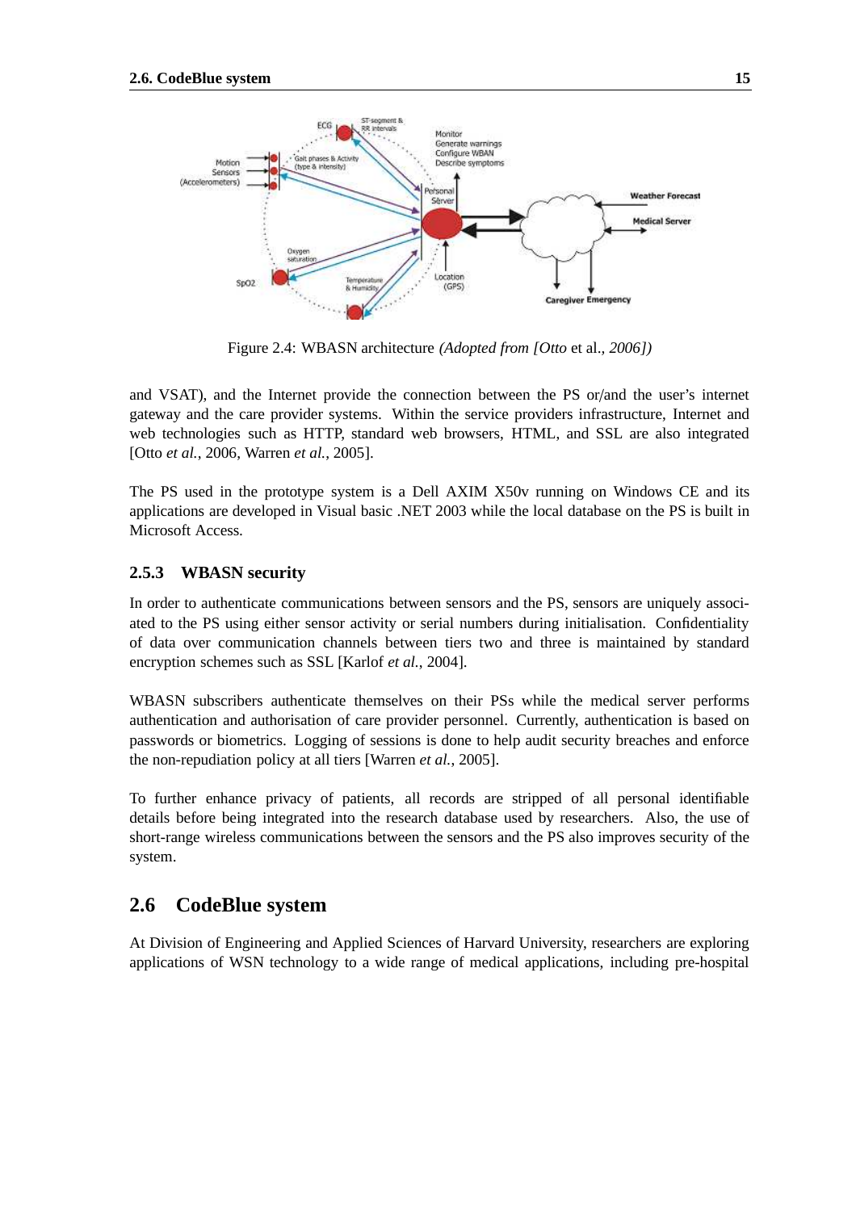Figure 2.4: WBASN architecture *(Adopted from [Otto* et al.*, 2006])*

and VSAT), and the Internet provide the connection between the PS or/and the user's internet gateway and the care provider systems. Within the service providers infrastructure, Internet and web technologies such as HTTP, standard web browsers, HTML, and SSL are also integrated [Otto *et al.*, 2006, Warren *et al.*, 2005].

The PS used in the prototype system is a Dell AXIM X50v running on Windows CE and its applications are developed in Visual basic .NET 2003 while the local database on the PS is built in Microsoft Access.

### 2.5.3 WBASN security

In order to authenticate communications between sensors and the PS, sensors are uniquely associated to the PS using either sensor activity or serial numbers during initialisation. Confidentiality of data over communication channels between tiers two and three is maintained by standard encryption schemes such as SSL [Karlof *et al.*, 2004].

WBASN subscribers authenticate themselves on their PSs while the medical server performs authentication and authorisation of care provider personnel. Currently, authentication is based on passwords or biometrics. Logging of sessions is done to help audit security breaches and enforce the non-repudiation policy at all tiers [Warren *et al.*, 2005].

To further enhance privacy of patients, all records are stripped of all personal identifiable details before being integrated into the research database used by researchers. Also, the use of short-range wireless communications between the sensors and the PS also improves security of the system.

## 2.6 CodeBlue system

At Division of Engineering and Applied Sciences of Harvard University, researchers are exploring applications of WSN technology to a wide range of medical applications, including pre-hospital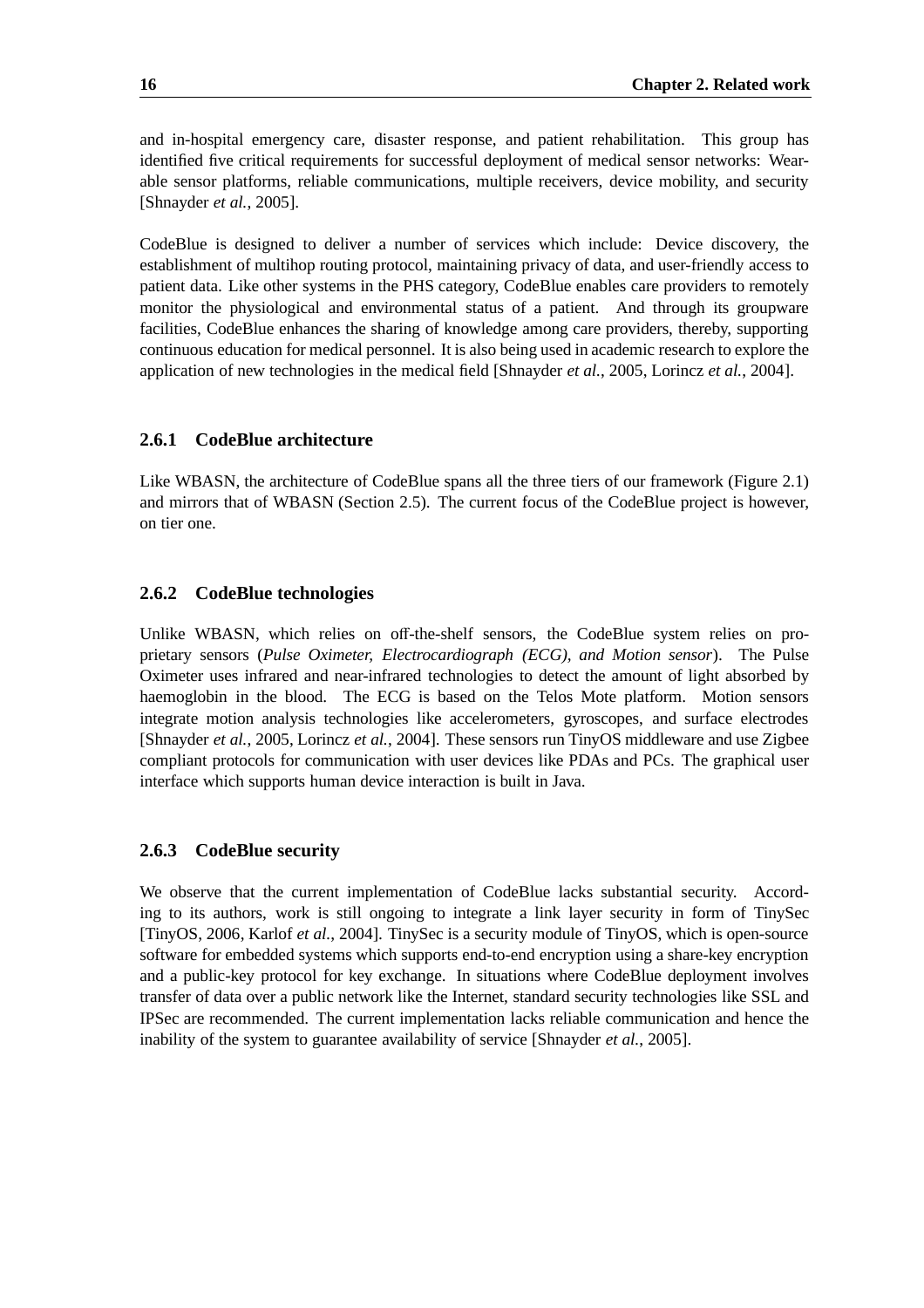and in-hospital emergency care, disaster response, and patient rehabilitation. This group has identified five critical requirements for successful deployment of medical sensor networks: Wearable sensor platforms, reliable communications, multiple receivers, device mobility, and security [Shnayder *et al.*, 2005].

CodeBlue is designed to deliver a number of services which include: Device discovery, the establishment of multihop routing protocol, maintaining privacy of data, and user-friendly access to patient data. Like other systems in the PHS category, CodeBlue enables care providers to remotely monitor the physiological and environmental status of a patient. And through its groupware facilities, CodeBlue enhances the sharing of knowledge among care providers, thereby, supporting continuous education for medical personnel. It is also being used in academic research to explore the application of new technologies in the medical field [Shnayder *et al.*, 2005, Lorincz *et al.*, 2004].

### 2.6.1 CodeBlue architecture

Like WBASN, the architecture of CodeBlue spans all the three tiers of our framework (Figure 2.1) and mirrors that of WBASN (Section 2.5). The current focus of the CodeBlue project is however, on tier one.

### 2.6.2 CodeBlue technologies

Unlike WBASN, which relies on off-the-shelf sensors, the CodeBlue system relies on proprietary sensors (*Pulse Oximeter, Electrocardiograph (ECG), and Motion sensor*). The Pulse Oximeter uses infrared and near-infrared technologies to detect the amount of light absorbed by haemoglobin in the blood. The ECG is based on the Telos Mote platform. Motion sensors integrate motion analysis technologies like accelerometers, gyroscopes, and surface electrodes [Shnayder *et al.*, 2005, Lorincz *et al.*, 2004]. These sensors run TinyOS middleware and use Zigbee compliant protocols for communication with user devices like PDAs and PCs. The graphical user interface which supports human device interaction is built in Java.

### 2.6.3 CodeBlue security

We observe that the current implementation of CodeBlue lacks substantial security. According to its authors, work is still ongoing to integrate a link layer security in form of TinySec [TinyOS, 2006, Karlof *et al.*, 2004]. TinySec is a security module of TinyOS, which is open-source software for embedded systems which supports end-to-end encryption using a share-key encryption and a public-key protocol for key exchange. In situations where CodeBlue deployment involves transfer of data over a public network like the Internet, standard security technologies like SSL and IPSec are recommended. The current implementation lacks reliable communication and hence the inability of the system to guarantee availability of service [Shnayder *et al.*, 2005].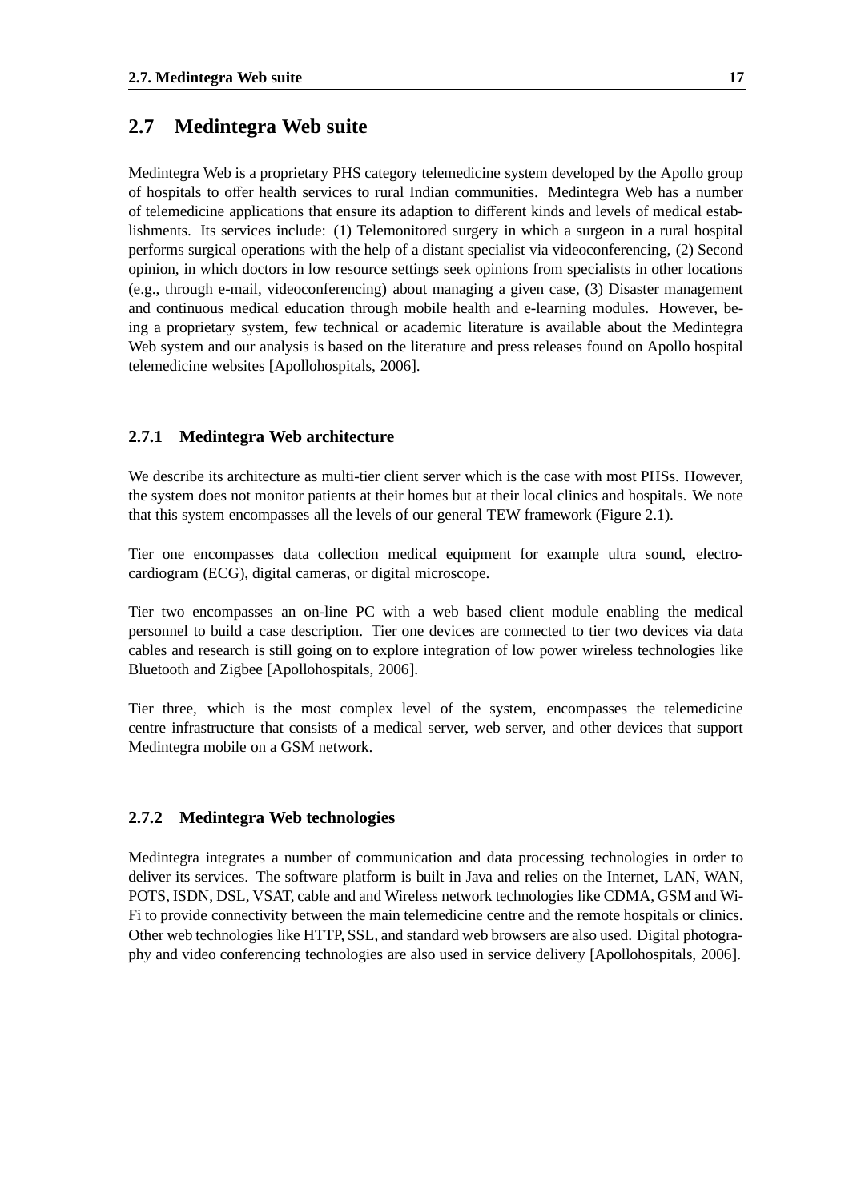## 2.7 Medintegra Web suite

Medintegra Web is a proprietary PHS category telemedicine system developed by the Apollo group of hospitals to offer health services to rural Indian communities. Medintegra Web has a number of telemedicine applications that ensure its adaption to different kinds and levels of medical establishments. Its services include: (1) Telemonitored surgery in which a surgeon in a rural hospital performs surgical operations with the help of a distant specialist via videoconferencing, (2) Second opinion, in which doctors in low resource settings seek opinions from specialists in other locations (e.g., through e-mail, videoconferencing) about managing a given case, (3) Disaster management and continuous medical education through mobile health and e-learning modules. However, being a proprietary system, few technical or academic literature is available about the Medintegra Web system and our analysis is based on the literature and press releases found on Apollo hospital telemedicine websites [Apollohospitals, 2006].

### 2.7.1 Medintegra Web architecture

We describe its architecture as multi-tier client server which is the case with most PHSs. However, the system does not monitor patients at their homes but at their local clinics and hospitals. We note that this system encompasses all the levels of our general TEW framework (Figure 2.1).

Tier one encompasses data collection medical equipment for example ultra sound, electrocardiogram (ECG), digital cameras, or digital microscope.

Tier two encompasses an on-line PC with a web based client module enabling the medical personnel to build a case description. Tier one devices are connected to tier two devices via data cables and research is still going on to explore integration of low power wireless technologies like Bluetooth and Zigbee [Apollohospitals, 2006].

Tier three, which is the most complex level of the system, encompasses the telemedicine centre infrastructure that consists of a medical server, web server, and other devices that support Medintegra mobile on a GSM network.

### 2.7.2 Medintegra Web technologies

Medintegra integrates a number of communication and data processing technologies in order to deliver its services. The software platform is built in Java and relies on the Internet, LAN, WAN, POTS, ISDN, DSL, VSAT, cable and and Wireless network technologies like CDMA, GSM and Wi-Fi to provide connectivity between the main telemedicine centre and the remote hospitals or clinics. Other web technologies like HTTP, SSL, and standard web browsers are also used. Digital photography and video conferencing technologies are also used in service delivery [Apollohospitals, 2006].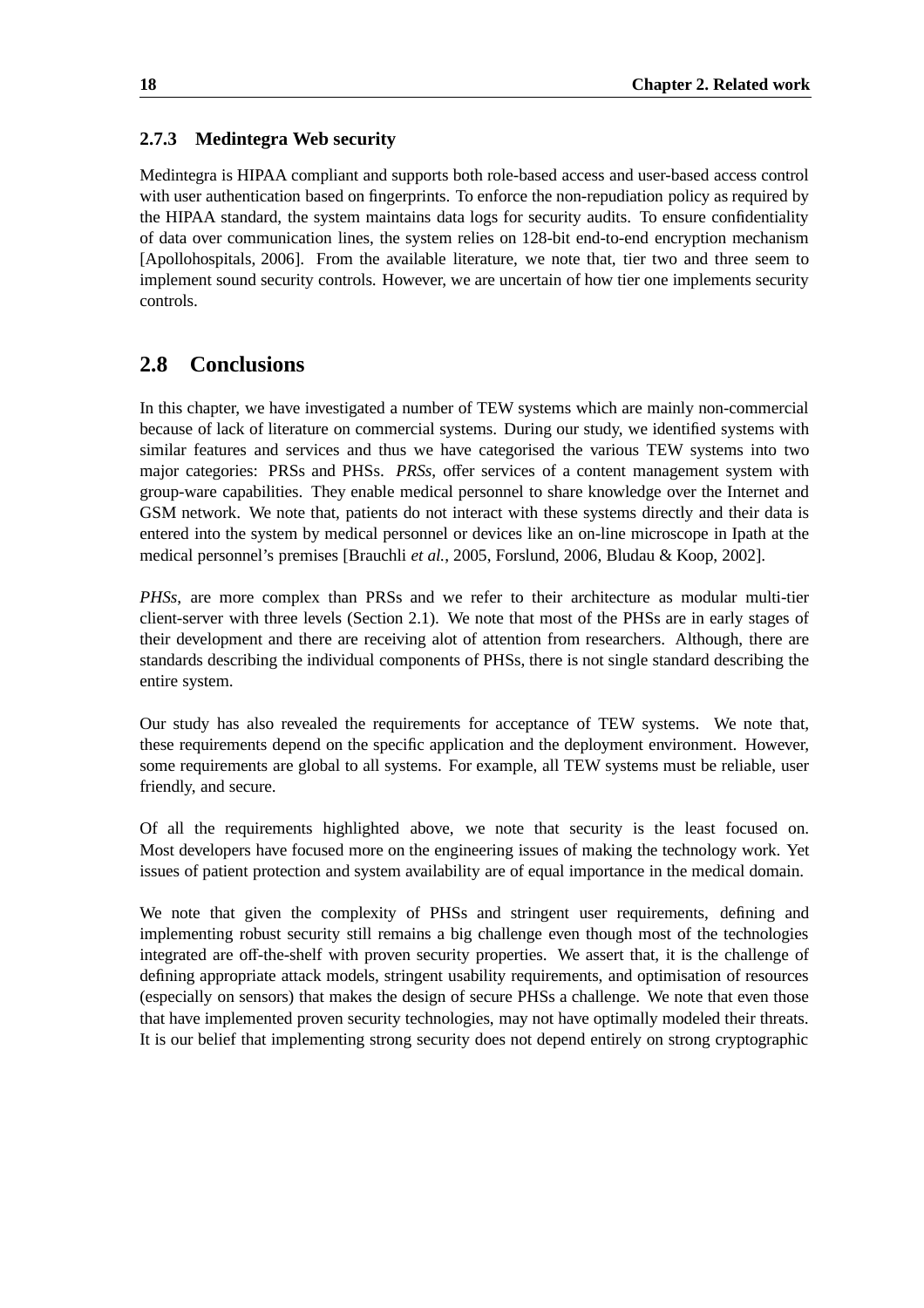### 2.7.3 Medintegra Web security

Medintegra is HIPAA compliant and supports both role-based access and user-based access control with user authentication based on fingerprints. To enforce the non-repudiation policy as required by the HIPAA standard, the system maintains data logs for security audits. To ensure confidentiality of data over communication lines, the system relies on 128-bit end-to-end encryption mechanism [Apollohospitals, 2006]. From the available literature, we note that, tier two and three seem to implement sound security controls. However, we are uncertain of how tier one implements security controls.

## 2.8 Conclusions

In this chapter, we have investigated a number of TEW systems which are mainly non-commercial because of lack of literature on commercial systems. During our study, we identified systems with similar features and services and thus we have categorised the various TEW systems into two major categories: PRSs and PHSs. *PRSs*, offer services of a content management system with group-ware capabilities. They enable medical personnel to share knowledge over the Internet and GSM network. We note that, patients do not interact with these systems directly and their data is entered into the system by medical personnel or devices like an on-line microscope in Ipath at the medical personnel's premises [Brauchli *et al.*, 2005, Forslund, 2006, Bludau & Koop, 2002].

*PHSs*, are more complex than PRSs and we refer to their architecture as modular multi-tier client-server with three levels (Section 2.1). We note that most of the PHSs are in early stages of their development and there are receiving alot of attention from researchers. Although, there are standards describing the individual components of PHSs, there is not single standard describing the entire system.

Our study has also revealed the requirements for acceptance of TEW systems. We note that, these requirements depend on the specific application and the deployment environment. However, some requirements are global to all systems. For example, all TEW systems must be reliable, user friendly, and secure.

Of all the requirements highlighted above, we note that security is the least focused on. Most developers have focused more on the engineering issues of making the technology work. Yet issues of patient protection and system availability are of equal importance in the medical domain.

We note that given the complexity of PHSs and stringent user requirements, defining and implementing robust security still remains a big challenge even though most of the technologies integrated are off-the-shelf with proven security properties. We assert that, it is the challenge of defining appropriate attack models, stringent usability requirements, and optimisation of resources (especially on sensors) that makes the design of secure PHSs a challenge. We note that even those that have implemented proven security technologies, may not have optimally modeled their threats. It is our belief that implementing strong security does not depend entirely on strong cryptographic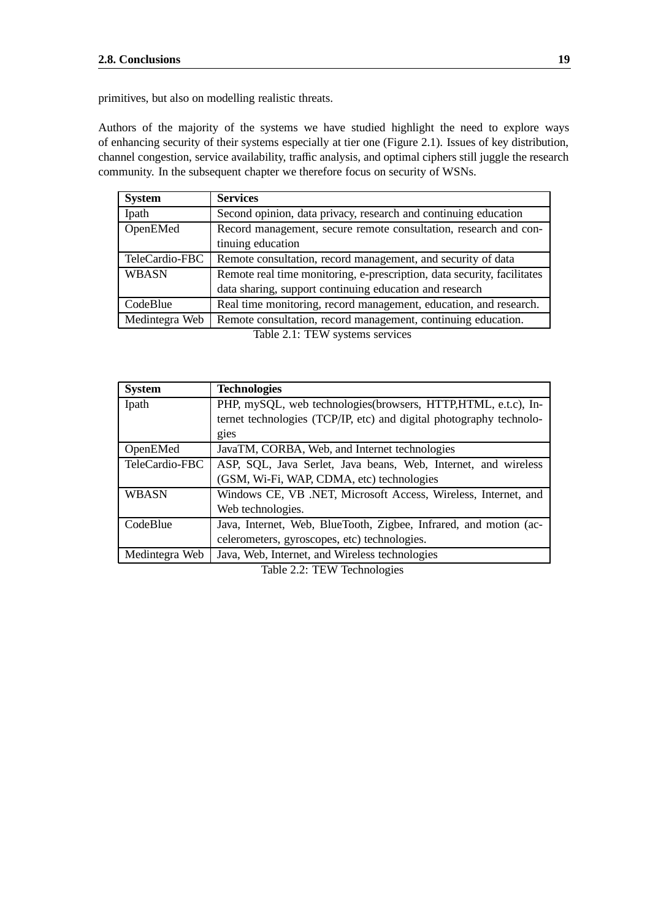primitives, but also on modelling realistic threats.

Authors of the majority of the systems we have studied highlight the need to explore ways of enhancing security of their systems especially at tier one (Figure 2.1). Issues of key distribution, channel congestion, service availability, traffic analysis, and optimal ciphers still juggle the research community. In the subsequent chapter we therefore focus on security of WSNs.

| **System** | **Services** |
|---|---|
| Ipath | Second opinion, data privacy, research and continuing education |
| OpenEMed | Record management, secure remote consultation, research and continuing education |
| TeleCardio-FBC | Remote consultation, record management, and security of data |
| WBASN | Remote real time monitoring, e-prescription, data security, facilitates data sharing, support continuing education and research |
| CodeBlue | Real time monitoring, record management, education, and research. |
| Medintegra Web | Remote consultation, record management, continuing education. |

Table 2.1: TEW systems services

| **System** | **Technologies** |
|---|---|
| Ipath | PHP, mySQL, web technologies(browsers, HTTP,HTML, e.t.c), Internet technologies (TCP/IP, etc) and digital photography technologies |
| OpenEMed | JavaTM, CORBA, Web, and Internet technologies |
| TeleCardio-FBC | ASP, SQL, Java Serlet, Java beans, Web, Internet, and wireless (GSM, Wi-Fi, WAP, CDMA, etc) technologies |
| WBASN | Windows CE, VB .NET, Microsoft Access, Wireless, Internet, and Web technologies. |
| CodeBlue | Java, Internet, Web, BlueTooth, Zigbee, Infrared, and motion (accelerometers, gyroscopes, etc) technologies. |
| Medintegra Web | Java, Web, Internet, and Wireless technologies |

Table 2.2: TEW Technologies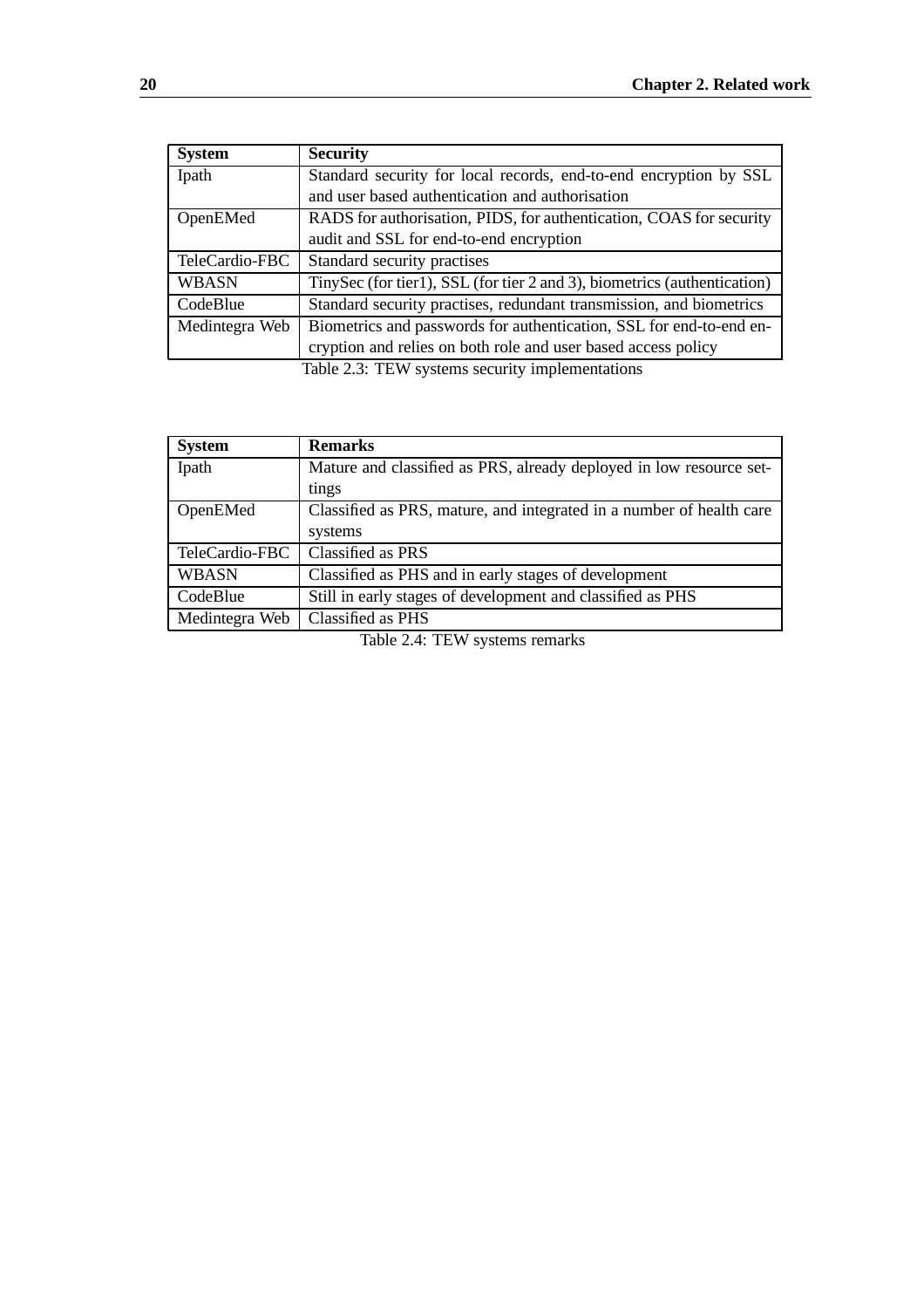| System | Security |
| --- | --- |
| Ipath | Standard security for local records, end-to-end encryption by SSL and user based authentication and authorisation |
| OpenEMed | RADS for authorisation, PIDS, for authentication, COAS for security audit and SSL for end-to-end encryption |
| TeleCardio-FBC | Standard security practises |
| WBASN | TinySec (for tier1), SSL (for tier 2 and 3), biometrics (authentication) |
| CodeBlue | Standard security practises, redundant transmission, and biometrics |
| Medintegra Web | Biometrics and passwords for authentication, SSL for end-to-end encryption and relies on both role and user based access policy |

Table 2.3: TEW systems security implementations

| System | Remarks |
| --- | --- |
| Ipath | Mature and classified as PRS, already deployed in low resource settings |
| OpenEMed | Classified as PRS, mature, and integrated in a number of health care systems |
| TeleCardio-FBC | Classified as PRS |
| WBASN | Classified as PHS and in early stages of development |
| CodeBlue | Still in early stages of development and classified as PHS |
| Medintegra Web | Classified as PHS |

Table 2.4: TEW systems remarks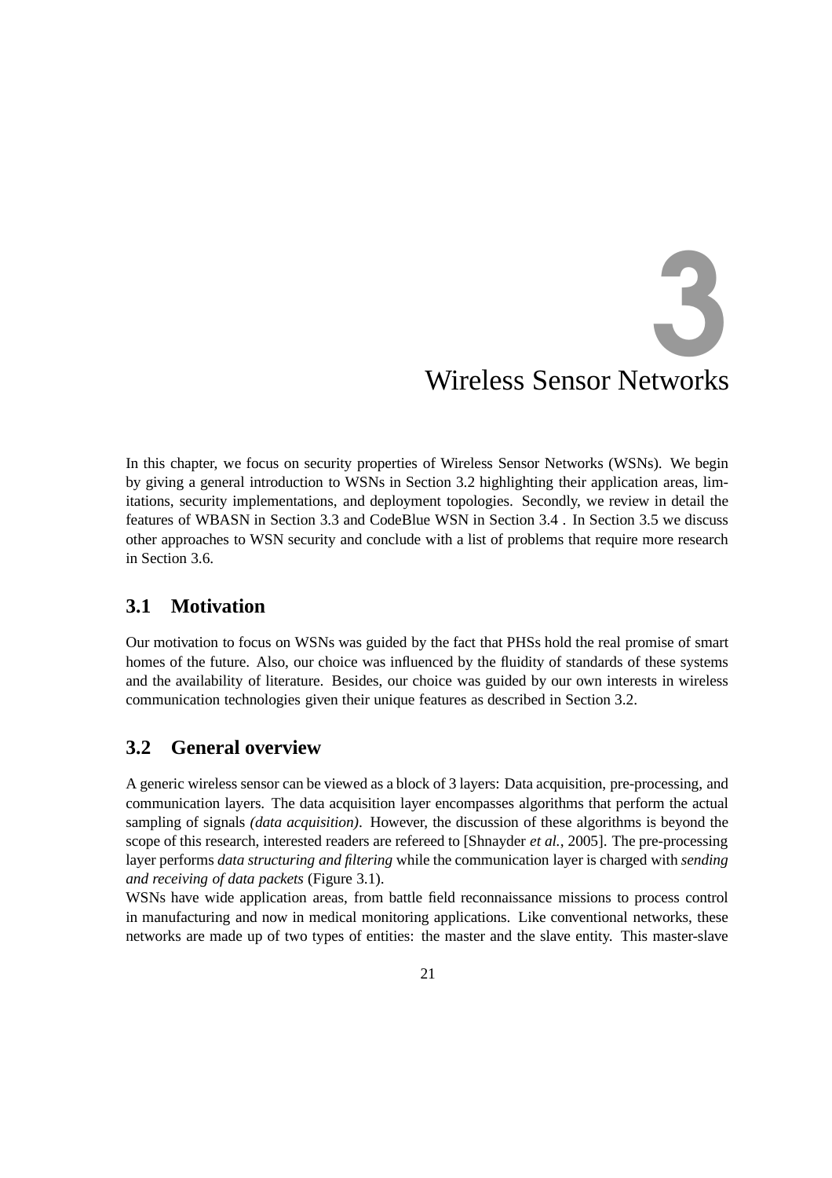# 3 Wireless Sensor Networks

In this chapter, we focus on security properties of Wireless Sensor Networks (WSNs). We begin by giving a general introduction to WSNs in Section 3.2 highlighting their application areas, limitations, security implementations, and deployment topologies. Secondly, we review in detail the features of WBASN in Section 3.3 and CodeBlue WSN in Section 3.4 . In Section 3.5 we discuss other approaches to WSN security and conclude with a list of problems that require more research in Section 3.6.

## 3.1 Motivation

Our motivation to focus on WSNs was guided by the fact that PHSs hold the real promise of smart homes of the future. Also, our choice was influenced by the fluidity of standards of these systems and the availability of literature. Besides, our choice was guided by our own interests in wireless communication technologies given their unique features as described in Section 3.2.

## 3.2 General overview

A generic wireless sensor can be viewed as a block of 3 layers: Data acquisition, pre-processing, and communication layers. The data acquisition layer encompasses algorithms that perform the actual sampling of signals *(data acquisition)*. However, the discussion of these algorithms is beyond the scope of this research, interested readers are refereed to [Shnayder *et al.*, 2005]. The pre-processing layer performs *data structuring and filtering* while the communication layer is charged with *sending and receiving of data packets* (Figure 3.1).

WSNs have wide application areas, from battle field reconnaissance missions to process control in manufacturing and now in medical monitoring applications. Like conventional networks, these networks are made up of two types of entities: the master and the slave entity. This master-slave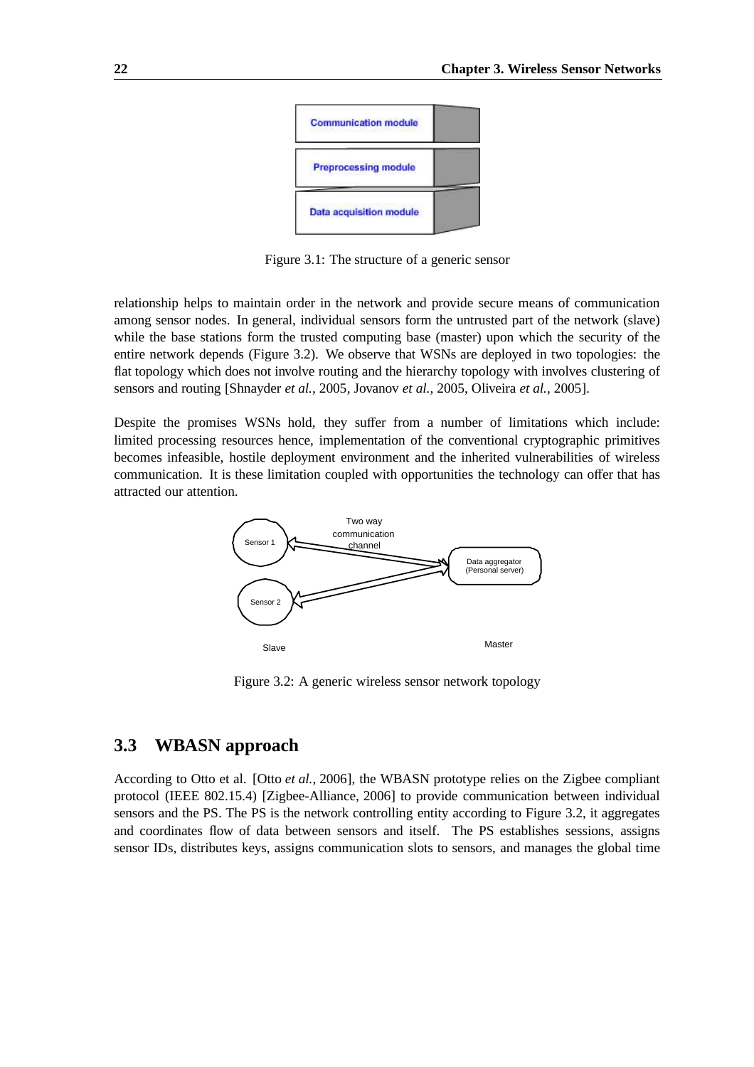Figure 3.1: The structure of a generic sensor

relationship helps to maintain order in the network and provide secure means of communication among sensor nodes. In general, individual sensors form the untrusted part of the network (slave) while the base stations form the trusted computing base (master) upon which the security of the entire network depends (Figure 3.2). We observe that WSNs are deployed in two topologies: the flat topology which does not involve routing and the hierarchy topology with involves clustering of sensors and routing [Shnayder *et al.*, 2005, Jovanov *et al.*, 2005, Oliveira *et al.*, 2005].

Despite the promises WSNs hold, they suffer from a number of limitations which include: limited processing resources hence, implementation of the conventional cryptographic primitives becomes infeasible, hostile deployment environment and the inherited vulnerabilities of wireless communication. It is these limitation coupled with opportunities the technology can offer that has attracted our attention.

Figure 3.2: A generic wireless sensor network topology

## 3.3 WBASN approach

According to Otto et al. [Otto *et al.*, 2006], the WBASN prototype relies on the Zigbee compliant protocol (IEEE 802.15.4) [Zigbee-Alliance, 2006] to provide communication between individual sensors and the PS. The PS is the network controlling entity according to Figure 3.2, it aggregates and coordinates flow of data between sensors and itself. The PS establishes sessions, assigns sensor IDs, distributes keys, assigns communication slots to sensors, and manages the global time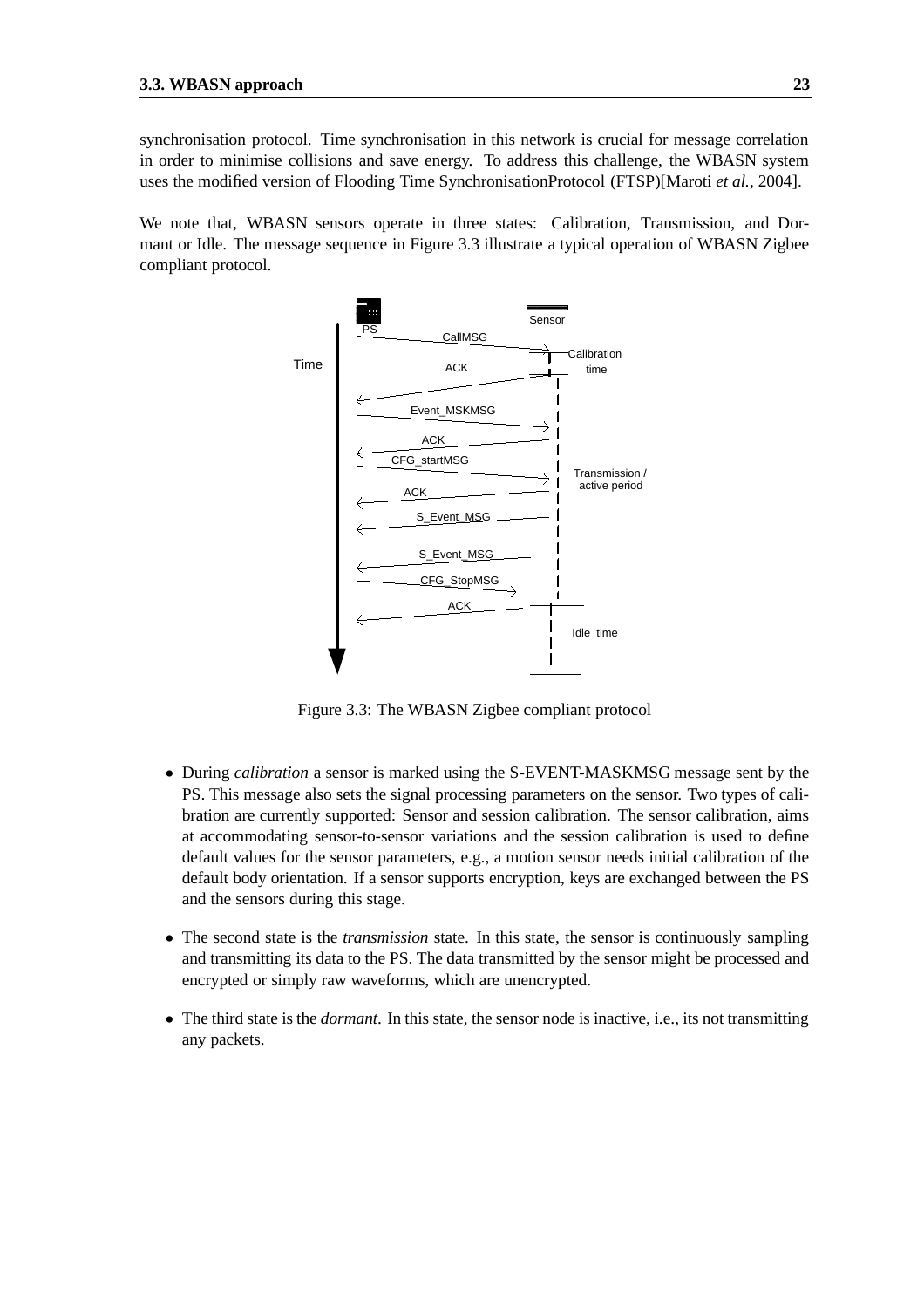synchronisation protocol. Time synchronisation in this network is crucial for message correlation in order to minimise collisions and save energy. To address this challenge, the WBASN system uses the modified version of Flooding Time SynchronisationProtocol (FTSP)[Maroti *et al.*, 2004].

We note that, WBASN sensors operate in three states: Calibration, Transmission, and Dormant or Idle. The message sequence in Figure 3.3 illustrate a typical operation of WBASN Zigbee compliant protocol.

Figure 3.3: The WBASN Zigbee compliant protocol

- During *calibration* a sensor is marked using the S-EVENT-MASKMSG message sent by the PS. This message also sets the signal processing parameters on the sensor. Two types of calibration are currently supported: Sensor and session calibration. The sensor calibration, aims at accommodating sensor-to-sensor variations and the session calibration is used to define default values for the sensor parameters, e.g., a motion sensor needs initial calibration of the default body orientation. If a sensor supports encryption, keys are exchanged between the PS and the sensors during this stage.
- The second state is the *transmission* state. In this state, the sensor is continuously sampling and transmitting its data to the PS. The data transmitted by the sensor might be processed and encrypted or simply raw waveforms, which are unencrypted.
- The third state is the *dormant*. In this state, the sensor node is inactive, i.e., its not transmitting any packets.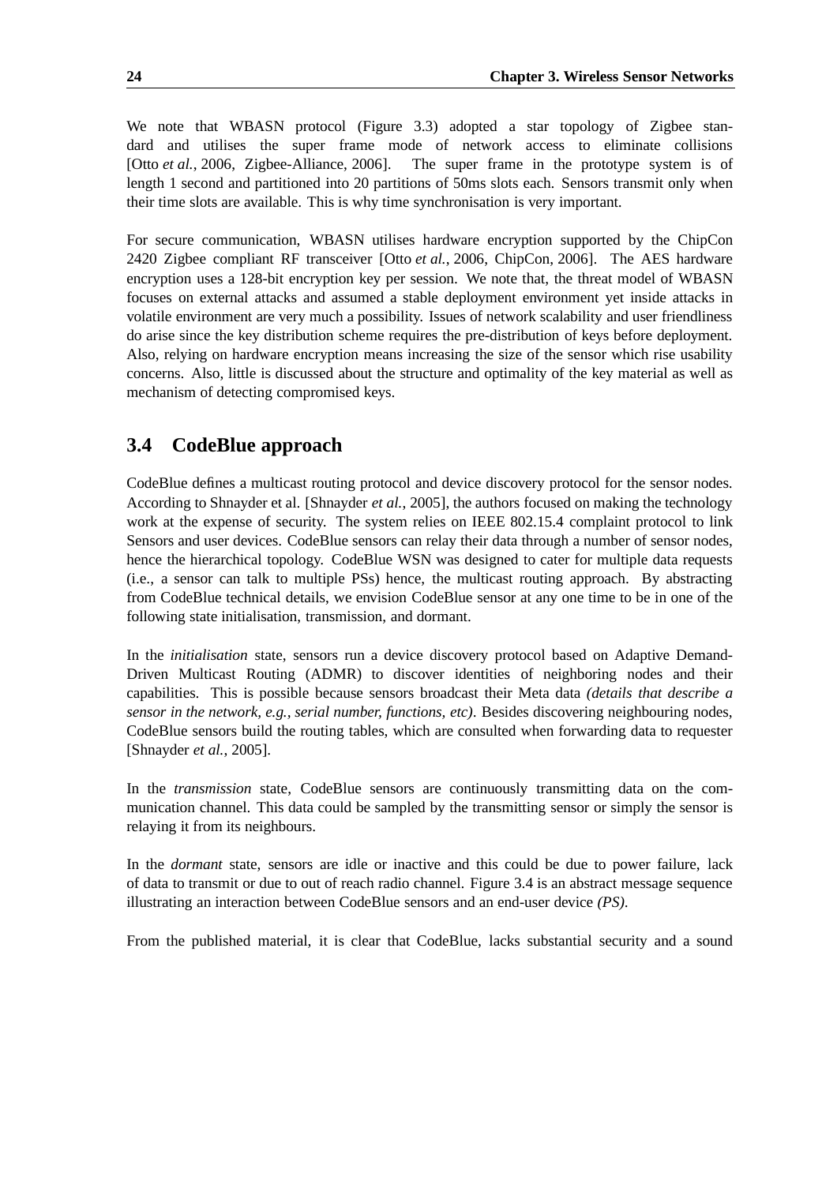We note that WBASN protocol (Figure 3.3) adopted a star topology of Zigbee standard and utilises the super frame mode of network access to eliminate collisions [Otto *et al.*, 2006, Zigbee-Alliance, 2006]. The super frame in the prototype system is of length 1 second and partitioned into 20 partitions of 50ms slots each. Sensors transmit only when their time slots are available. This is why time synchronisation is very important.

For secure communication, WBASN utilises hardware encryption supported by the ChipCon 2420 Zigbee compliant RF transceiver [Otto *et al.*, 2006, ChipCon, 2006]. The AES hardware encryption uses a 128-bit encryption key per session. We note that, the threat model of WBASN focuses on external attacks and assumed a stable deployment environment yet inside attacks in volatile environment are very much a possibility. Issues of network scalability and user friendliness do arise since the key distribution scheme requires the pre-distribution of keys before deployment. Also, relying on hardware encryption means increasing the size of the sensor which rise usability concerns. Also, little is discussed about the structure and optimality of the key material as well as mechanism of detecting compromised keys.

## 3.4 CodeBlue approach

CodeBlue defines a multicast routing protocol and device discovery protocol for the sensor nodes. According to Shnayder et al. [Shnayder *et al.*, 2005], the authors focused on making the technology work at the expense of security. The system relies on IEEE 802.15.4 complaint protocol to link Sensors and user devices. CodeBlue sensors can relay their data through a number of sensor nodes, hence the hierarchical topology. CodeBlue WSN was designed to cater for multiple data requests (i.e., a sensor can talk to multiple PSs) hence, the multicast routing approach. By abstracting from CodeBlue technical details, we envision CodeBlue sensor at any one time to be in one of the following state initialisation, transmission, and dormant.

In the *initialisation* state, sensors run a device discovery protocol based on Adaptive Demand-Driven Multicast Routing (ADMR) to discover identities of neighboring nodes and their capabilities. This is possible because sensors broadcast their Meta data *(details that describe a sensor in the network, e.g., serial number, functions, etc)*. Besides discovering neighbouring nodes, CodeBlue sensors build the routing tables, which are consulted when forwarding data to requester [Shnayder *et al.*, 2005].

In the *transmission* state, CodeBlue sensors are continuously transmitting data on the communication channel. This data could be sampled by the transmitting sensor or simply the sensor is relaying it from its neighbours.

In the *dormant* state, sensors are idle or inactive and this could be due to power failure, lack of data to transmit or due to out of reach radio channel. Figure 3.4 is an abstract message sequence illustrating an interaction between CodeBlue sensors and an end-user device *(PS)*.

From the published material, it is clear that CodeBlue, lacks substantial security and a sound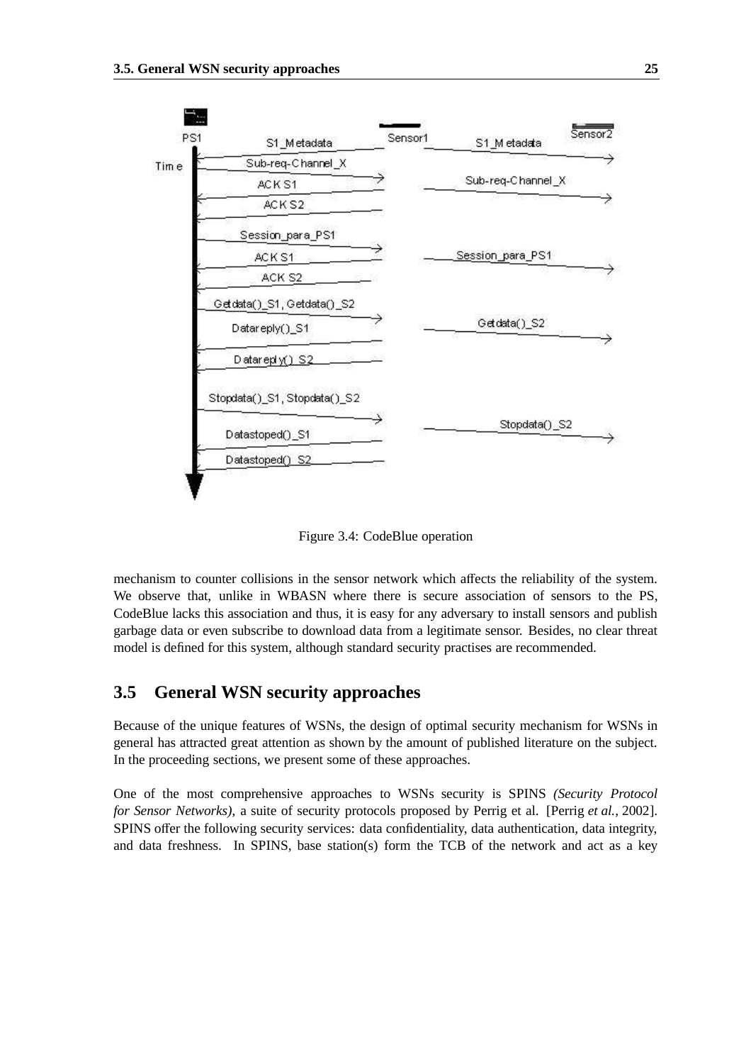Figure 3.4: CodeBlue operation

mechanism to counter collisions in the sensor network which affects the reliability of the system. We observe that, unlike in WBASN where there is secure association of sensors to the PS, CodeBlue lacks this association and thus, it is easy for any adversary to install sensors and publish garbage data or even subscribe to download data from a legitimate sensor. Besides, no clear threat model is defined for this system, although standard security practises are recommended.

## 3.5 General WSN security approaches

Because of the unique features of WSNs, the design of optimal security mechanism for WSNs in general has attracted great attention as shown by the amount of published literature on the subject. In the proceeding sections, we present some of these approaches.

One of the most comprehensive approaches to WSNs security is SPINS *(Security Protocol for Sensor Networks)*, a suite of security protocols proposed by Perrig et al. [Perrig *et al.*, 2002]. SPINS offer the following security services: data confidentiality, data authentication, data integrity, and data freshness. In SPINS, base station(s) form the TCB of the network and act as a key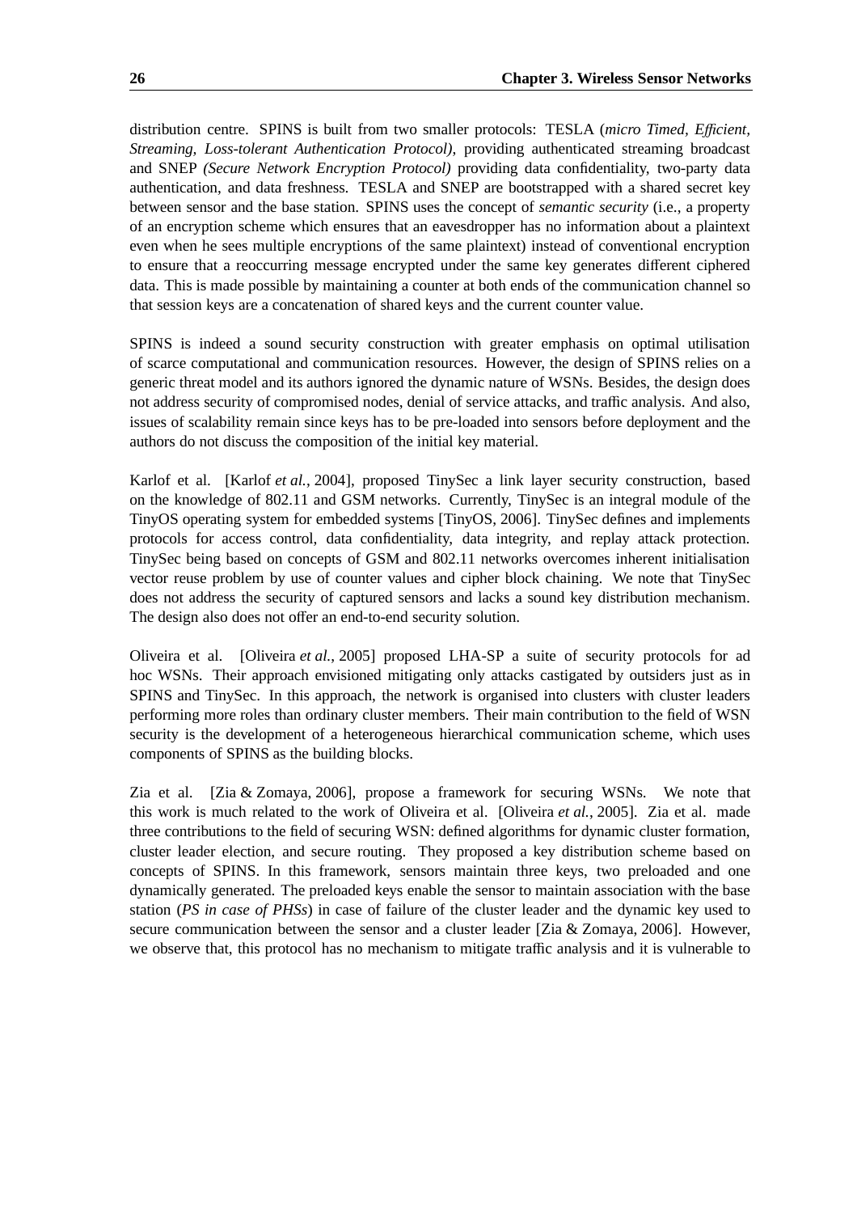distribution centre. SPINS is built from two smaller protocols: TESLA (*micro Timed, Efficient, Streaming, Loss-tolerant Authentication Protocol)*, providing authenticated streaming broadcast and SNEP *(Secure Network Encryption Protocol)* providing data confidentiality, two-party data authentication, and data freshness. TESLA and SNEP are bootstrapped with a shared secret key between sensor and the base station. SPINS uses the concept of *semantic security* (i.e., a property of an encryption scheme which ensures that an eavesdropper has no information about a plaintext even when he sees multiple encryptions of the same plaintext) instead of conventional encryption to ensure that a reoccurring message encrypted under the same key generates different ciphered data. This is made possible by maintaining a counter at both ends of the communication channel so that session keys are a concatenation of shared keys and the current counter value.

SPINS is indeed a sound security construction with greater emphasis on optimal utilisation of scarce computational and communication resources. However, the design of SPINS relies on a generic threat model and its authors ignored the dynamic nature of WSNs. Besides, the design does not address security of compromised nodes, denial of service attacks, and traffic analysis. And also, issues of scalability remain since keys has to be pre-loaded into sensors before deployment and the authors do not discuss the composition of the initial key material.

Karlof et al. [Karlof *et al.*, 2004], proposed TinySec a link layer security construction, based on the knowledge of 802.11 and GSM networks. Currently, TinySec is an integral module of the TinyOS operating system for embedded systems [TinyOS, 2006]. TinySec defines and implements protocols for access control, data confidentiality, data integrity, and replay attack protection. TinySec being based on concepts of GSM and 802.11 networks overcomes inherent initialisation vector reuse problem by use of counter values and cipher block chaining. We note that TinySec does not address the security of captured sensors and lacks a sound key distribution mechanism. The design also does not offer an end-to-end security solution.

Oliveira et al. [Oliveira *et al.*, 2005] proposed LHA-SP a suite of security protocols for ad hoc WSNs. Their approach envisioned mitigating only attacks castigated by outsiders just as in SPINS and TinySec. In this approach, the network is organised into clusters with cluster leaders performing more roles than ordinary cluster members. Their main contribution to the field of WSN security is the development of a heterogeneous hierarchical communication scheme, which uses components of SPINS as the building blocks.

Zia et al. [Zia & Zomaya, 2006], propose a framework for securing WSNs. We note that this work is much related to the work of Oliveira et al. [Oliveira *et al.*, 2005]. Zia et al. made three contributions to the field of securing WSN: defined algorithms for dynamic cluster formation, cluster leader election, and secure routing. They proposed a key distribution scheme based on concepts of SPINS. In this framework, sensors maintain three keys, two preloaded and one dynamically generated. The preloaded keys enable the sensor to maintain association with the base station (*PS in case of PHSs*) in case of failure of the cluster leader and the dynamic key used to secure communication between the sensor and a cluster leader [Zia & Zomaya, 2006]. However, we observe that, this protocol has no mechanism to mitigate traffic analysis and it is vulnerable to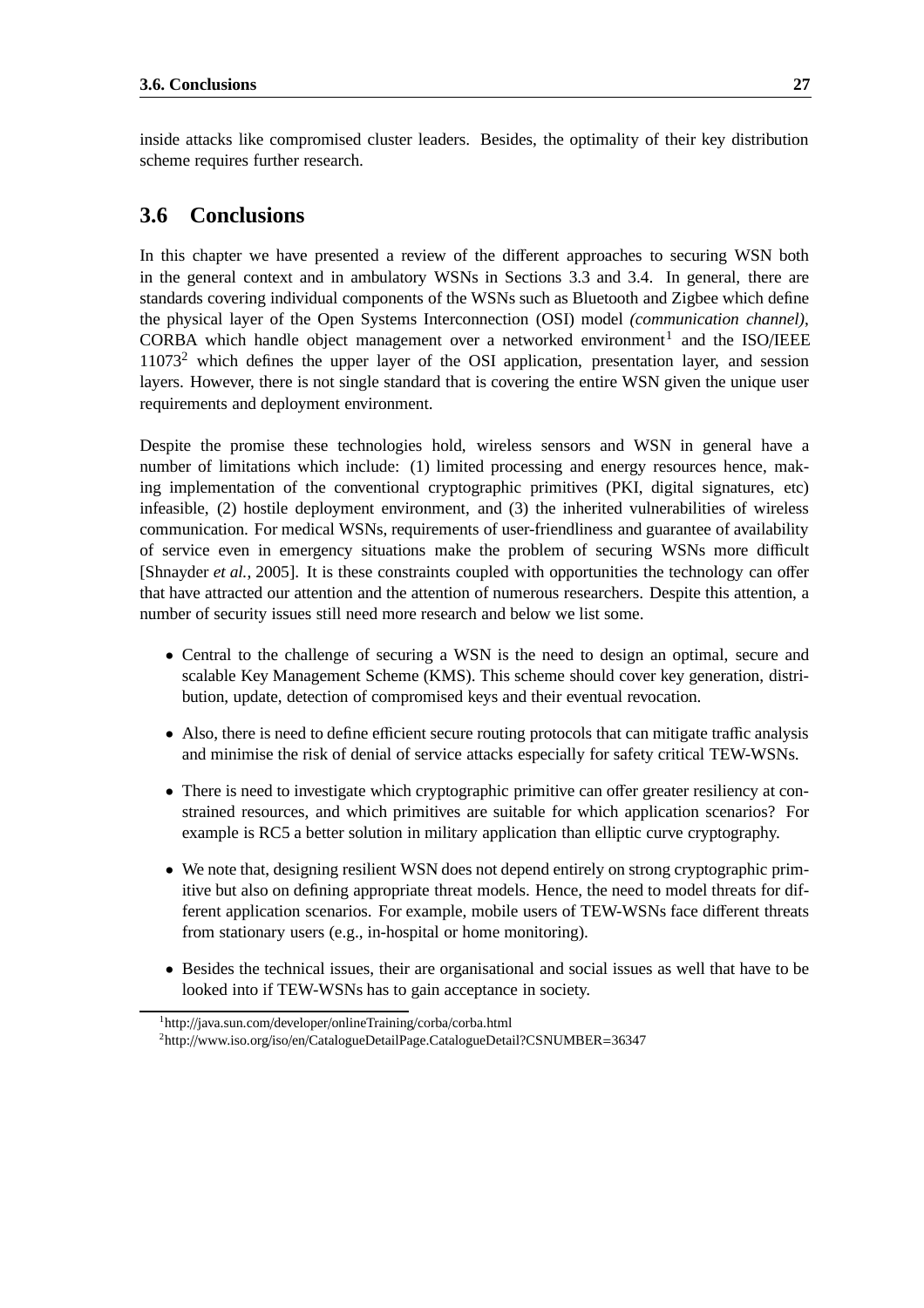inside attacks like compromised cluster leaders. Besides, the optimality of their key distribution scheme requires further research.

## 3.6 Conclusions

In this chapter we have presented a review of the different approaches to securing WSN both in the general context and in ambulatory WSNs in Sections 3.3 and 3.4. In general, there are standards covering individual components of the WSNs such as Bluetooth and Zigbee which define the physical layer of the Open Systems Interconnection (OSI) model *(communication channel)*, CORBA which handle object management over a networked environment[1] and the ISO/IEEE 11073[2] which defines the upper layer of the OSI application, presentation layer, and session layers. However, there is not single standard that is covering the entire WSN given the unique user requirements and deployment environment.

Despite the promise these technologies hold, wireless sensors and WSN in general have a number of limitations which include: (1) limited processing and energy resources hence, making implementation of the conventional cryptographic primitives (PKI, digital signatures, etc) infeasible, (2) hostile deployment environment, and (3) the inherited vulnerabilities of wireless communication. For medical WSNs, requirements of user-friendliness and guarantee of availability of service even in emergency situations make the problem of securing WSNs more difficult [Shnayder *et al.*, 2005]. It is these constraints coupled with opportunities the technology can offer that have attracted our attention and the attention of numerous researchers. Despite this attention, a number of security issues still need more research and below we list some.

- Central to the challenge of securing a WSN is the need to design an optimal, secure and scalable Key Management Scheme (KMS). This scheme should cover key generation, distribution, update, detection of compromised keys and their eventual revocation.
- Also, there is need to define efficient secure routing protocols that can mitigate traffic analysis and minimise the risk of denial of service attacks especially for safety critical TEW-WSNs.
- There is need to investigate which cryptographic primitive can offer greater resiliency at constrained resources, and which primitives are suitable for which application scenarios? For example is RC5 a better solution in military application than elliptic curve cryptography.
- We note that, designing resilient WSN does not depend entirely on strong cryptographic primitive but also on defining appropriate threat models. Hence, the need to model threats for different application scenarios. For example, mobile users of TEW-WSNs face different threats from stationary users (e.g., in-hospital or home monitoring).
- Besides the technical issues, their are organisational and social issues as well that have to be looked into if TEW-WSNs has to gain acceptance in society.

[1] http://java.sun.com/developer/onlineTraining/corba/corba.html

[2] http://www.iso.org/iso/en/CatalogueDetailPage.CatalogueDetail?CSNUMBER=36347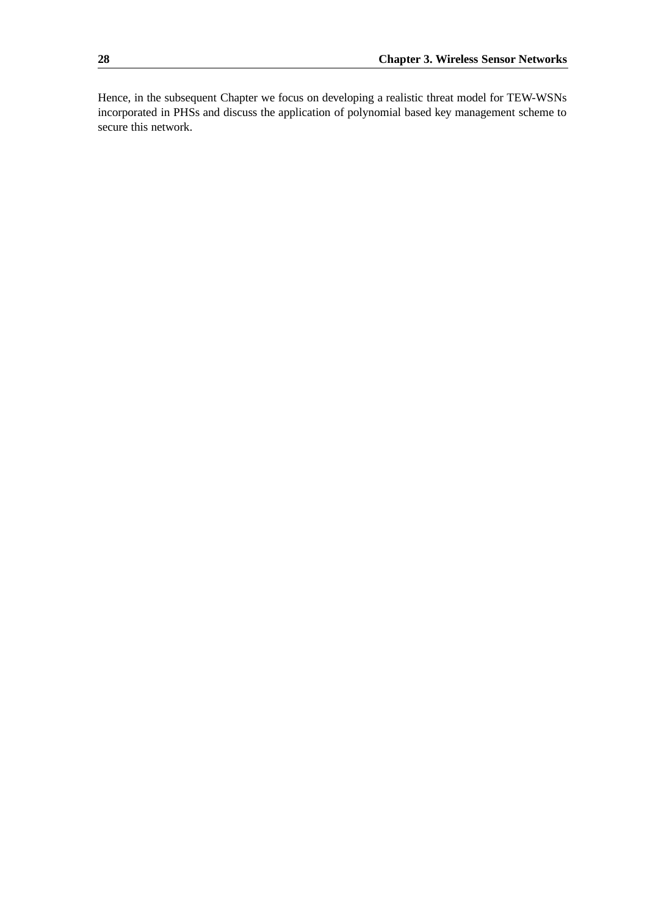Hence, in the subsequent Chapter we focus on developing a realistic threat model for TEW-WSNs incorporated in PHSs and discuss the application of polynomial based key management scheme to secure this network.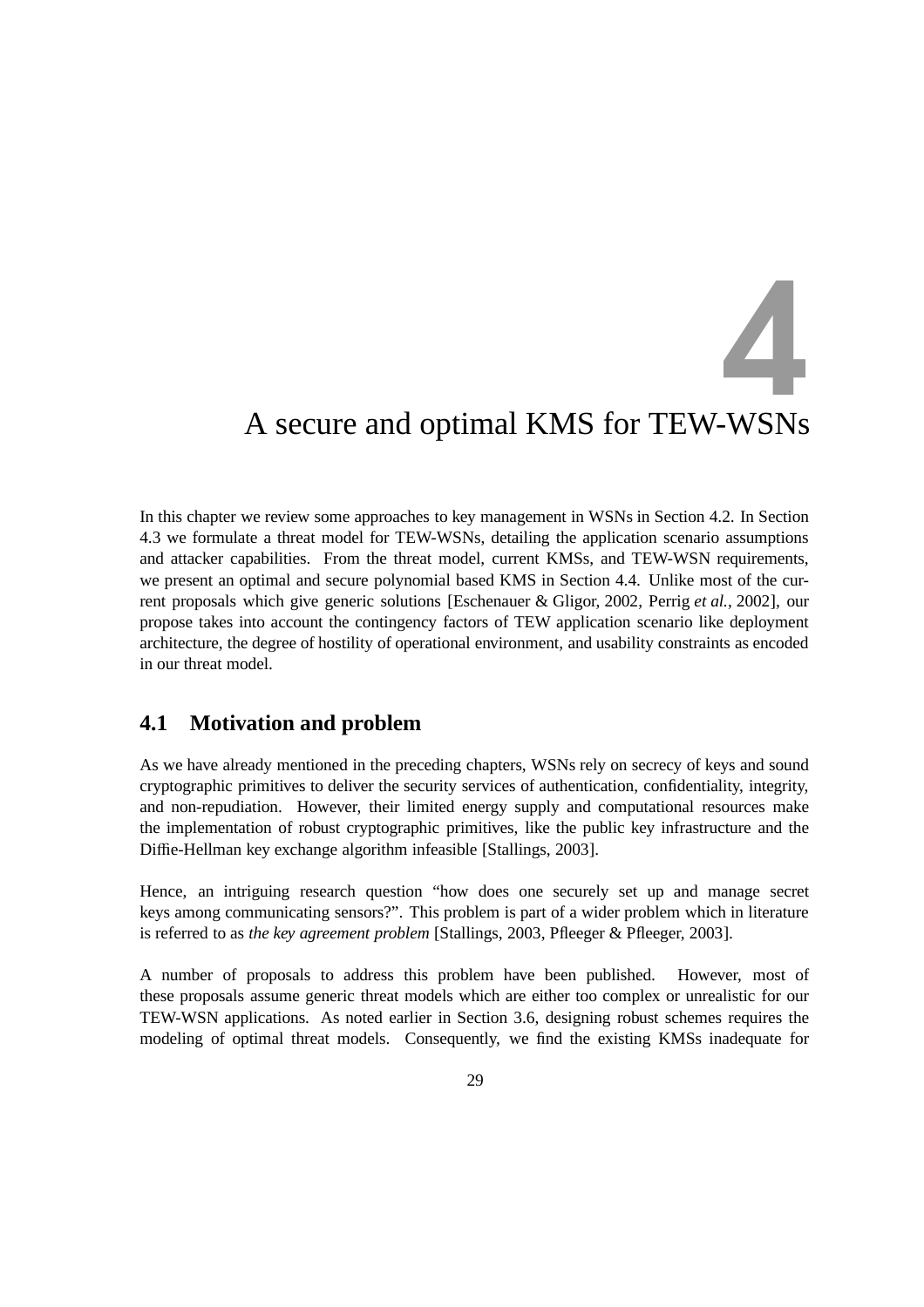# 4 A secure and optimal KMS for TEW-WSNs

In this chapter we review some approaches to key management in WSNs in Section 4.2. In Section 4.3 we formulate a threat model for TEW-WSNs, detailing the application scenario assumptions and attacker capabilities. From the threat model, current KMSs, and TEW-WSN requirements, we present an optimal and secure polynomial based KMS in Section 4.4. Unlike most of the current proposals which give generic solutions [Eschenauer & Gligor, 2002, Perrig *et al.*, 2002], our propose takes into account the contingency factors of TEW application scenario like deployment architecture, the degree of hostility of operational environment, and usability constraints as encoded in our threat model.

## 4.1 Motivation and problem

As we have already mentioned in the preceding chapters, WSNs rely on secrecy of keys and sound cryptographic primitives to deliver the security services of authentication, confidentiality, integrity, and non-repudiation. However, their limited energy supply and computational resources make the implementation of robust cryptographic primitives, like the public key infrastructure and the Diffie-Hellman key exchange algorithm infeasible [Stallings, 2003].

Hence, an intriguing research question "how does one securely set up and manage secret keys among communicating sensors?". This problem is part of a wider problem which in literature is referred to as *the key agreement problem* [Stallings, 2003, Pfleeger & Pfleeger, 2003].

A number of proposals to address this problem have been published. However, most of these proposals assume generic threat models which are either too complex or unrealistic for our TEW-WSN applications. As noted earlier in Section 3.6, designing robust schemes requires the modeling of optimal threat models. Consequently, we find the existing KMSs inadequate for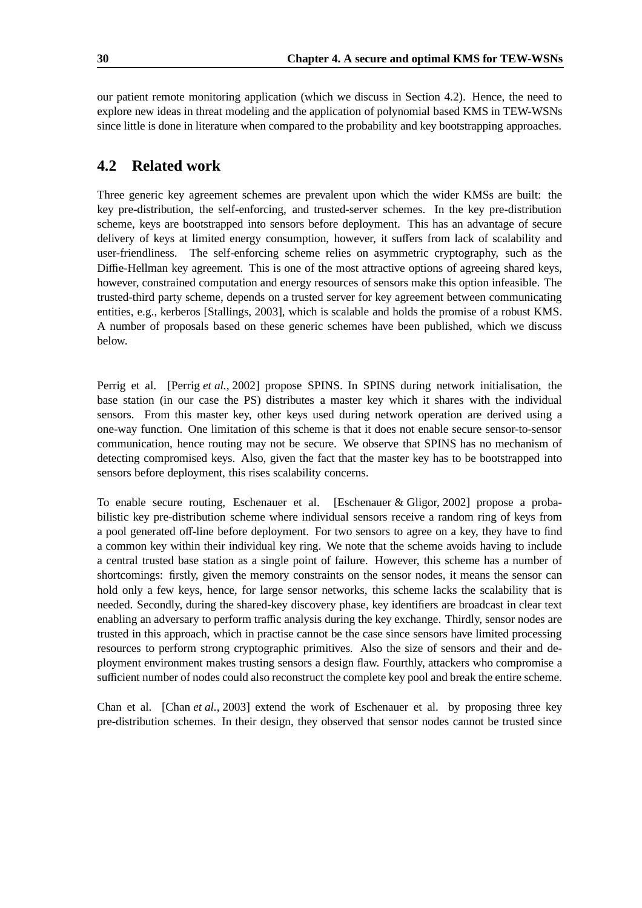our patient remote monitoring application (which we discuss in Section 4.2). Hence, the need to explore new ideas in threat modeling and the application of polynomial based KMS in TEW-WSNs since little is done in literature when compared to the probability and key bootstrapping approaches.

## 4.2 Related work

Three generic key agreement schemes are prevalent upon which the wider KMSs are built: the key pre-distribution, the self-enforcing, and trusted-server schemes. In the key pre-distribution scheme, keys are bootstrapped into sensors before deployment. This has an advantage of secure delivery of keys at limited energy consumption, however, it suffers from lack of scalability and user-friendliness. The self-enforcing scheme relies on asymmetric cryptography, such as the Diffie-Hellman key agreement. This is one of the most attractive options of agreeing shared keys, however, constrained computation and energy resources of sensors make this option infeasible. The trusted-third party scheme, depends on a trusted server for key agreement between communicating entities, e.g., kerberos [Stallings, 2003], which is scalable and holds the promise of a robust KMS. A number of proposals based on these generic schemes have been published, which we discuss below.

Perrig et al. [Perrig *et al.*, 2002] propose SPINS. In SPINS during network initialisation, the base station (in our case the PS) distributes a master key which it shares with the individual sensors. From this master key, other keys used during network operation are derived using a one-way function. One limitation of this scheme is that it does not enable secure sensor-to-sensor communication, hence routing may not be secure. We observe that SPINS has no mechanism of detecting compromised keys. Also, given the fact that the master key has to be bootstrapped into sensors before deployment, this rises scalability concerns.

To enable secure routing, Eschenauer et al. [Eschenauer & Gligor, 2002] propose a probabilistic key pre-distribution scheme where individual sensors receive a random ring of keys from a pool generated off-line before deployment. For two sensors to agree on a key, they have to find a common key within their individual key ring. We note that the scheme avoids having to include a central trusted base station as a single point of failure. However, this scheme has a number of shortcomings: firstly, given the memory constraints on the sensor nodes, it means the sensor can hold only a few keys, hence, for large sensor networks, this scheme lacks the scalability that is needed. Secondly, during the shared-key discovery phase, key identifiers are broadcast in clear text enabling an adversary to perform traffic analysis during the key exchange. Thirdly, sensor nodes are trusted in this approach, which in practise cannot be the case since sensors have limited processing resources to perform strong cryptographic primitives. Also the size of sensors and their and deployment environment makes trusting sensors a design flaw. Fourthly, attackers who compromise a sufficient number of nodes could also reconstruct the complete key pool and break the entire scheme.

Chan et al. [Chan *et al.*, 2003] extend the work of Eschenauer et al. by proposing three key pre-distribution schemes. In their design, they observed that sensor nodes cannot be trusted since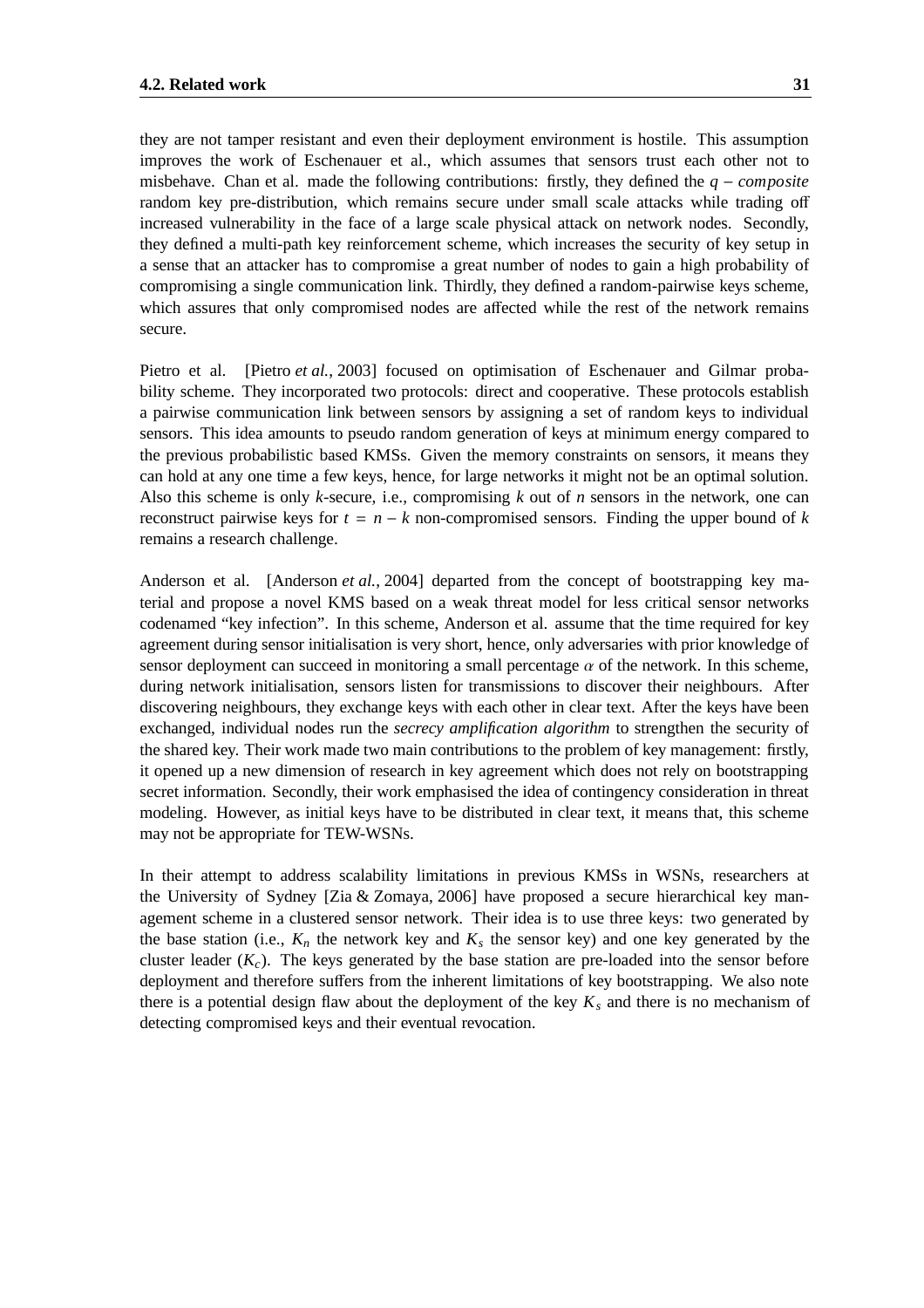they are not tamper resistant and even their deployment environment is hostile. This assumption improves the work of Eschenauer et al., which assumes that sensors trust each other not to misbehave. Chan et al. made the following contributions: firstly, they defined the $q - composite$ random key pre-distribution, which remains secure under small scale attacks while trading off increased vulnerability in the face of a large scale physical attack on network nodes. Secondly, they defined a multi-path key reinforcement scheme, which increases the security of key setup in a sense that an attacker has to compromise a great number of nodes to gain a high probability of compromising a single communication link. Thirdly, they defined a random-pairwise keys scheme, which assures that only compromised nodes are affected while the rest of the network remains secure.

Pietro et al. [Pietro *et al.*, 2003] focused on optimisation of Eschenauer and Gilmar probability scheme. They incorporated two protocols: direct and cooperative. These protocols establish a pairwise communication link between sensors by assigning a set of random keys to individual sensors. This idea amounts to pseudo random generation of keys at minimum energy compared to the previous probabilistic based KMSs. Given the memory constraints on sensors, it means they can hold at any one time a few keys, hence, for large networks it might not be an optimal solution. Also this scheme is only $k$-secure, i.e., compromising $k$ out of $n$ sensors in the network, one can reconstruct pairwise keys for $t = n - k$ non-compromised sensors. Finding the upper bound of $k$ remains a research challenge.

Anderson et al. [Anderson *et al.*, 2004] departed from the concept of bootstrapping key material and propose a novel KMS based on a weak threat model for less critical sensor networks codenamed "key infection". In this scheme, Anderson et al. assume that the time required for key agreement during sensor initialisation is very short, hence, only adversaries with prior knowledge of sensor deployment can succeed in monitoring a small percentage $\alpha$ of the network. In this scheme, during network initialisation, sensors listen for transmissions to discover their neighbours. After discovering neighbours, they exchange keys with each other in clear text. After the keys have been exchanged, individual nodes run the *secrecy amplification algorithm* to strengthen the security of the shared key. Their work made two main contributions to the problem of key management: firstly, it opened up a new dimension of research in key agreement which does not rely on bootstrapping secret information. Secondly, their work emphasised the idea of contingency consideration in threat modeling. However, as initial keys have to be distributed in clear text, it means that, this scheme may not be appropriate for TEW-WSNs.

In their attempt to address scalability limitations in previous KMSs in WSNs, researchers at the University of Sydney [Zia & Zomaya, 2006] have proposed a secure hierarchical key management scheme in a clustered sensor network. Their idea is to use three keys: two generated by the base station (i.e., $K_n$ the network key and $K_s$ the sensor key) and one key generated by the cluster leader ($K_c$). The keys generated by the base station are pre-loaded into the sensor before deployment and therefore suffers from the inherent limitations of key bootstrapping. We also note there is a potential design flaw about the deployment of the key $K_s$ and there is no mechanism of detecting compromised keys and their eventual revocation.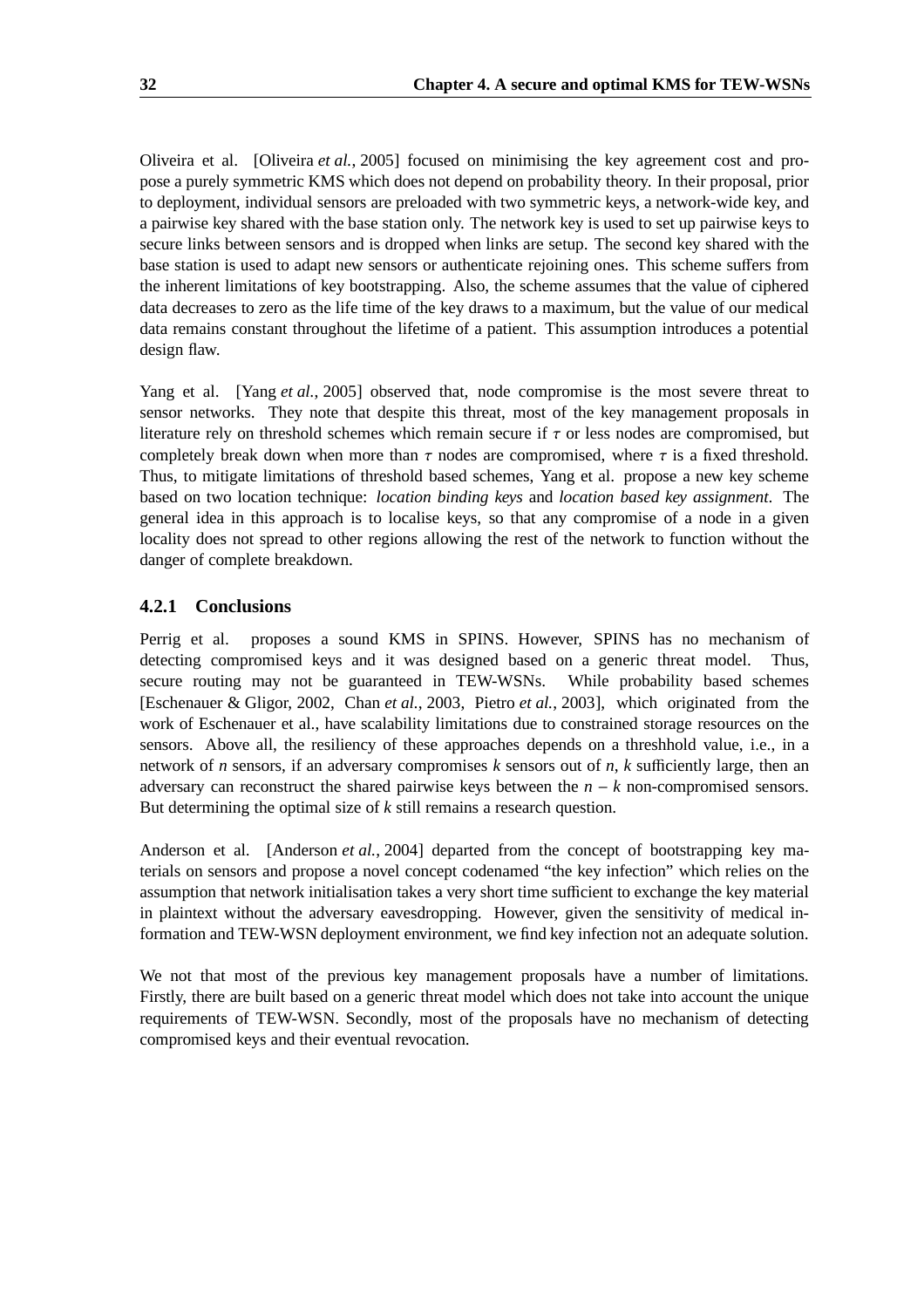Oliveira et al. [Oliveira *et al.*, 2005] focused on minimising the key agreement cost and propose a purely symmetric KMS which does not depend on probability theory. In their proposal, prior to deployment, individual sensors are preloaded with two symmetric keys, a network-wide key, and a pairwise key shared with the base station only. The network key is used to set up pairwise keys to secure links between sensors and is dropped when links are setup. The second key shared with the base station is used to adapt new sensors or authenticate rejoining ones. This scheme suffers from the inherent limitations of key bootstrapping. Also, the scheme assumes that the value of ciphered data decreases to zero as the life time of the key draws to a maximum, but the value of our medical data remains constant throughout the lifetime of a patient. This assumption introduces a potential design flaw.

Yang et al. [Yang *et al.*, 2005] observed that, node compromise is the most severe threat to sensor networks. They note that despite this threat, most of the key management proposals in literature rely on threshold schemes which remain secure if $\tau$ or less nodes are compromised, but completely break down when more than $\tau$ nodes are compromised, where $\tau$ is a fixed threshold. Thus, to mitigate limitations of threshold based schemes, Yang et al. propose a new key scheme based on two location technique: *location binding keys* and *location based key assignment*. The general idea in this approach is to localise keys, so that any compromise of a node in a given locality does not spread to other regions allowing the rest of the network to function without the danger of complete breakdown.

### 4.2.1 Conclusions

Perrig et al. proposes a sound KMS in SPINS. However, SPINS has no mechanism of detecting compromised keys and it was designed based on a generic threat model. Thus, secure routing may not be guaranteed in TEW-WSNs. While probability based schemes [Eschenauer & Gligor, 2002, Chan *et al.*, 2003, Pietro *et al.*, 2003], which originated from the work of Eschenauer et al., have scalability limitations due to constrained storage resources on the sensors. Above all, the resiliency of these approaches depends on a threshhold value, i.e., in a network of $n$ sensors, if an adversary compromises $k$ sensors out of $n$, $k$ sufficiently large, then an adversary can reconstruct the shared pairwise keys between the $n - k$ non-compromised sensors. But determining the optimal size of $k$ still remains a research question.

Anderson et al. [Anderson *et al.*, 2004] departed from the concept of bootstrapping key materials on sensors and propose a novel concept codenamed "the key infection" which relies on the assumption that network initialisation takes a very short time sufficient to exchange the key material in plaintext without the adversary eavesdropping. However, given the sensitivity of medical information and TEW-WSN deployment environment, we find key infection not an adequate solution.

We not that most of the previous key management proposals have a number of limitations. Firstly, there are built based on a generic threat model which does not take into account the unique requirements of TEW-WSN. Secondly, most of the proposals have no mechanism of detecting compromised keys and their eventual revocation.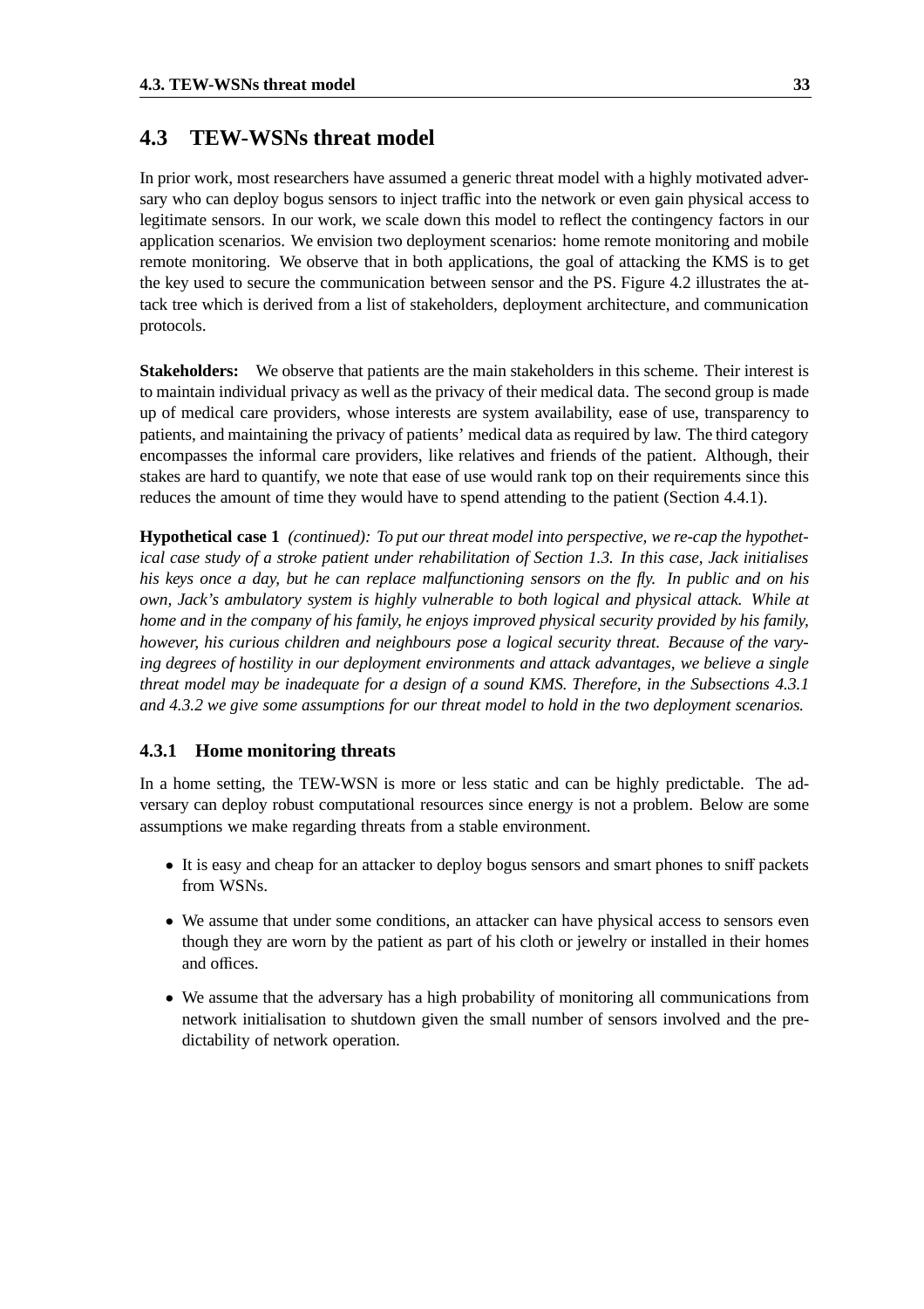## 4.3 TEW-WSNs threat model

In prior work, most researchers have assumed a generic threat model with a highly motivated adversary who can deploy bogus sensors to inject traffic into the network or even gain physical access to legitimate sensors. In our work, we scale down this model to reflect the contingency factors in our application scenarios. We envision two deployment scenarios: home remote monitoring and mobile remote monitoring. We observe that in both applications, the goal of attacking the KMS is to get the key used to secure the communication between sensor and the PS. Figure 4.2 illustrates the attack tree which is derived from a list of stakeholders, deployment architecture, and communication protocols.

**Stakeholders:** We observe that patients are the main stakeholders in this scheme. Their interest is to maintain individual privacy as well as the privacy of their medical data. The second group is made up of medical care providers, whose interests are system availability, ease of use, transparency to patients, and maintaining the privacy of patients' medical data as required by law. The third category encompasses the informal care providers, like relatives and friends of the patient. Although, their stakes are hard to quantify, we note that ease of use would rank top on their requirements since this reduces the amount of time they would have to spend attending to the patient (Section 4.4.1).

**Hypothetical case 1** *(continued): To put our threat model into perspective, we re-cap the hypothetical case study of a stroke patient under rehabilitation of Section 1.3. In this case, Jack initialises his keys once a day, but he can replace malfunctioning sensors on the fly. In public and on his own, Jack's ambulatory system is highly vulnerable to both logical and physical attack. While at home and in the company of his family, he enjoys improved physical security provided by his family, however, his curious children and neighbours pose a logical security threat. Because of the varying degrees of hostility in our deployment environments and attack advantages, we believe a single threat model may be inadequate for a design of a sound KMS. Therefore, in the Subsections 4.3.1 and 4.3.2 we give some assumptions for our threat model to hold in the two deployment scenarios.*

### 4.3.1 Home monitoring threats

In a home setting, the TEW-WSN is more or less static and can be highly predictable. The adversary can deploy robust computational resources since energy is not a problem. Below are some assumptions we make regarding threats from a stable environment.

- It is easy and cheap for an attacker to deploy bogus sensors and smart phones to sniff packets from WSNs.
- We assume that under some conditions, an attacker can have physical access to sensors even though they are worn by the patient as part of his cloth or jewelry or installed in their homes and offices.
- We assume that the adversary has a high probability of monitoring all communications from network initialisation to shutdown given the small number of sensors involved and the predictability of network operation.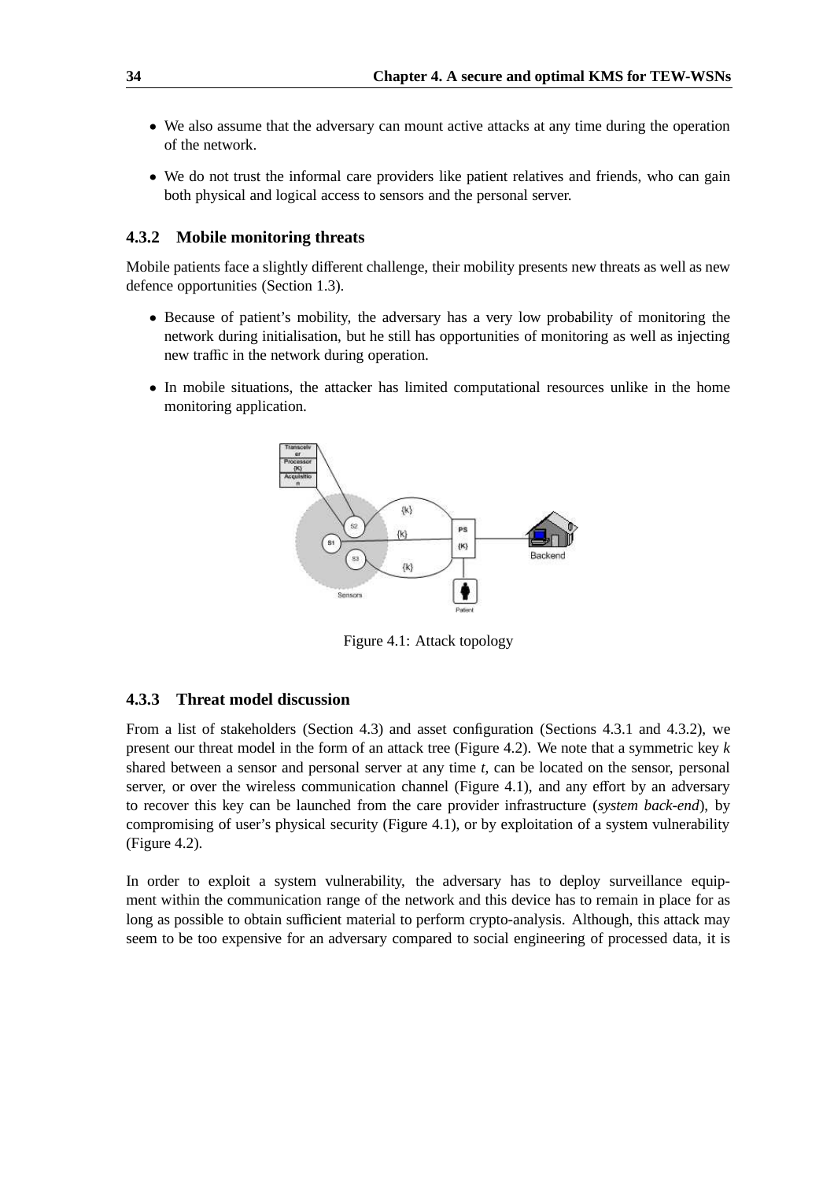- We also assume that the adversary can mount active attacks at any time during the operation of the network.
- We do not trust the informal care providers like patient relatives and friends, who can gain both physical and logical access to sensors and the personal server.

### 4.3.2 Mobile monitoring threats

Mobile patients face a slightly different challenge, their mobility presents new threats as well as new defence opportunities (Section 1.3).

- Because of patient's mobility, the adversary has a very low probability of monitoring the network during initialisation, but he still has opportunities of monitoring as well as injecting new traffic in the network during operation.
- In mobile situations, the attacker has limited computational resources unlike in the home monitoring application.

Figure 4.1: Attack topology

### 4.3.3 Threat model discussion

From a list of stakeholders (Section 4.3) and asset configuration (Sections 4.3.1 and 4.3.2), we present our threat model in the form of an attack tree (Figure 4.2). We note that a symmetric key $k$ shared between a sensor and personal server at any time $t$, can be located on the sensor, personal server, or over the wireless communication channel (Figure 4.1), and any effort by an adversary to recover this key can be launched from the care provider infrastructure (*system back-end*), by compromising of user's physical security (Figure 4.1), or by exploitation of a system vulnerability (Figure 4.2).

In order to exploit a system vulnerability, the adversary has to deploy surveillance equipment within the communication range of the network and this device has to remain in place for as long as possible to obtain sufficient material to perform crypto-analysis. Although, this attack may seem to be too expensive for an adversary compared to social engineering of processed data, it is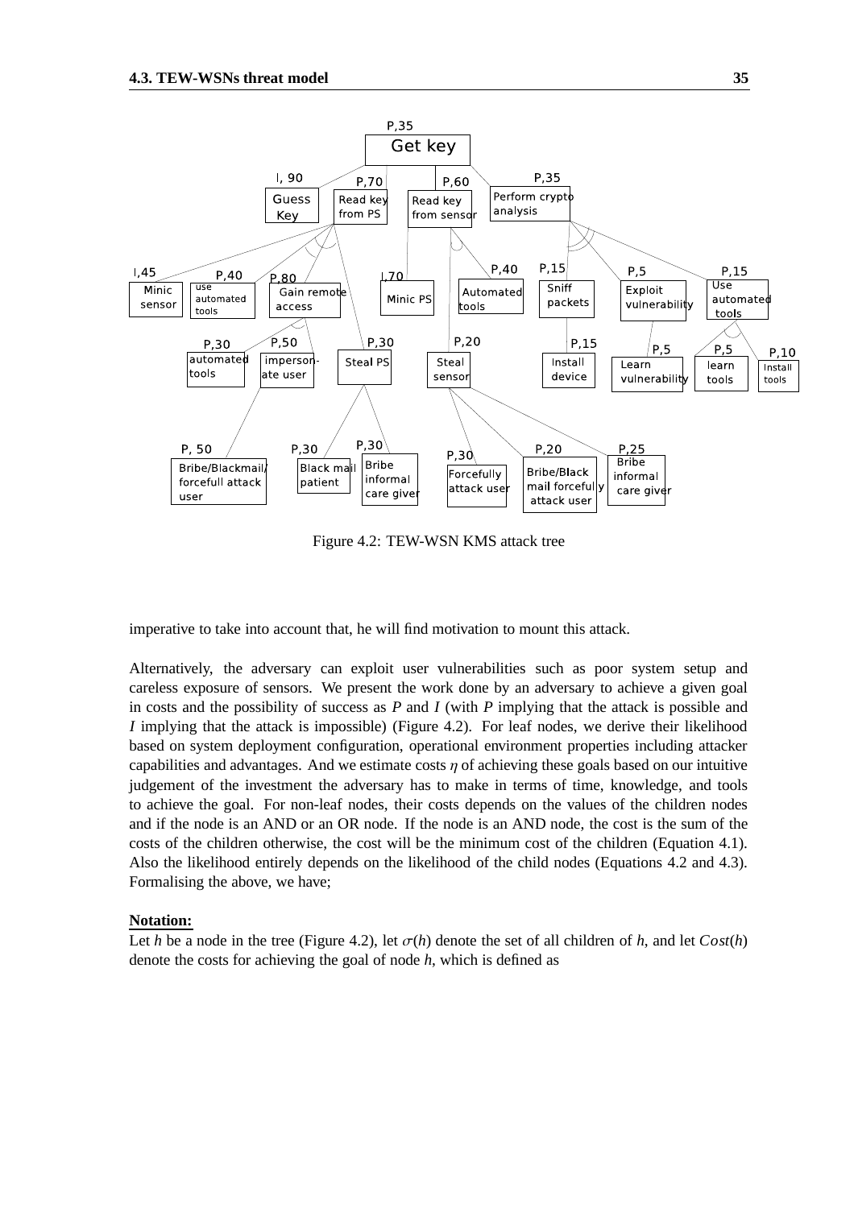Figure 4.2: TEW-WSN KMS attack tree

imperative to take into account that, he will find motivation to mount this attack.

Alternatively, the adversary can exploit user vulnerabilities such as poor system setup and careless exposure of sensors. We present the work done by an adversary to achieve a given goal in costs and the possibility of success as $P$ and $I$ (with $P$ implying that the attack is possible and $I$ implying that the attack is impossible) (Figure 4.2). For leaf nodes, we derive their likelihood based on system deployment configuration, operational environment properties including attacker capabilities and advantages. And we estimate costs $\eta$ of achieving these goals based on our intuitive judgement of the investment the adversary has to make in terms of time, knowledge, and tools to achieve the goal. For non-leaf nodes, their costs depends on the values of the children nodes and if the node is an AND or an OR node. If the node is an AND node, the cost is the sum of the costs of the children otherwise, the cost will be the minimum cost of the children (Equation 4.1). Also the likelihood entirely depends on the likelihood of the child nodes (Equations 4.2 and 4.3). Formalising the above, we have;

**Notation:**

Let $h$ be a node in the tree (Figure 4.2), let $\sigma(h)$ denote the set of all children of $h$, and let $Cost(h)$ denote the costs for achieving the goal of node $h$, which is defined as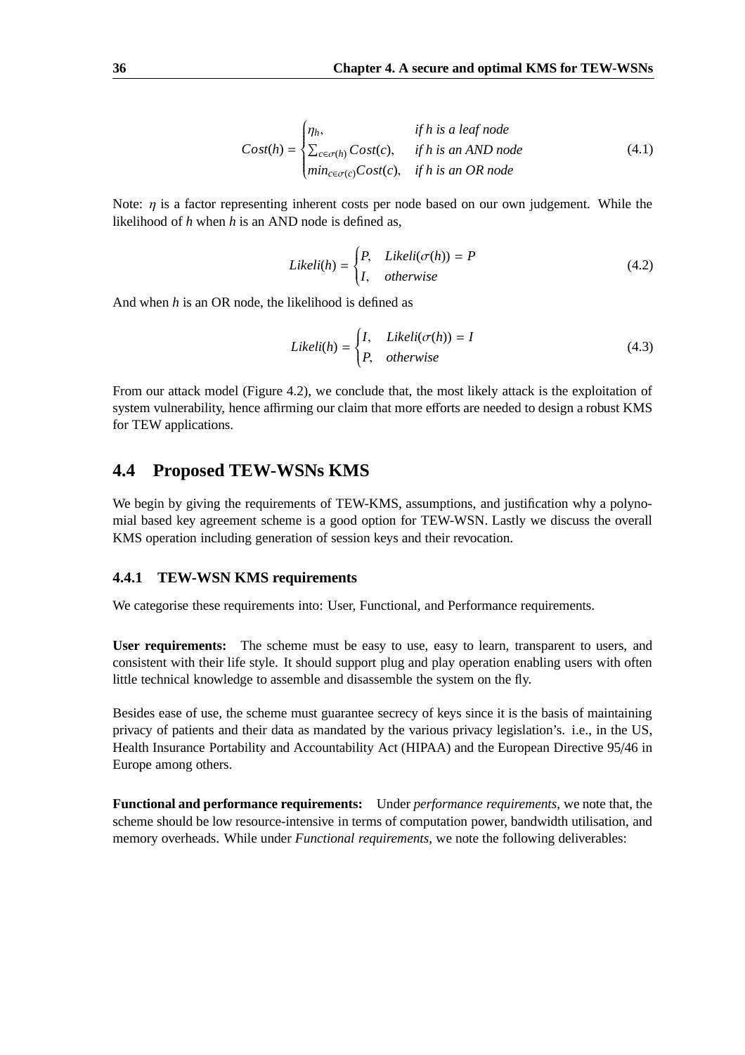$$Cost(h) = \begin{cases} \eta_h, & \textit{if h is a leaf node} \\ \sum_{c \in \sigma(h)} Cost(c), & \textit{if h is an AND node} \\ min_{c \in \sigma(c)} Cost(c), & \textit{if h is an OR node} \end{cases} \tag{4.1}$$

Note: $\eta$ is a factor representing inherent costs per node based on our own judgement. While the likelihood of $h$ when $h$ is an AND node is defined as,

$$Likeli(h) = \begin{cases} P, & Likeli(\sigma(h)) = P \\ I, & otherwise \end{cases} \tag{4.2}$$

And when $h$ is an OR node, the likelihood is defined as

$$Likeli(h) = \begin{cases} I, & Likeli(\sigma(h)) = I \\ P, & otherwise \end{cases} \tag{4.3}$$

From our attack model (Figure 4.2), we conclude that, the most likely attack is the exploitation of system vulnerability, hence affirming our claim that more efforts are needed to design a robust KMS for TEW applications.

## 4.4 Proposed TEW-WSNs KMS

We begin by giving the requirements of TEW-KMS, assumptions, and justification why a polynomial based key agreement scheme is a good option for TEW-WSN. Lastly we discuss the overall KMS operation including generation of session keys and their revocation.

### 4.4.1 TEW-WSN KMS requirements

We categorise these requirements into: User, Functional, and Performance requirements.

**User requirements:** The scheme must be easy to use, easy to learn, transparent to users, and consistent with their life style. It should support plug and play operation enabling users with often little technical knowledge to assemble and disassemble the system on the fly.

Besides ease of use, the scheme must guarantee secrecy of keys since it is the basis of maintaining privacy of patients and their data as mandated by the various privacy legislation's. i.e., in the US, Health Insurance Portability and Accountability Act (HIPAA) and the European Directive 95/46 in Europe among others.

**Functional and performance requirements:** Under *performance requirements*, we note that, the scheme should be low resource-intensive in terms of computation power, bandwidth utilisation, and memory overheads. While under *Functional requirements*, we note the following deliverables: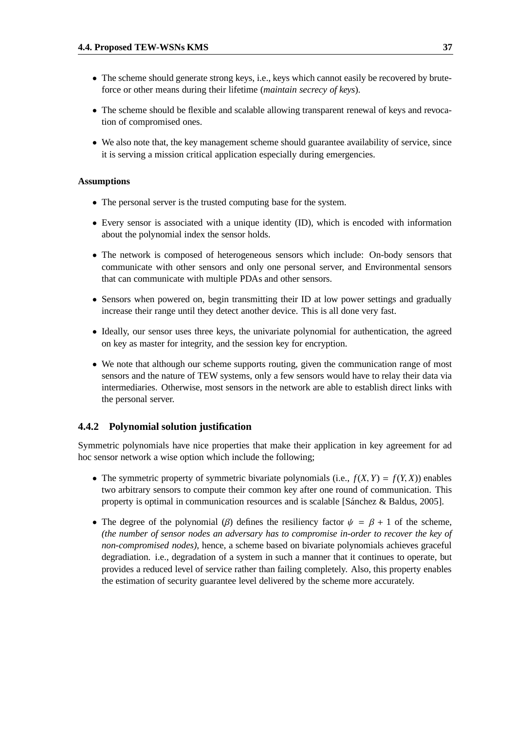- The scheme should generate strong keys, i.e., keys which cannot easily be recovered by brute-force or other means during their lifetime (*maintain secrecy of keys*).
- The scheme should be flexible and scalable allowing transparent renewal of keys and revocation of compromised ones.
- We also note that, the key management scheme should guarantee availability of service, since it is serving a mission critical application especially during emergencies.

**Assumptions**

- The personal server is the trusted computing base for the system.
- Every sensor is associated with a unique identity (ID), which is encoded with information about the polynomial index the sensor holds.
- The network is composed of heterogeneous sensors which include: On-body sensors that communicate with other sensors and only one personal server, and Environmental sensors that can communicate with multiple PDAs and other sensors.
- Sensors when powered on, begin transmitting their ID at low power settings and gradually increase their range until they detect another device. This is all done very fast.
- Ideally, our sensor uses three keys, the univariate polynomial for authentication, the agreed on key as master for integrity, and the session key for encryption.
- We note that although our scheme supports routing, given the communication range of most sensors and the nature of TEW systems, only a few sensors would have to relay their data via intermediaries. Otherwise, most sensors in the network are able to establish direct links with the personal server.

### 4.4.2 Polynomial solution justification

Symmetric polynomials have nice properties that make their application in key agreement for ad hoc sensor network a wise option which include the following;

- The symmetric property of symmetric bivariate polynomials (i.e., $f(X, Y) = f(Y, X)$) enables two arbitrary sensors to compute their common key after one round of communication. This property is optimal in communication resources and is scalable [Sánchez & Baldus, 2005].
- The degree of the polynomial ($\beta$) defines the resiliency factor $\psi = \beta + 1$ of the scheme, *(the number of sensor nodes an adversary has to compromise in-order to recover the key of non-compromised nodes)*, hence, a scheme based on bivariate polynomials achieves graceful degradiation. i.e., degradation of a system in such a manner that it continues to operate, but provides a reduced level of service rather than failing completely. Also, this property enables the estimation of security guarantee level delivered by the scheme more accurately.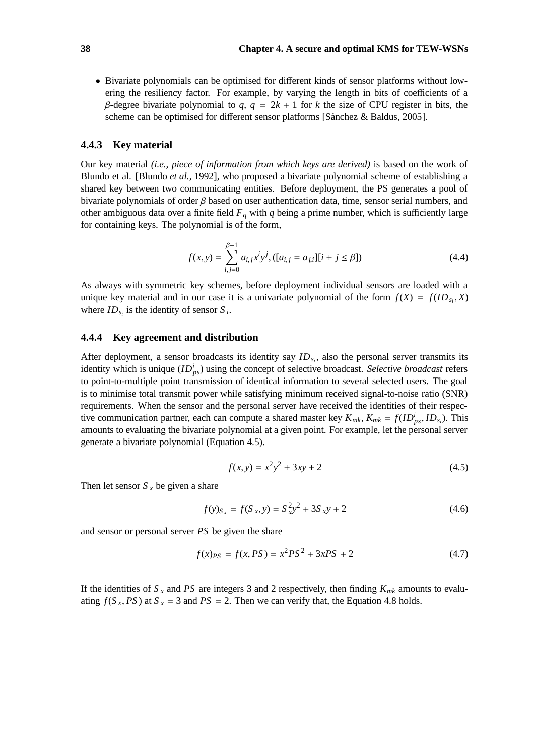- Bivariate polynomials can be optimised for different kinds of sensor platforms without lowering the resiliency factor. For example, by varying the length in bits of coefficients of a $\beta$-degree bivariate polynomial to $q$, $q = 2k + 1$ for $k$ the size of CPU register in bits, the scheme can be optimised for different sensor platforms [Sánchez & Baldus, 2005].

### 4.4.3 Key material

Our key material *(i.e., piece of information from which keys are derived)* is based on the work of Blundo et al. [Blundo *et al.*, 1992], who proposed a bivariate polynomial scheme of establishing a shared key between two communicating entities. Before deployment, the PS generates a pool of bivariate polynomials of order $\beta$ based on user authentication data, time, sensor serial numbers, and other ambiguous data over a finite field $F_q$ with $q$ being a prime number, which is sufficiently large for containing keys. The polynomial is of the form,

$$f(x, y) = \sum_{i,j=0}^{\beta-1} a_{i,j} x^i y^j, ([a_{i,j} = a_{j,i}][i + j \leq \beta]) \tag{4.4}$$

As always with symmetric key schemes, before deployment individual sensors are loaded with a unique key material and in our case it is a univariate polynomial of the form $f(X) = f(ID_{s_i}, X)$ where $ID_{s_i}$ is the identity of sensor $S_i$.

### 4.4.4 Key agreement and distribution

After deployment, a sensor broadcasts its identity say $ID_{s_i}$, also the personal server transmits its identity which is unique ($ID^i_{ps}$) using the concept of selective broadcast. *Selective broadcast* refers to point-to-multiple point transmission of identical information to several selected users. The goal is to minimise total transmit power while satisfying minimum received signal-to-noise ratio (SNR) requirements. When the sensor and the personal server have received the identities of their respective communication partner, each can compute a shared master key $K_{mk}$, $K_{mk} = f(ID^i_{ps}, ID_{s_i})$. This amounts to evaluating the bivariate polynomial at a given point. For example, let the personal server generate a bivariate polynomial (Equation 4.5).

$$f(x, y) = x^2 y^2 + 3xy + 2 \tag{4.5}$$

Then let sensor $S_x$ be given a share

$$f(y)_{S_x} = f(S_x, y) = S_x^2 y^2 + 3S_x y + 2 \tag{4.6}$$

and sensor or personal server $PS$ be given the share

$$f(x)_{PS} = f(x, PS) = x^2 PS^2 + 3xPS + 2 \tag{4.7}$$

If the identities of $S_x$ and $PS$ are integers 3 and 2 respectively, then finding $K_{mk}$ amounts to evaluating $f(S_x, PS)$ at $S_x = 3$ and $PS = 2$. Then we can verify that, the Equation 4.8 holds.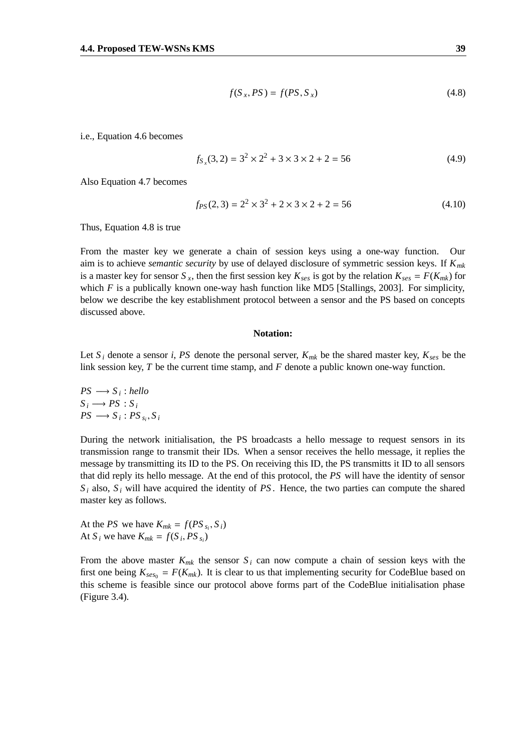$$f(S_x, PS) = f(PS, S_x) \tag{4.8}$$

i.e., Equation 4.6 becomes

$$f_{S_x}(3, 2) = 3^2 \times 2^2 + 3 \times 3 \times 2 + 2 = 56 \tag{4.9}$$

Also Equation 4.7 becomes

$$f_{PS}(2, 3) = 2^2 \times 3^2 + 2 \times 3 \times 2 + 2 = 56 \tag{4.10}$$

Thus, Equation 4.8 is true

From the master key we generate a chain of session keys using a one-way function. Our aim is to achieve *semantic security* by use of delayed disclosure of symmetric session keys. If $K_{mk}$ is a master key for sensor $S_x$, then the first session key $K_{ses}$ is got by the relation $K_{ses} = F(K_{mk})$ for which $F$ is a publically known one-way hash function like MD5 [Stallings, 2003]. For simplicity, below we describe the key establishment protocol between a sensor and the PS based on concepts discussed above.

**Notation:**

Let $S_i$ denote a sensor $i$, $PS$ denote the personal server, $K_{mk}$ be the shared master key, $K_{ses}$ be the link session key, $T$ be the current time stamp, and $F$ denote a public known one-way function.

$PS \longrightarrow S_i : hello$
$S_i \longrightarrow PS : S_i$
$PS \longrightarrow S_i : PS_{s_i}, S_i$

During the network initialisation, the PS broadcasts a hello message to request sensors in its transmission range to transmit their IDs. When a sensor receives the hello message, it replies the message by transmitting its ID to the PS. On receiving this ID, the PS transmitts it ID to all sensors that did reply its hello message. At the end of this protocol, the $PS$ will have the identity of sensor $S_i$ also, $S_i$ will have acquired the identity of $PS$. Hence, the two parties can compute the shared master key as follows.

At the $PS$ we have $K_{mk} = f(PS_{s_i}, S_i)$
At $S_i$ we have $K_{mk} = f(S_i, PS_{s_i})$

From the above master $K_{mk}$ the sensor $S_i$ can now compute a chain of session keys with the first one being $K_{ses_0} = F(K_{mk})$. It is clear to us that implementing security for CodeBlue based on this scheme is feasible since our protocol above forms part of the CodeBlue initialisation phase (Figure 3.4).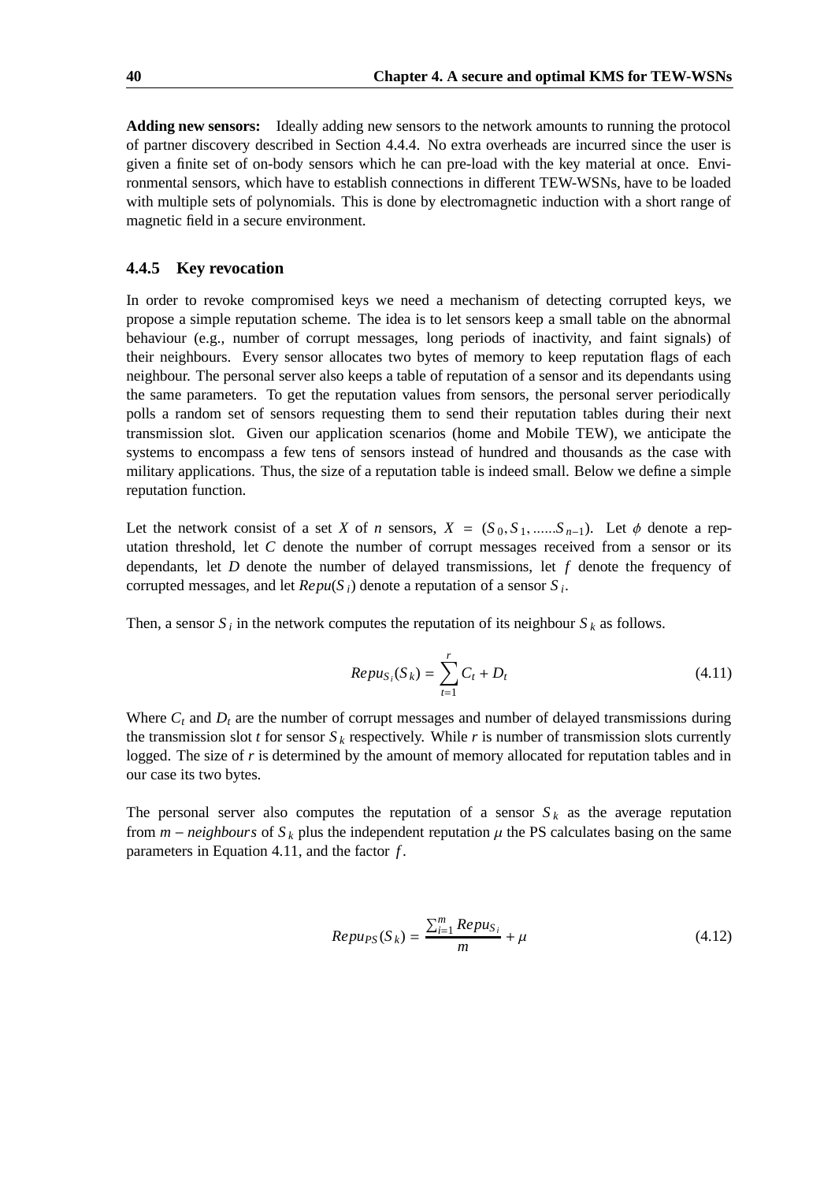**Adding new sensors:** Ideally adding new sensors to the network amounts to running the protocol of partner discovery described in Section 4.4.4. No extra overheads are incurred since the user is given a finite set of on-body sensors which he can pre-load with the key material at once. Environmental sensors, which have to establish connections in different TEW-WSNs, have to be loaded with multiple sets of polynomials. This is done by electromagnetic induction with a short range of magnetic field in a secure environment.

### 4.4.5 Key revocation

In order to revoke compromised keys we need a mechanism of detecting corrupted keys, we propose a simple reputation scheme. The idea is to let sensors keep a small table on the abnormal behaviour (e.g., number of corrupt messages, long periods of inactivity, and faint signals) of their neighbours. Every sensor allocates two bytes of memory to keep reputation flags of each neighbour. The personal server also keeps a table of reputation of a sensor and its dependants using the same parameters. To get the reputation values from sensors, the personal server periodically polls a random set of sensors requesting them to send their reputation tables during their next transmission slot. Given our application scenarios (home and Mobile TEW), we anticipate the systems to encompass a few tens of sensors instead of hundred and thousands as the case with military applications. Thus, the size of a reputation table is indeed small. Below we define a simple reputation function.

Let the network consist of a set $X$ of $n$ sensors, $X = (S_0, S_1, ......S_{n-1})$. Let $\phi$ denote a reputation threshold, let $C$ denote the number of corrupt messages received from a sensor or its dependants, let $D$ denote the number of delayed transmissions, let $f$ denote the frequency of corrupted messages, and let $Repu(S_i)$ denote a reputation of a sensor $S_i$.

Then, a sensor $S_i$ in the network computes the reputation of its neighbour $S_k$ as follows.

$$Repu_{S_i}(S_k) = \sum_{t=1}^{r} C_t + D_t \tag{4.11}$$

Where $C_t$ and $D_t$ are the number of corrupt messages and number of delayed transmissions during the transmission slot $t$ for sensor $S_k$ respectively. While $r$ is number of transmission slots currently logged. The size of $r$ is determined by the amount of memory allocated for reputation tables and in our case its two bytes.

The personal server also computes the reputation of a sensor $S_k$ as the average reputation from $m - neighbours$ of $S_k$ plus the independent reputation $\mu$ the PS calculates basing on the same parameters in Equation 4.11, and the factor $f$.

$$Repu_{PS}(S_k) = \frac{\sum_{i=1}^{m} Repu_{S_i}}{m} + \mu \tag{4.12}$$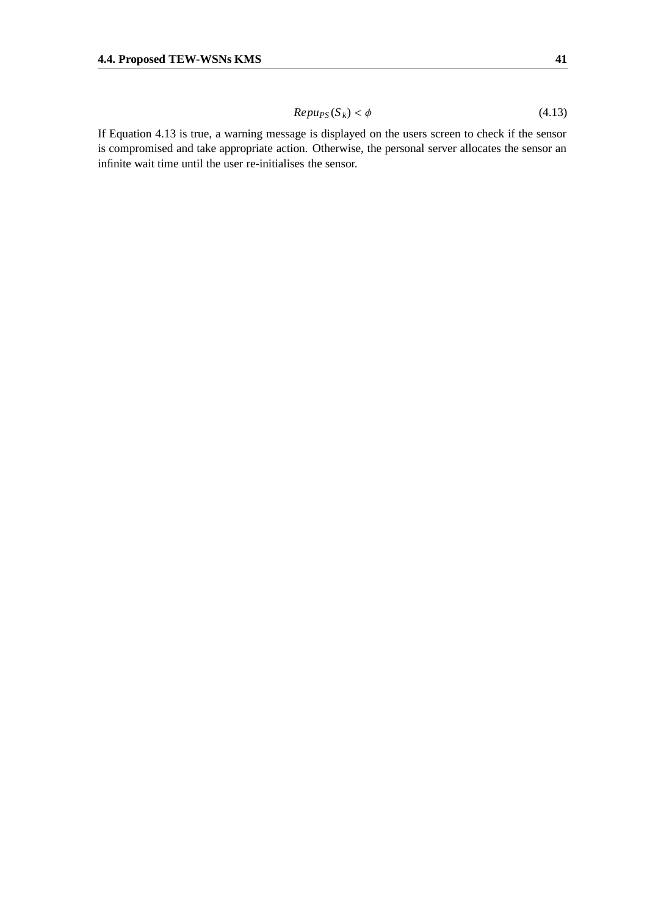$$Repu_{PS}(S_k) < \phi \tag{4.13}$$

If Equation 4.13 is true, a warning message is displayed on the users screen to check if the sensor is compromised and take appropriate action. Otherwise, the personal server allocates the sensor an infinite wait time until the user re-initialises the sensor.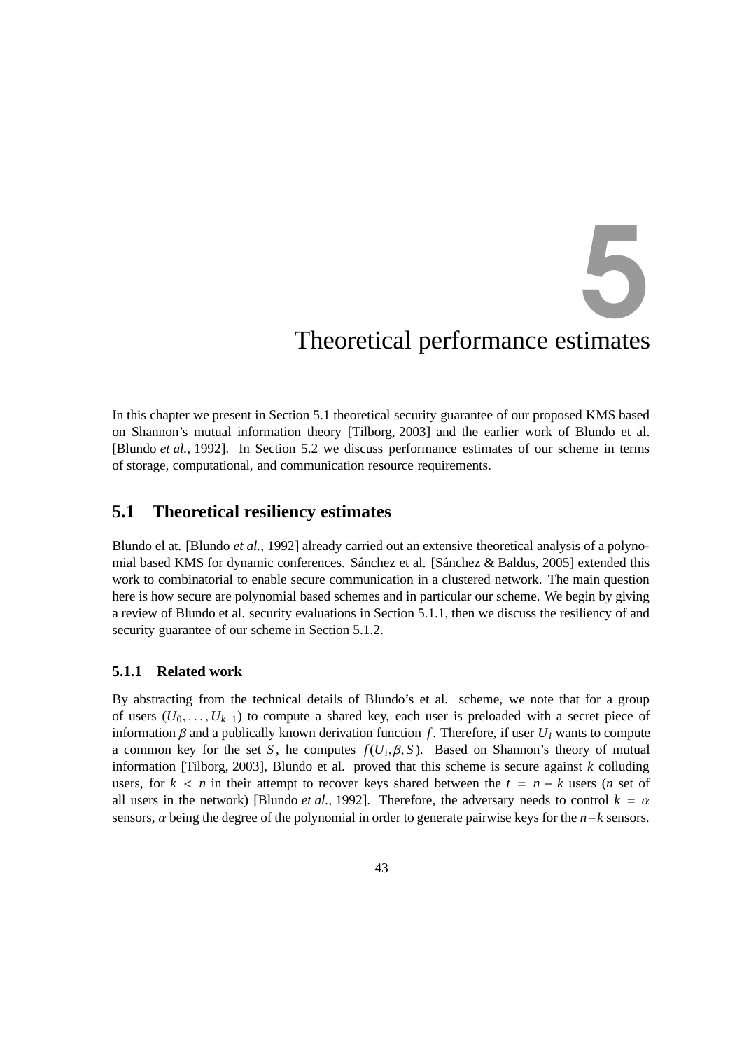# 5 Theoretical performance estimates

In this chapter we present in Section 5.1 theoretical security guarantee of our proposed KMS based on Shannon's mutual information theory [Tilborg, 2003] and the earlier work of Blundo et al. [Blundo *et al.*, 1992]. In Section 5.2 we discuss performance estimates of our scheme in terms of storage, computational, and communication resource requirements.

## 5.1 Theoretical resiliency estimates

Blundo el at. [Blundo *et al.*, 1992] already carried out an extensive theoretical analysis of a polynomial based KMS for dynamic conferences. Sánchez et al. [Sánchez & Baldus, 2005] extended this work to combinatorial to enable secure communication in a clustered network. The main question here is how secure are polynomial based schemes and in particular our scheme. We begin by giving a review of Blundo et al. security evaluations in Section 5.1.1, then we discuss the resiliency of and security guarantee of our scheme in Section 5.1.2.

### 5.1.1 Related work

By abstracting from the technical details of Blundo's et al. scheme, we note that for a group of users $(U_0, \ldots, U_{k-1})$ to compute a shared key, each user is preloaded with a secret piece of information $\beta$ and a publically known derivation function $f$. Therefore, if user $U_i$ wants to compute a common key for the set $S$, he computes $f(U_i, \beta, S)$. Based on Shannon's theory of mutual information [Tilborg, 2003], Blundo et al. proved that this scheme is secure against $k$ colluding users, for $k < n$ in their attempt to recover keys shared between the $t = n - k$ users ($n$ set of all users in the network) [Blundo *et al.*, 1992]. Therefore, the adversary needs to control $k = \alpha$ sensors, $\alpha$ being the degree of the polynomial in order to generate pairwise keys for the $n - k$ sensors.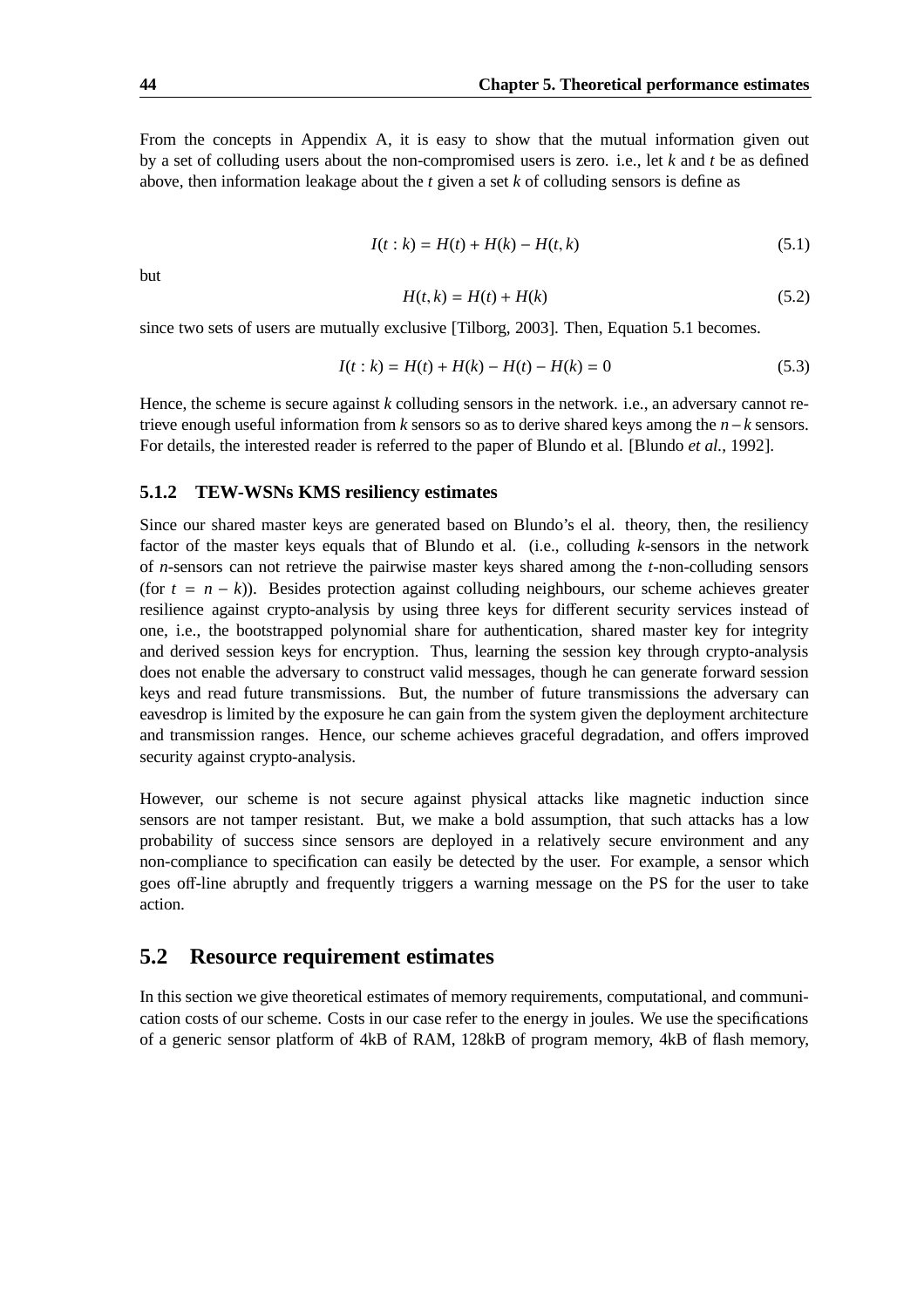From the concepts in Appendix A, it is easy to show that the mutual information given out by a set of colluding users about the non-compromised users is zero. i.e., let $k$ and $t$ be as defined above, then information leakage about the $t$ given a set $k$ of colluding sensors is define as

$$I(t:k) = H(t) + H(k) - H(t,k) \tag{5.1}$$

but

$$H(t,k) = H(t) + H(k) \tag{5.2}$$

since two sets of users are mutually exclusive [Tilborg, 2003]. Then, Equation 5.1 becomes.

$$I(t:k) = H(t) + H(k) - H(t) - H(k) = 0 \tag{5.3}$$

Hence, the scheme is secure against $k$ colluding sensors in the network. i.e., an adversary cannot retrieve enough useful information from $k$ sensors so as to derive shared keys among the $n-k$ sensors. For details, the interested reader is referred to the paper of Blundo et al. [Blundo *et al.*, 1992].

### 5.1.2 TEW-WSNs KMS resiliency estimates

Since our shared master keys are generated based on Blundo's el al. theory, then, the resiliency factor of the master keys equals that of Blundo et al. (i.e., colluding $k$-sensors in the network of $n$-sensors can not retrieve the pairwise master keys shared among the $t$-non-colluding sensors (for $t = n - k$)). Besides protection against colluding neighbours, our scheme achieves greater resilience against crypto-analysis by using three keys for different security services instead of one, i.e., the bootstrapped polynomial share for authentication, shared master key for integrity and derived session keys for encryption. Thus, learning the session key through crypto-analysis does not enable the adversary to construct valid messages, though he can generate forward session keys and read future transmissions. But, the number of future transmissions the adversary can eavesdrop is limited by the exposure he can gain from the system given the deployment architecture and transmission ranges. Hence, our scheme achieves graceful degradation, and offers improved security against crypto-analysis.

However, our scheme is not secure against physical attacks like magnetic induction since sensors are not tamper resistant. But, we make a bold assumption, that such attacks has a low probability of success since sensors are deployed in a relatively secure environment and any non-compliance to specification can easily be detected by the user. For example, a sensor which goes off-line abruptly and frequently triggers a warning message on the PS for the user to take action.

## 5.2 Resource requirement estimates

In this section we give theoretical estimates of memory requirements, computational, and communication costs of our scheme. Costs in our case refer to the energy in joules. We use the specifications of a generic sensor platform of 4kB of RAM, 128kB of program memory, 4kB of flash memory,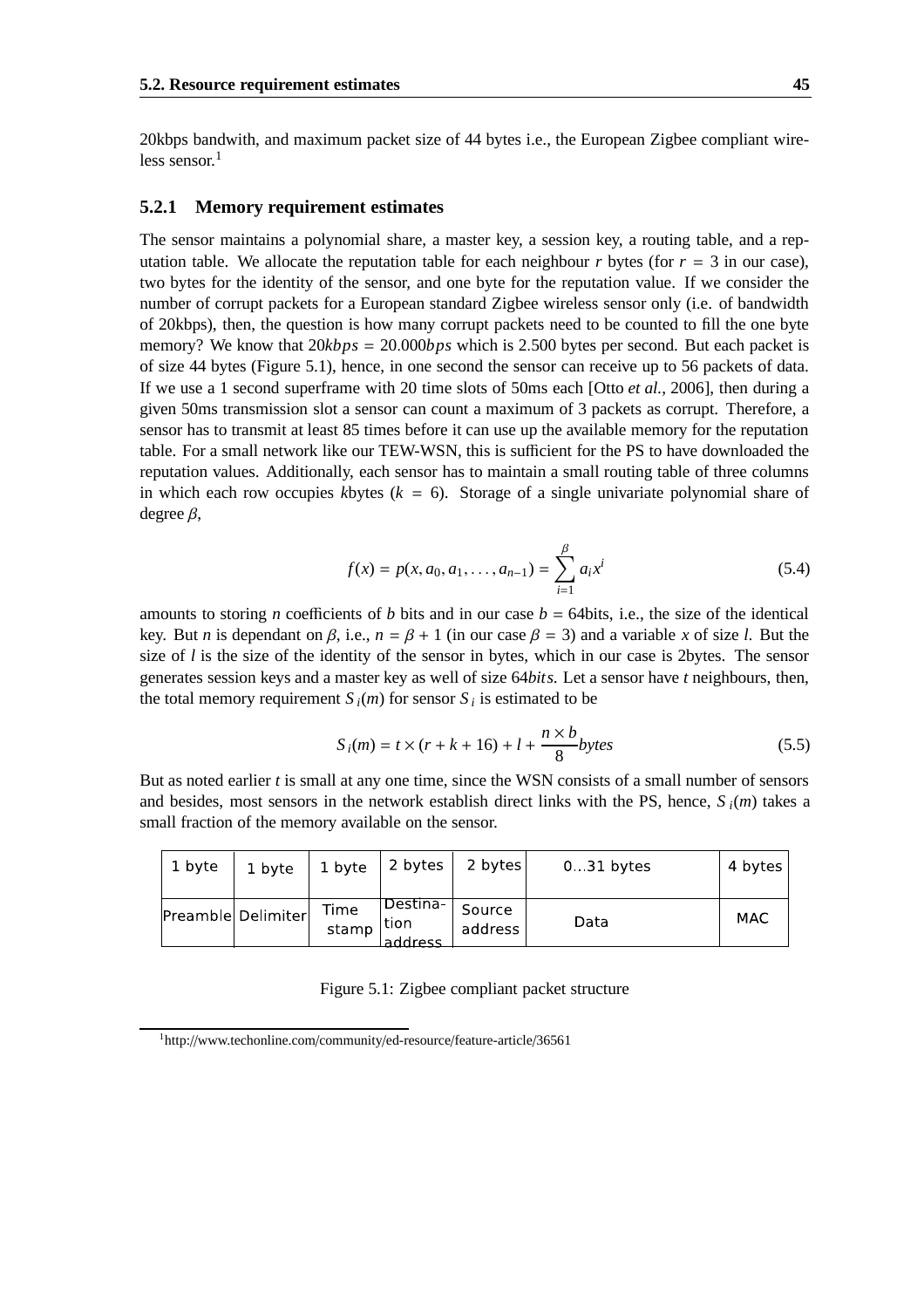20kbps bandwith, and maximum packet size of 44 bytes i.e., the European Zigbee compliant wireless sensor.[1]

### 5.2.1 Memory requirement estimates

The sensor maintains a polynomial share, a master key, a session key, a routing table, and a reputation table. We allocate the reputation table for each neighbour $r$ bytes (for $r = 3$ in our case), two bytes for the identity of the sensor, and one byte for the reputation value. If we consider the number of corrupt packets for a European standard Zigbee wireless sensor only (i.e. of bandwidth of 20kbps), then, the question is how many corrupt packets need to be counted to fill the one byte memory? We know that $20kbps = 20.000bps$ which is 2.500 bytes per second. But each packet is of size 44 bytes (Figure 5.1), hence, in one second the sensor can receive up to 56 packets of data. If we use a 1 second superframe with 20 time slots of 50ms each [Otto *et al.*, 2006], then during a given 50ms transmission slot a sensor can count a maximum of 3 packets as corrupt. Therefore, a sensor has to transmit at least 85 times before it can use up the available memory for the reputation table. For a small network like our TEW-WSN, this is sufficient for the PS to have downloaded the reputation values. Additionally, each sensor has to maintain a small routing table of three columns in which each row occupies $k$bytes ($k = 6$). Storage of a single univariate polynomial share of degree $\beta$,

$$f(x) = p(x, a_0, a_1, \ldots, a_{n-1}) = \sum_{i=1}^{\beta} a_i x^i \tag{5.4}$$

amounts to storing $n$ coefficients of $b$ bits and in our case $b = 64$bits, i.e., the size of the identical key. But $n$ is dependant on $\beta$, i.e., $n = \beta + 1$ (in our case $\beta = 3$) and a variable $x$ of size $l$. But the size of $l$ is the size of the identity of the sensor in bytes, which in our case is 2bytes. The sensor generates session keys and a master key as well of size $64bits$. Let a sensor have $t$ neighbours, then, the total memory requirement $S_i(m)$ for sensor $S_i$ is estimated to be

$$S_i(m) = t \times (r + k + 16) + l + \frac{n \times b}{8} bytes \tag{5.5}$$

But as noted earlier $t$ is small at any one time, since the WSN consists of a small number of sensors and besides, most sensors in the network establish direct links with the PS, hence, $S_i(m)$ takes a small fraction of the memory available on the sensor.

| 1 byte | 1 byte | 1 byte | 2 bytes | 2 bytes | 0...31 bytes | 4 bytes |
|---|---|---|---|---|---|---|
| Preamble | Delimiter | Time stamp | Destination address | Source address | Data | MAC |

Figure 5.1: Zigbee compliant packet structure

[1] http://www.techonline.com/community/ed-resource/feature-article/36561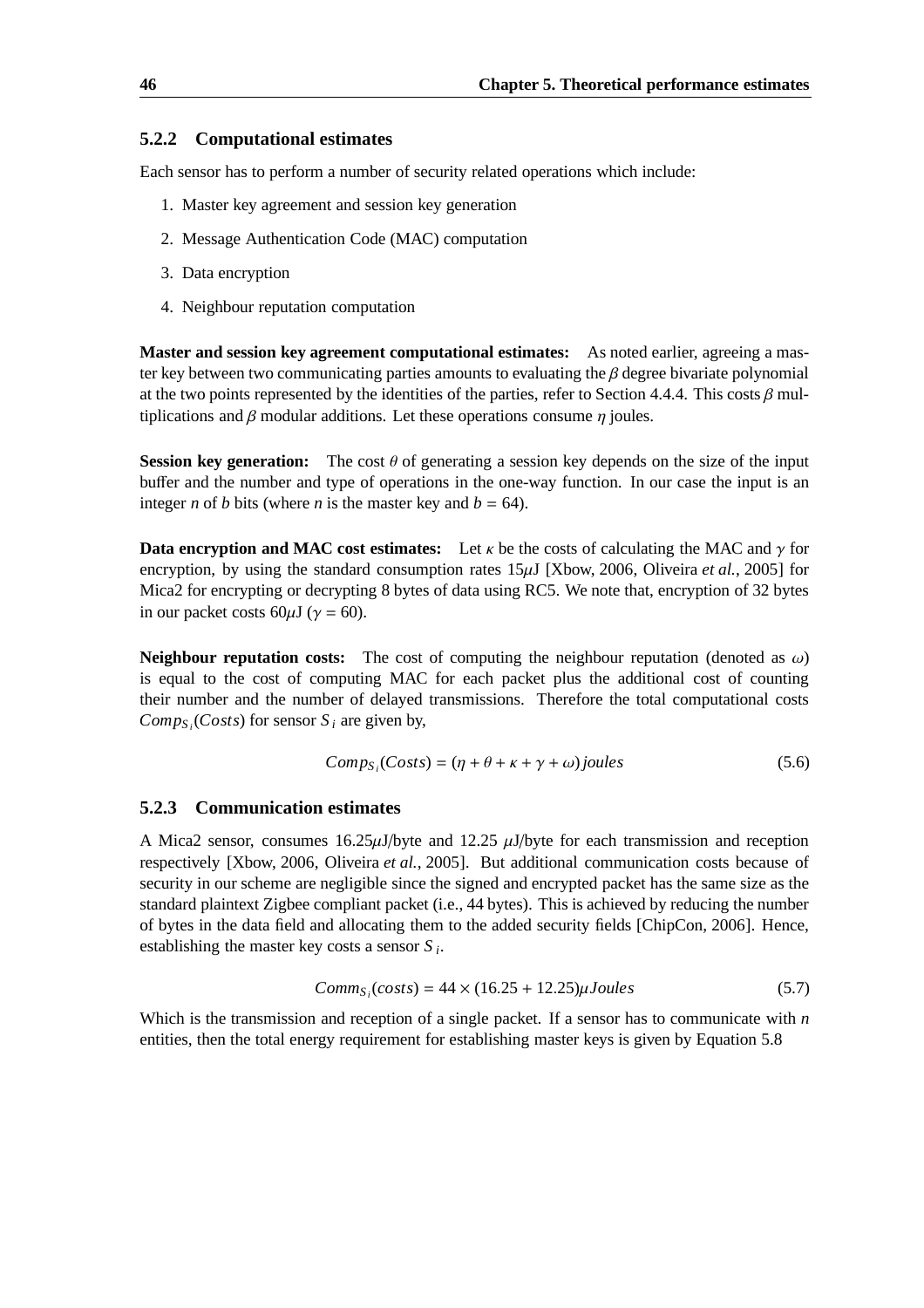### 5.2.2 Computational estimates

Each sensor has to perform a number of security related operations which include:

1. Master key agreement and session key generation
2. Message Authentication Code (MAC) computation
3. Data encryption
4. Neighbour reputation computation

**Master and session key agreement computational estimates:** As noted earlier, agreeing a master key between two communicating parties amounts to evaluating the $\beta$ degree bivariate polynomial at the two points represented by the identities of the parties, refer to Section 4.4.4. This costs $\beta$ multiplications and $\beta$ modular additions. Let these operations consume $\eta$ joules.

**Session key generation:** The cost $\theta$ of generating a session key depends on the size of the input buffer and the number and type of operations in the one-way function. In our case the input is an integer $n$ of $b$ bits (where $n$ is the master key and $b = 64$).

**Data encryption and MAC cost estimates:** Let $\kappa$ be the costs of calculating the MAC and $\gamma$ for encryption, by using the standard consumption rates 15$\mu$J [Xbow, 2006, Oliveira *et al.*, 2005] for Mica2 for encrypting or decrypting 8 bytes of data using RC5. We note that, encryption of 32 bytes in our packet costs 60$\mu$J ($\gamma = 60$).

**Neighbour reputation costs:** The cost of computing the neighbour reputation (denoted as $\omega$) is equal to the cost of computing MAC for each packet plus the additional cost of counting their number and the number of delayed transmissions. Therefore the total computational costs $Comp_{S_i}(Costs)$ for sensor $S_i$ are given by,

$$Comp_{S_i}(Costs) = (\eta + \theta + \kappa + \gamma + \omega)\, joules \tag{5.6}$$

### 5.2.3 Communication estimates

A Mica2 sensor, consumes 16.25$\mu$J/byte and 12.25 $\mu$J/byte for each transmission and reception respectively [Xbow, 2006, Oliveira *et al.*, 2005]. But additional communication costs because of security in our scheme are negligible since the signed and encrypted packet has the same size as the standard plaintext Zigbee compliant packet (i.e., 44 bytes). This is achieved by reducing the number of bytes in the data field and allocating them to the added security fields [ChipCon, 2006]. Hence, establishing the master key costs a sensor $S_i$.

$$Comm_{S_i}(costs) = 44 \times (16.25 + 12.25)\mu Joules \tag{5.7}$$

Which is the transmission and reception of a single packet. If a sensor has to communicate with $n$ entities, then the total energy requirement for establishing master keys is given by Equation 5.8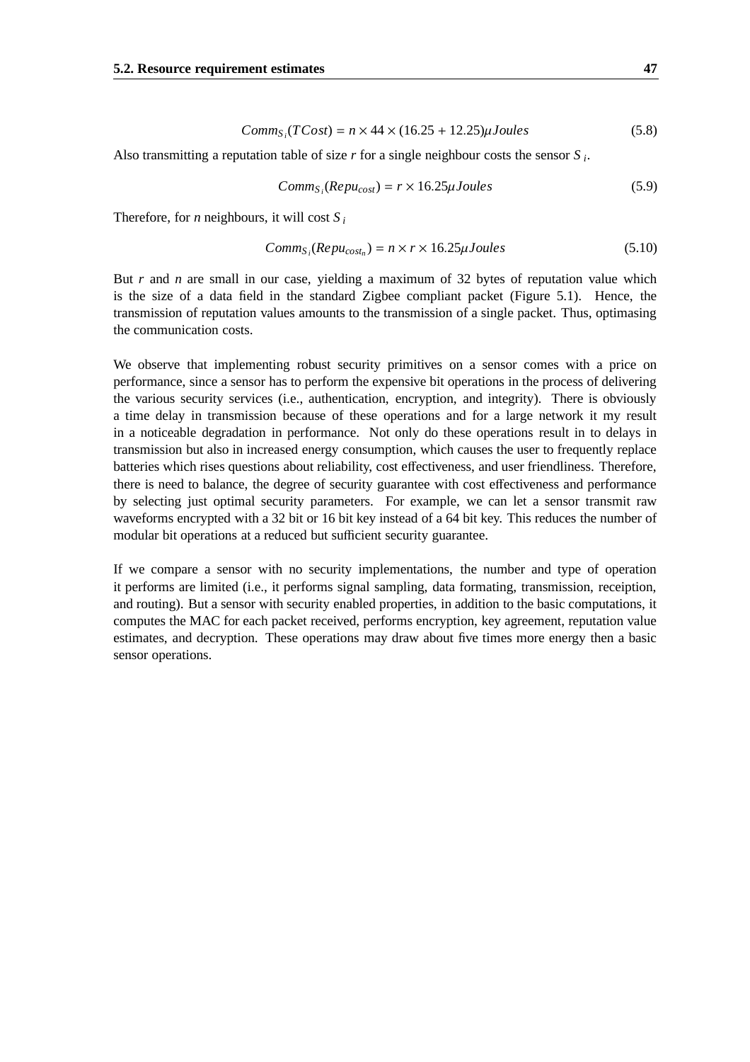$$Comm_{S_i}(TCost) = n \times 44 \times (16.25 + 12.25)\mu Joules \tag{5.8}$$

Also transmitting a reputation table of size $r$ for a single neighbour costs the sensor $S_i$.

$$Comm_{S_i}(Repu_{cost}) = r \times 16.25\mu Joules \tag{5.9}$$

Therefore, for $n$ neighbours, it will cost $S_i$

$$Comm_{S_i}(Repu_{cost_n}) = n \times r \times 16.25\mu Joules \tag{5.10}$$

But $r$ and $n$ are small in our case, yielding a maximum of 32 bytes of reputation value which is the size of a data field in the standard Zigbee compliant packet (Figure 5.1). Hence, the transmission of reputation values amounts to the transmission of a single packet. Thus, optimasing the communication costs.

We observe that implementing robust security primitives on a sensor comes with a price on performance, since a sensor has to perform the expensive bit operations in the process of delivering the various security services (i.e., authentication, encryption, and integrity). There is obviously a time delay in transmission because of these operations and for a large network it my result in a noticeable degradation in performance. Not only do these operations result in to delays in transmission but also in increased energy consumption, which causes the user to frequently replace batteries which rises questions about reliability, cost effectiveness, and user friendliness. Therefore, there is need to balance, the degree of security guarantee with cost effectiveness and performance by selecting just optimal security parameters. For example, we can let a sensor transmit raw waveforms encrypted with a 32 bit or 16 bit key instead of a 64 bit key. This reduces the number of modular bit operations at a reduced but sufficient security guarantee.

If we compare a sensor with no security implementations, the number and type of operation it performs are limited (i.e., it performs signal sampling, data formating, transmission, receiption, and routing). But a sensor with security enabled properties, in addition to the basic computations, it computes the MAC for each packet received, performs encryption, key agreement, reputation value estimates, and decryption. These operations may draw about five times more energy then a basic sensor operations.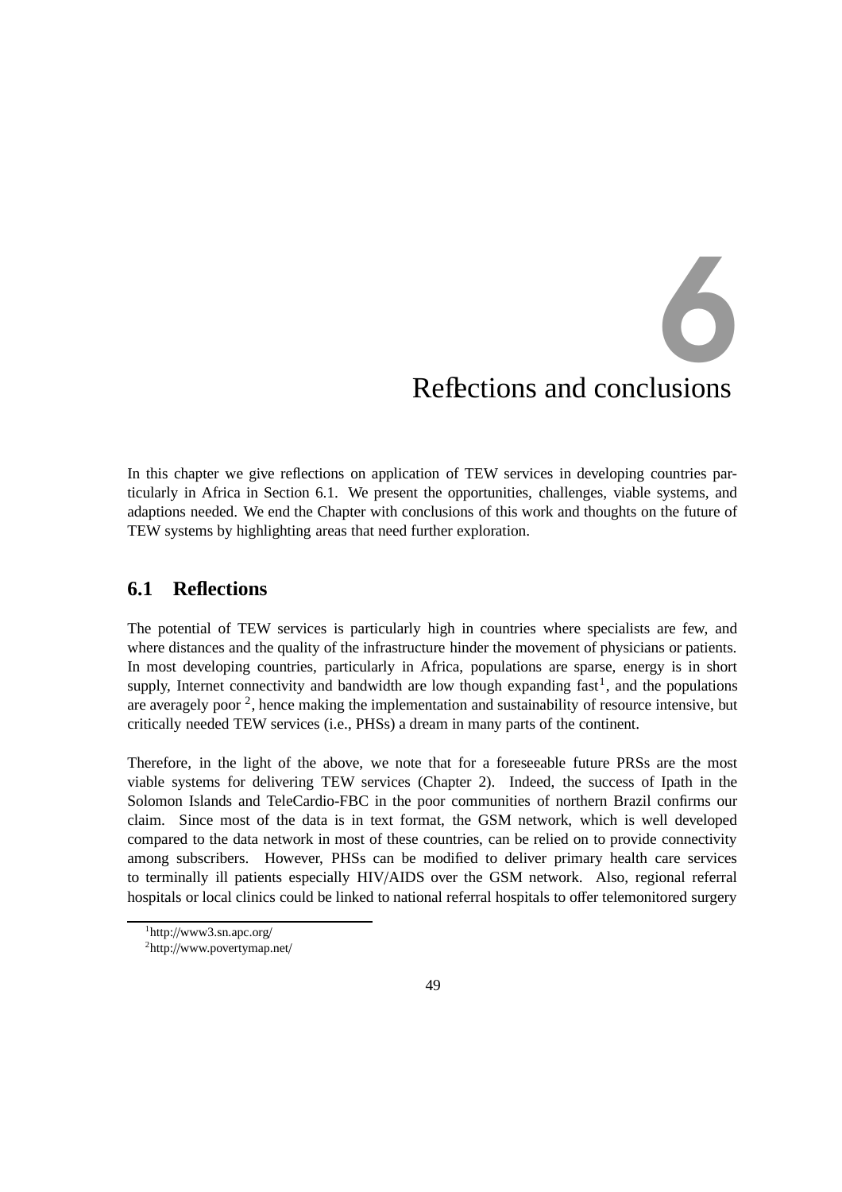# 6 Reflections and conclusions

In this chapter we give reflections on application of TEW services in developing countries particularly in Africa in Section 6.1. We present the opportunities, challenges, viable systems, and adaptions needed. We end the Chapter with conclusions of this work and thoughts on the future of TEW systems by highlighting areas that need further exploration.

## 6.1 Reflections

The potential of TEW services is particularly high in countries where specialists are few, and where distances and the quality of the infrastructure hinder the movement of physicians or patients. In most developing countries, particularly in Africa, populations are sparse, energy is in short supply, Internet connectivity and bandwidth are low though expanding fast[1], and the populations are averagely poor [2], hence making the implementation and sustainability of resource intensive, but critically needed TEW services (i.e., PHSs) a dream in many parts of the continent.

Therefore, in the light of the above, we note that for a foreseeable future PRSs are the most viable systems for delivering TEW services (Chapter 2). Indeed, the success of Ipath in the Solomon Islands and TeleCardio-FBC in the poor communities of northern Brazil confirms our claim. Since most of the data is in text format, the GSM network, which is well developed compared to the data network in most of these countries, can be relied on to provide connectivity among subscribers. However, PHSs can be modified to deliver primary health care services to terminally ill patients especially HIV/AIDS over the GSM network. Also, regional referral hospitals or local clinics could be linked to national referral hospitals to offer telemonitored surgery

[1] http://www3.sn.apc.org/

[2] http://www.povertymap.net/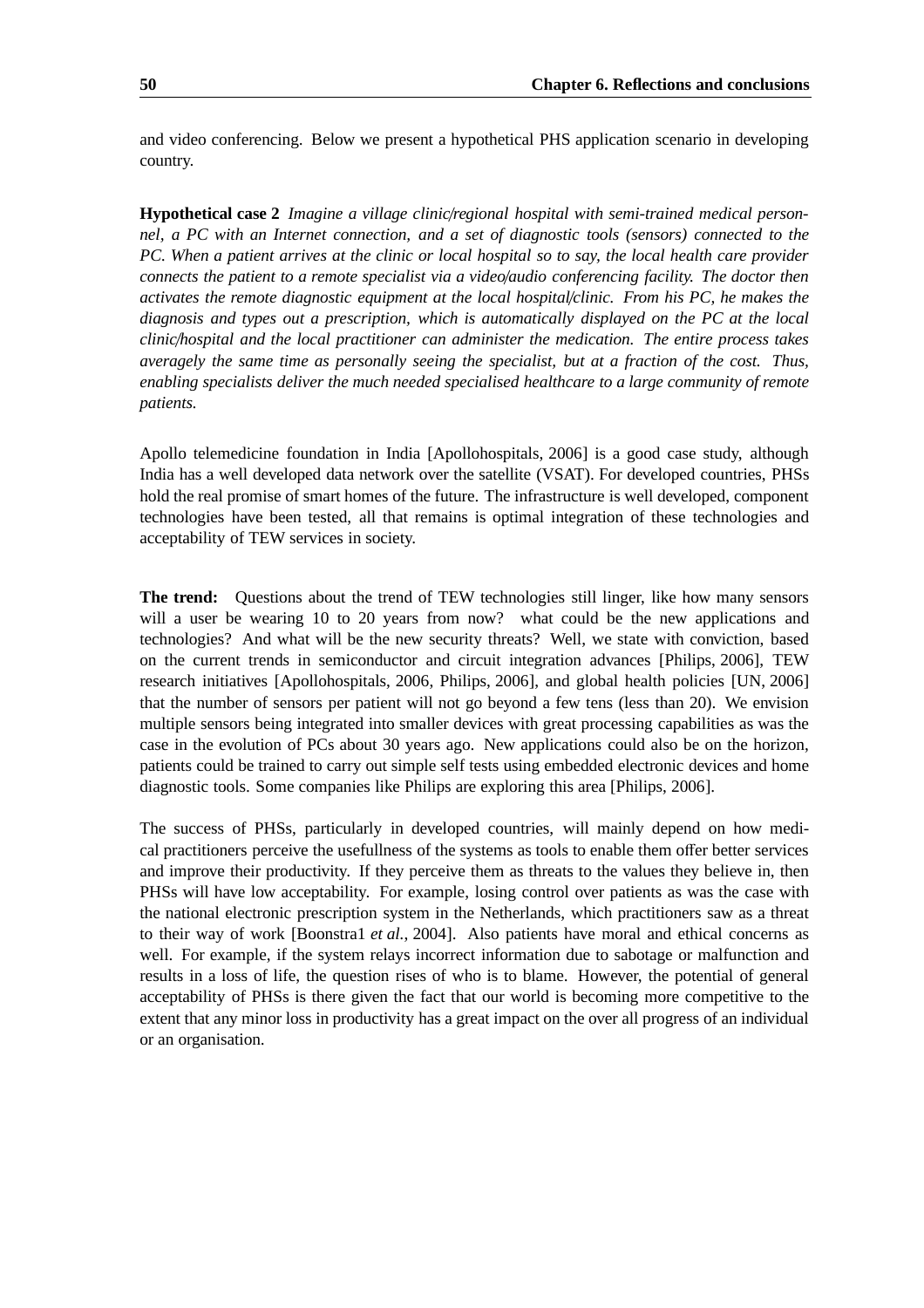and video conferencing. Below we present a hypothetical PHS application scenario in developing country.

**Hypothetical case 2** *Imagine a village clinic/regional hospital with semi-trained medical personnel, a PC with an Internet connection, and a set of diagnostic tools (sensors) connected to the PC. When a patient arrives at the clinic or local hospital so to say, the local health care provider connects the patient to a remote specialist via a video/audio conferencing facility. The doctor then activates the remote diagnostic equipment at the local hospital/clinic. From his PC, he makes the diagnosis and types out a prescription, which is automatically displayed on the PC at the local clinic/hospital and the local practitioner can administer the medication. The entire process takes averagely the same time as personally seeing the specialist, but at a fraction of the cost. Thus, enabling specialists deliver the much needed specialised healthcare to a large community of remote patients.*

Apollo telemedicine foundation in India [Apollohospitals, 2006] is a good case study, although India has a well developed data network over the satellite (VSAT). For developed countries, PHSs hold the real promise of smart homes of the future. The infrastructure is well developed, component technologies have been tested, all that remains is optimal integration of these technologies and acceptability of TEW services in society.

**The trend:** Questions about the trend of TEW technologies still linger, like how many sensors will a user be wearing 10 to 20 years from now? what could be the new applications and technologies? And what will be the new security threats? Well, we state with conviction, based on the current trends in semiconductor and circuit integration advances [Philips, 2006], TEW research initiatives [Apollohospitals, 2006, Philips, 2006], and global health policies [UN, 2006] that the number of sensors per patient will not go beyond a few tens (less than 20). We envision multiple sensors being integrated into smaller devices with great processing capabilities as was the case in the evolution of PCs about 30 years ago. New applications could also be on the horizon, patients could be trained to carry out simple self tests using embedded electronic devices and home diagnostic tools. Some companies like Philips are exploring this area [Philips, 2006].

The success of PHSs, particularly in developed countries, will mainly depend on how medical practitioners perceive the usefullness of the systems as tools to enable them offer better services and improve their productivity. If they perceive them as threats to the values they believe in, then PHSs will have low acceptability. For example, losing control over patients as was the case with the national electronic prescription system in the Netherlands, which practitioners saw as a threat to their way of work [Boonstra1 *et al.*, 2004]. Also patients have moral and ethical concerns as well. For example, if the system relays incorrect information due to sabotage or malfunction and results in a loss of life, the question rises of who is to blame. However, the potential of general acceptability of PHSs is there given the fact that our world is becoming more competitive to the extent that any minor loss in productivity has a great impact on the over all progress of an individual or an organisation.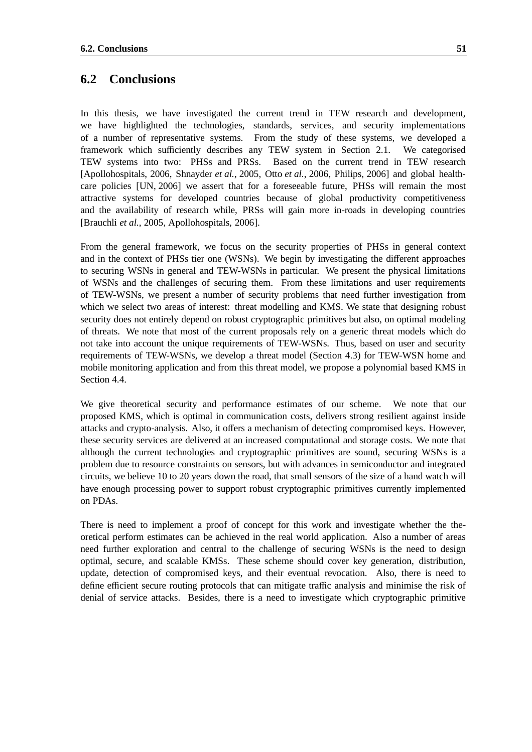## 6.2 Conclusions

In this thesis, we have investigated the current trend in TEW research and development, we have highlighted the technologies, standards, services, and security implementations of a number of representative systems. From the study of these systems, we developed a framework which sufficiently describes any TEW system in Section 2.1. We categorised TEW systems into two: PHSs and PRSs. Based on the current trend in TEW research [Apollohospitals, 2006, Shnayder *et al.*, 2005, Otto *et al.*, 2006, Philips, 2006] and global health-care policies [UN, 2006] we assert that for a foreseeable future, PHSs will remain the most attractive systems for developed countries because of global productivity competitiveness and the availability of research while, PRSs will gain more in-roads in developing countries [Brauchli *et al.*, 2005, Apollohospitals, 2006].

From the general framework, we focus on the security properties of PHSs in general context and in the context of PHSs tier one (WSNs). We begin by investigating the different approaches to securing WSNs in general and TEW-WSNs in particular. We present the physical limitations of WSNs and the challenges of securing them. From these limitations and user requirements of TEW-WSNs, we present a number of security problems that need further investigation from which we select two areas of interest: threat modelling and KMS. We state that designing robust security does not entirely depend on robust cryptographic primitives but also, on optimal modeling of threats. We note that most of the current proposals rely on a generic threat models which do not take into account the unique requirements of TEW-WSNs. Thus, based on user and security requirements of TEW-WSNs, we develop a threat model (Section 4.3) for TEW-WSN home and mobile monitoring application and from this threat model, we propose a polynomial based KMS in Section 4.4.

We give theoretical security and performance estimates of our scheme. We note that our proposed KMS, which is optimal in communication costs, delivers strong resilient against inside attacks and crypto-analysis. Also, it offers a mechanism of detecting compromised keys. However, these security services are delivered at an increased computational and storage costs. We note that although the current technologies and cryptographic primitives are sound, securing WSNs is a problem due to resource constraints on sensors, but with advances in semiconductor and integrated circuits, we believe 10 to 20 years down the road, that small sensors of the size of a hand watch will have enough processing power to support robust cryptographic primitives currently implemented on PDAs.

There is need to implement a proof of concept for this work and investigate whether the theoretical perform estimates can be achieved in the real world application. Also a number of areas need further exploration and central to the challenge of securing WSNs is the need to design optimal, secure, and scalable KMSs. These scheme should cover key generation, distribution, update, detection of compromised keys, and their eventual revocation. Also, there is need to define efficient secure routing protocols that can mitigate traffic analysis and minimise the risk of denial of service attacks. Besides, there is a need to investigate which cryptographic primitive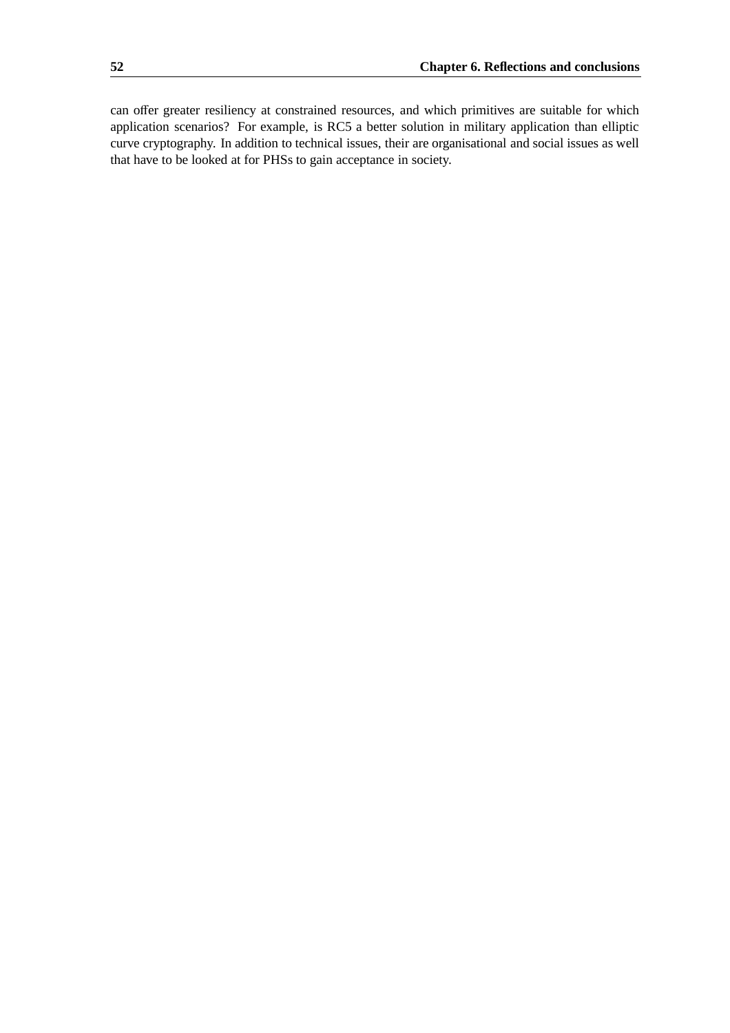can offer greater resiliency at constrained resources, and which primitives are suitable for which application scenarios? For example, is RC5 a better solution in military application than elliptic curve cryptography. In addition to technical issues, their are organisational and social issues as well that have to be looked at for PHSs to gain acceptance in society.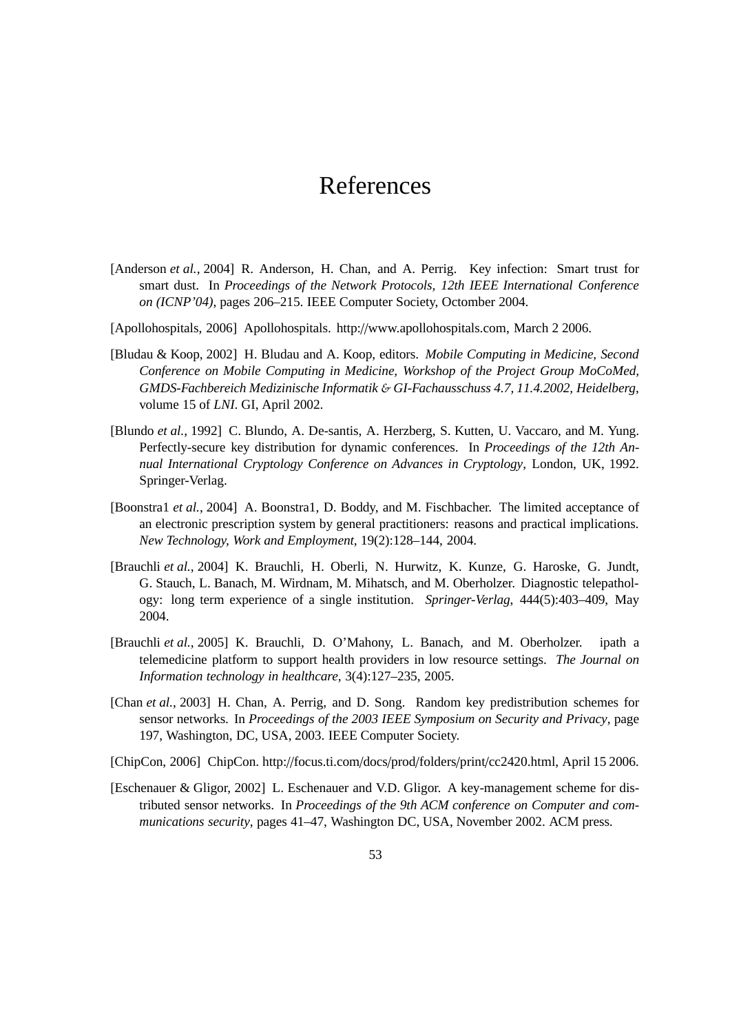# References

[Anderson *et al.*, 2004] R. Anderson, H. Chan, and A. Perrig. Key infection: Smart trust for smart dust. In *Proceedings of the Network Protocols, 12th IEEE International Conference on (ICNP'04)*, pages 206–215. IEEE Computer Society, Octomber 2004.

[Apollohospitals, 2006] Apollohospitals. http://www.apollohospitals.com, March 2 2006.

[Bludau & Koop, 2002] H. Bludau and A. Koop, editors. *Mobile Computing in Medicine, Second Conference on Mobile Computing in Medicine, Workshop of the Project Group MoCoMed, GMDS-Fachbereich Medizinische Informatik & GI-Fachausschuss 4.7, 11.4.2002, Heidelberg*, volume 15 of *LNI*. GI, April 2002.

[Blundo *et al.*, 1992] C. Blundo, A. De-santis, A. Herzberg, S. Kutten, U. Vaccaro, and M. Yung. Perfectly-secure key distribution for dynamic conferences. In *Proceedings of the 12th Annual International Cryptology Conference on Advances in Cryptology*, London, UK, 1992. Springer-Verlag.

[Boonstra1 *et al.*, 2004] A. Boonstra1, D. Boddy, and M. Fischbacher. The limited acceptance of an electronic prescription system by general practitioners: reasons and practical implications. *New Technology, Work and Employment*, 19(2):128–144, 2004.

[Brauchli *et al.*, 2004] K. Brauchli, H. Oberli, N. Hurwitz, K. Kunze, G. Haroske, G. Jundt, G. Stauch, L. Banach, M. Wirdnam, M. Mihatsch, and M. Oberholzer. Diagnostic telepathology: long term experience of a single institution. *Springer-Verlag*, 444(5):403–409, May 2004.

[Brauchli *et al.*, 2005] K. Brauchli, D. O'Mahony, L. Banach, and M. Oberholzer. ipath a telemedicine platform to support health providers in low resource settings. *The Journal on Information technology in healthcare*, 3(4):127–235, 2005.

[Chan *et al.*, 2003] H. Chan, A. Perrig, and D. Song. Random key predistribution schemes for sensor networks. In *Proceedings of the 2003 IEEE Symposium on Security and Privacy*, page 197, Washington, DC, USA, 2003. IEEE Computer Society.

[ChipCon, 2006] ChipCon. http://focus.ti.com/docs/prod/folders/print/cc2420.html, April 15 2006.

[Eschenauer & Gligor, 2002] L. Eschenauer and V.D. Gligor. A key-management scheme for distributed sensor networks. In *Proceedings of the 9th ACM conference on Computer and communications security*, pages 41–47, Washington DC, USA, November 2002. ACM press.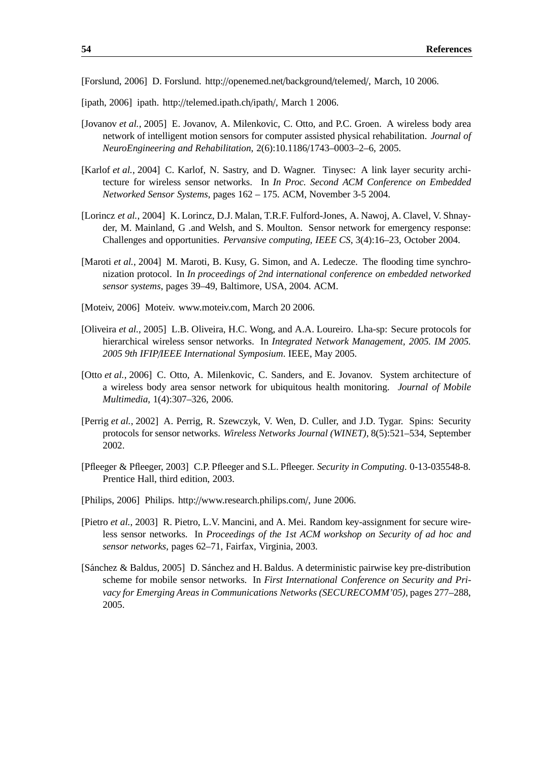[Forslund, 2006] D. Forslund. http://openemed.net/background/telemed/, March, 10 2006.

[ipath, 2006] ipath. http://telemed.ipath.ch/ipath/, March 1 2006.

[Jovanov *et al.*, 2005] E. Jovanov, A. Milenkovic, C. Otto, and P.C. Groen. A wireless body area network of intelligent motion sensors for computer assisted physical rehabilitation. *Journal of NeuroEngineering and Rehabilitation*, 2(6):10.1186/1743–0003–2–6, 2005.

[Karlof *et al.*, 2004] C. Karlof, N. Sastry, and D. Wagner. Tinysec: A link layer security architecture for wireless sensor networks. In *In Proc. Second ACM Conference on Embedded Networked Sensor Systems*, pages 162 – 175. ACM, November 3-5 2004.

[Lorincz *et al.*, 2004] K. Lorincz, D.J. Malan, T.R.F. Fulford-Jones, A. Nawoj, A. Clavel, V. Shnayder, M. Mainland, G .and Welsh, and S. Moulton. Sensor network for emergency response: Challenges and opportunities. *Pervansive computing, IEEE CS*, 3(4):16–23, October 2004.

[Maroti *et al.*, 2004] M. Maroti, B. Kusy, G. Simon, and A. Ledecze. The flooding time synchronization protocol. In *In proceedings of 2nd international conference on embedded networked sensor systems*, pages 39–49, Baltimore, USA, 2004. ACM.

[Moteiv, 2006] Moteiv. www.moteiv.com, March 20 2006.

[Oliveira *et al.*, 2005] L.B. Oliveira, H.C. Wong, and A.A. Loureiro. Lha-sp: Secure protocols for hierarchical wireless sensor networks. In *Integrated Network Management, 2005. IM 2005. 2005 9th IFIP/IEEE International Symposium*. IEEE, May 2005.

[Otto *et al.*, 2006] C. Otto, A. Milenkovic, C. Sanders, and E. Jovanov. System architecture of a wireless body area sensor network for ubiquitous health monitoring. *Journal of Mobile Multimedia*, 1(4):307–326, 2006.

[Perrig *et al.*, 2002] A. Perrig, R. Szewczyk, V. Wen, D. Culler, and J.D. Tygar. Spins: Security protocols for sensor networks. *Wireless Networks Journal (WINET)*, 8(5):521–534, September 2002.

[Pfleeger & Pfleeger, 2003] C.P. Pfleeger and S.L. Pfleeger. *Security in Computing*. 0-13-035548-8. Prentice Hall, third edition, 2003.

[Philips, 2006] Philips. http://www.research.philips.com/, June 2006.

[Pietro *et al.*, 2003] R. Pietro, L.V. Mancini, and A. Mei. Random key-assignment for secure wireless sensor networks. In *Proceedings of the 1st ACM workshop on Security of ad hoc and sensor networks*, pages 62–71, Fairfax, Virginia, 2003.

[Sánchez & Baldus, 2005] D. Sánchez and H. Baldus. A deterministic pairwise key pre-distribution scheme for mobile sensor networks. In *First International Conference on Security and Privacy for Emerging Areas in Communications Networks (SECURECOMM'05)*, pages 277–288, 2005.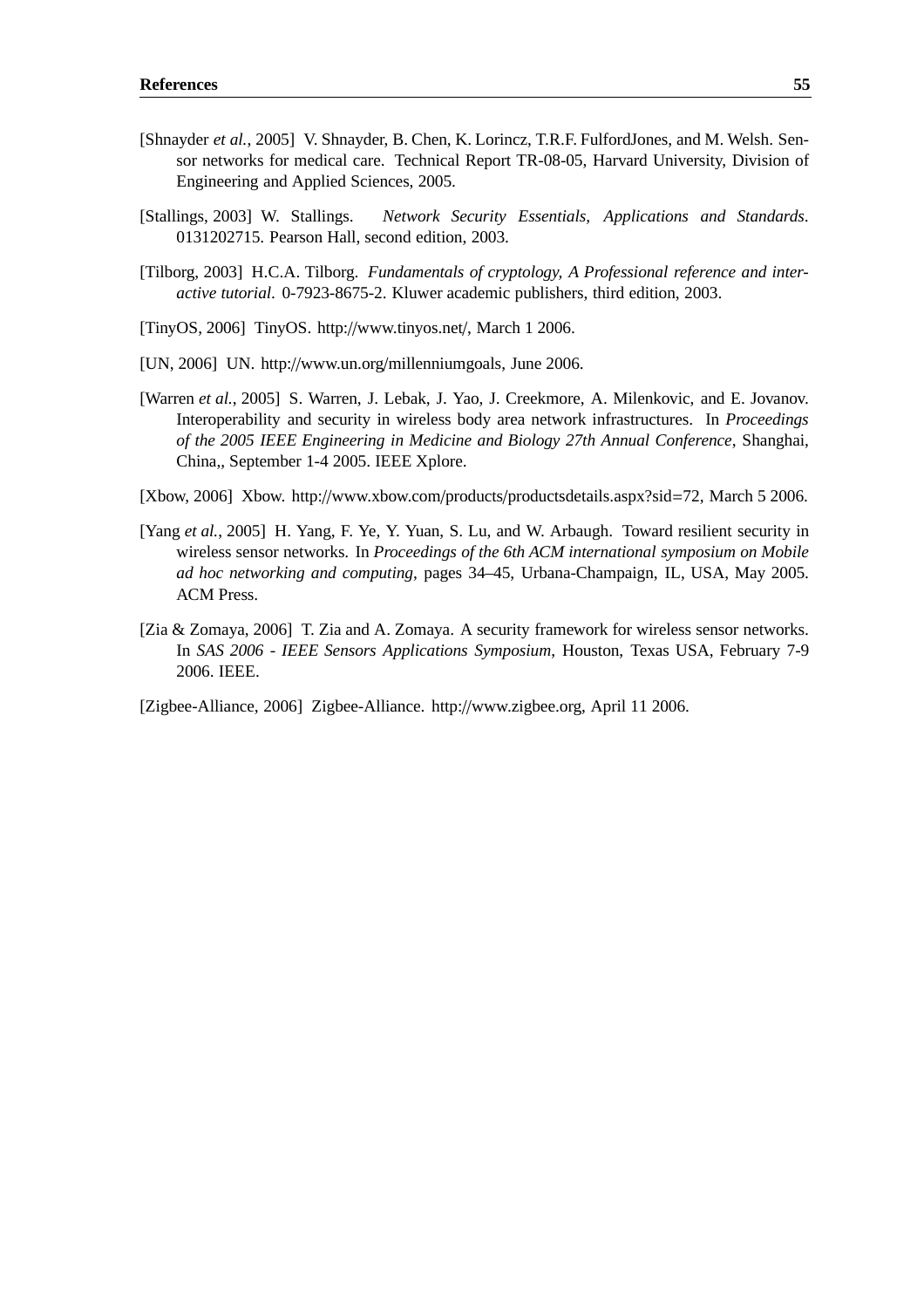[Shnayder *et al.*, 2005] V. Shnayder, B. Chen, K. Lorincz, T.R.F. FulfordJones, and M. Welsh. Sensor networks for medical care. Technical Report TR-08-05, Harvard University, Division of Engineering and Applied Sciences, 2005.

[Stallings, 2003] W. Stallings. *Network Security Essentials, Applications and Standards*. 0131202715. Pearson Hall, second edition, 2003.

[Tilborg, 2003] H.C.A. Tilborg. *Fundamentals of cryptology, A Professional reference and interactive tutorial*. 0-7923-8675-2. Kluwer academic publishers, third edition, 2003.

[TinyOS, 2006] TinyOS. http://www.tinyos.net/, March 1 2006.

[UN, 2006] UN. http://www.un.org/millenniumgoals, June 2006.

[Warren *et al.*, 2005] S. Warren, J. Lebak, J. Yao, J. Creekmore, A. Milenkovic, and E. Jovanov. Interoperability and security in wireless body area network infrastructures. In *Proceedings of the 2005 IEEE Engineering in Medicine and Biology 27th Annual Conference*, Shanghai, China,, September 1-4 2005. IEEE Xplore.

[Xbow, 2006] Xbow. http://www.xbow.com/products/productsdetails.aspx?sid=72, March 5 2006.

[Yang *et al.*, 2005] H. Yang, F. Ye, Y. Yuan, S. Lu, and W. Arbaugh. Toward resilient security in wireless sensor networks. In *Proceedings of the 6th ACM international symposium on Mobile ad hoc networking and computing*, pages 34–45, Urbana-Champaign, IL, USA, May 2005. ACM Press.

[Zia & Zomaya, 2006] T. Zia and A. Zomaya. A security framework for wireless sensor networks. In *SAS 2006 - IEEE Sensors Applications Symposium*, Houston, Texas USA, February 7-9 2006. IEEE.

[Zigbee-Alliance, 2006] Zigbee-Alliance. http://www.zigbee.org, April 11 2006.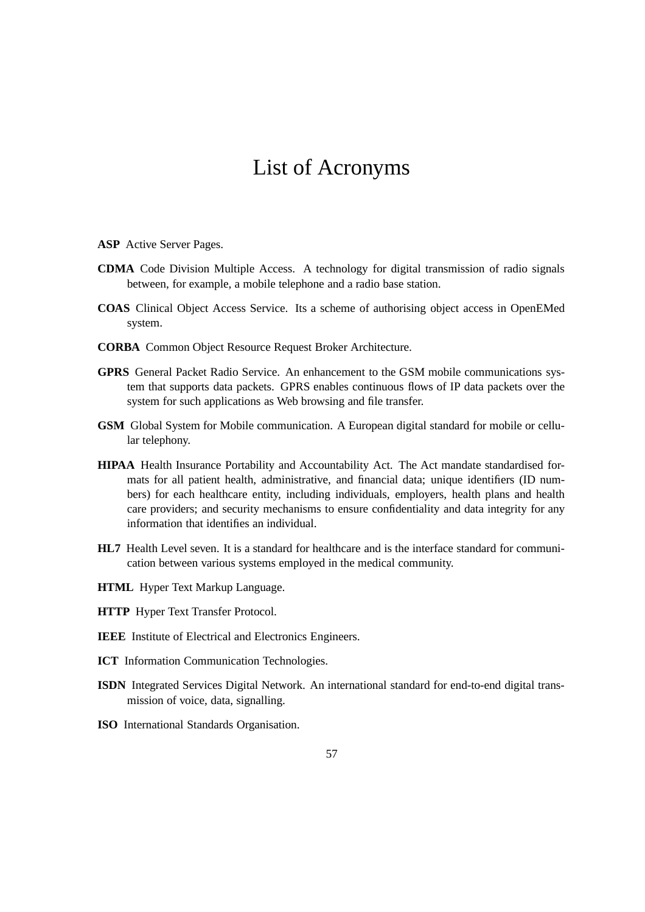# List of Acronyms

**ASP** Active Server Pages.

**CDMA** Code Division Multiple Access. A technology for digital transmission of radio signals between, for example, a mobile telephone and a radio base station.

**COAS** Clinical Object Access Service. Its a scheme of authorising object access in OpenEMed system.

**CORBA** Common Object Resource Request Broker Architecture.

**GPRS** General Packet Radio Service. An enhancement to the GSM mobile communications system that supports data packets. GPRS enables continuous flows of IP data packets over the system for such applications as Web browsing and file transfer.

**GSM** Global System for Mobile communication. A European digital standard for mobile or cellular telephony.

**HIPAA** Health Insurance Portability and Accountability Act. The Act mandate standardised formats for all patient health, administrative, and financial data; unique identifiers (ID numbers) for each healthcare entity, including individuals, employers, health plans and health care providers; and security mechanisms to ensure confidentiality and data integrity for any information that identifies an individual.

**HL7** Health Level seven. It is a standard for healthcare and is the interface standard for communication between various systems employed in the medical community.

**HTML** Hyper Text Markup Language.

**HTTP** Hyper Text Transfer Protocol.

**IEEE** Institute of Electrical and Electronics Engineers.

**ICT** Information Communication Technologies.

**ISDN** Integrated Services Digital Network. An international standard for end-to-end digital transmission of voice, data, signalling.

**ISO** International Standards Organisation.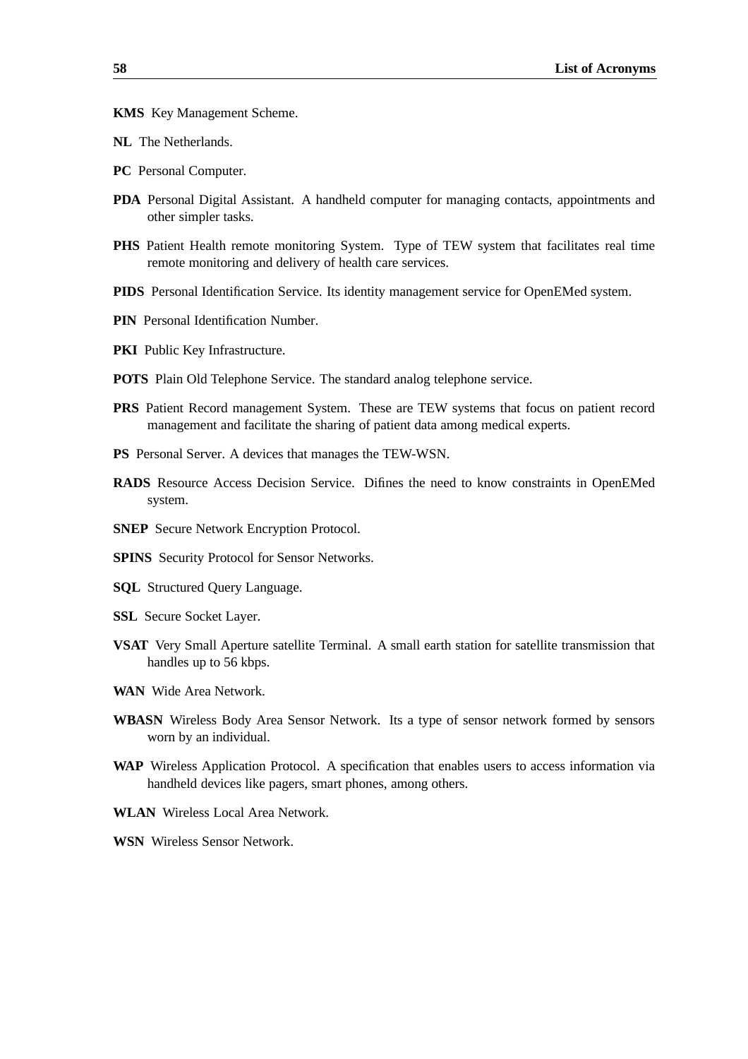**KMS** Key Management Scheme.

**NL** The Netherlands.

**PC** Personal Computer.

**PDA** Personal Digital Assistant. A handheld computer for managing contacts, appointments and other simpler tasks.

**PHS** Patient Health remote monitoring System. Type of TEW system that facilitates real time remote monitoring and delivery of health care services.

**PIDS** Personal Identification Service. Its identity management service for OpenEMed system.

**PIN** Personal Identification Number.

**PKI** Public Key Infrastructure.

**POTS** Plain Old Telephone Service. The standard analog telephone service.

**PRS** Patient Record management System. These are TEW systems that focus on patient record management and facilitate the sharing of patient data among medical experts.

**PS** Personal Server. A devices that manages the TEW-WSN.

**RADS** Resource Access Decision Service. Difines the need to know constraints in OpenEMed system.

**SNEP** Secure Network Encryption Protocol.

**SPINS** Security Protocol for Sensor Networks.

**SQL** Structured Query Language.

**SSL** Secure Socket Layer.

**VSAT** Very Small Aperture satellite Terminal. A small earth station for satellite transmission that handles up to 56 kbps.

**WAN** Wide Area Network.

**WBASN** Wireless Body Area Sensor Network. Its a type of sensor network formed by sensors worn by an individual.

**WAP** Wireless Application Protocol. A specification that enables users to access information via handheld devices like pagers, smart phones, among others.

**WLAN** Wireless Local Area Network.

**WSN** Wireless Sensor Network.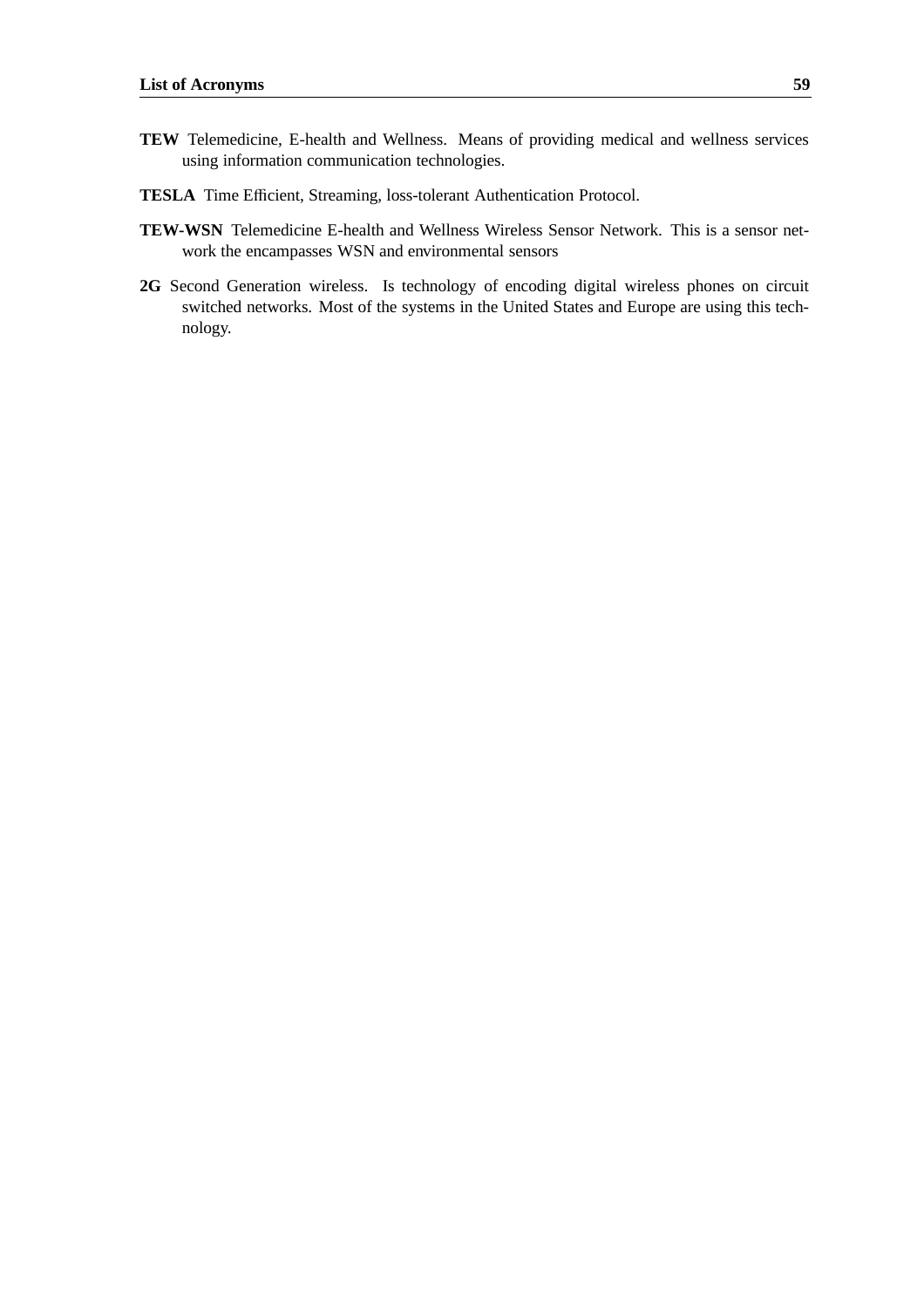**TEW** Telemedicine, E-health and Wellness. Means of providing medical and wellness services using information communication technologies.

**TESLA** Time Efficient, Streaming, loss-tolerant Authentication Protocol.

**TEW-WSN** Telemedicine E-health and Wellness Wireless Sensor Network. This is a sensor network the encampasses WSN and environmental sensors

**2G** Second Generation wireless. Is technology of encoding digital wireless phones on circuit switched networks. Most of the systems in the United States and Europe are using this technology.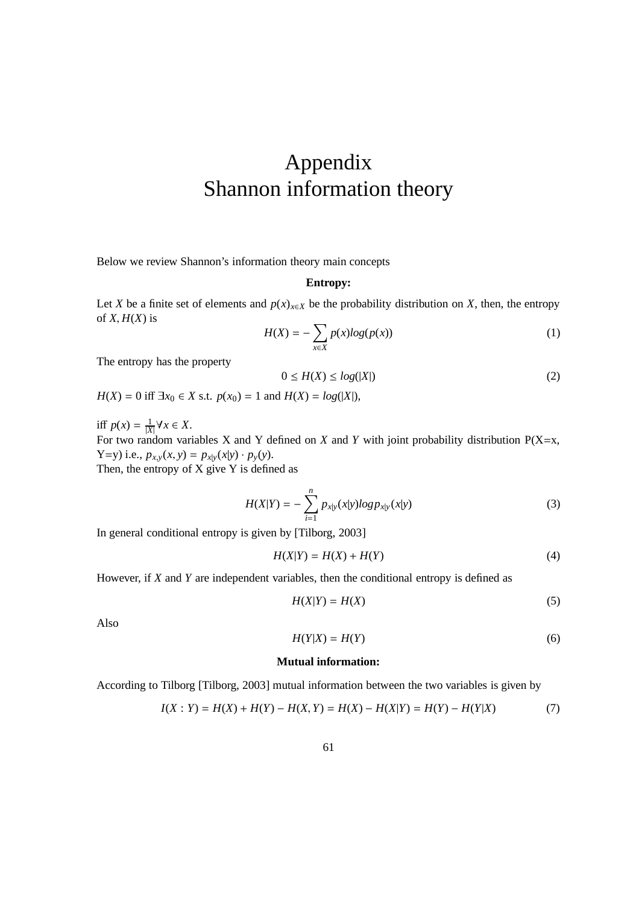# Appendix
# Shannon information theory

Below we review Shannon's information theory main concepts

**Entropy:**

Let $X$ be a finite set of elements and $p(x)_{x\in X}$ be the probability distribution on $X$, then, the entropy of $X, H(X)$ is

$$H(X) = -\sum_{x\in X} p(x)log(p(x)) \tag{1}$$

The entropy has the property

$$0 \leq H(X) \leq log(|X|) \tag{2}$$

$H(X) = 0$ iff $\exists x_0 \in X$ s.t. $p(x_0) = 1$ and $H(X) = log(|X|)$,

iff $p(x) = \frac{1}{|X|} \forall x \in X$.
For two random variables X and Y defined on $X$ and $Y$ with joint probability distribution P(X=x, Y=y) i.e., $p_{x,y}(x, y) = p_{x|y}(x|y) \cdot p_y(y)$.
Then, the entropy of X give Y is defined as

$$H(X|Y) = -\sum_{i=1}^{n} p_{x|y}(x|y)log p_{x|y}(x|y) \tag{3}$$

In general conditional entropy is given by [Tilborg, 2003]

$$H(X|Y) = H(X) + H(Y) \tag{4}$$

However, if $X$ and $Y$ are independent variables, then the conditional entropy is defined as

$$H(X|Y) = H(X) \tag{5}$$

Also

$$H(Y|X) = H(Y) \tag{6}$$

**Mutual information:**

According to Tilborg [Tilborg, 2003] mutual information between the two variables is given by

$$I(X : Y) = H(X) + H(Y) - H(X, Y) = H(X) - H(X|Y) = H(Y) - H(Y|X) \tag{7}$$